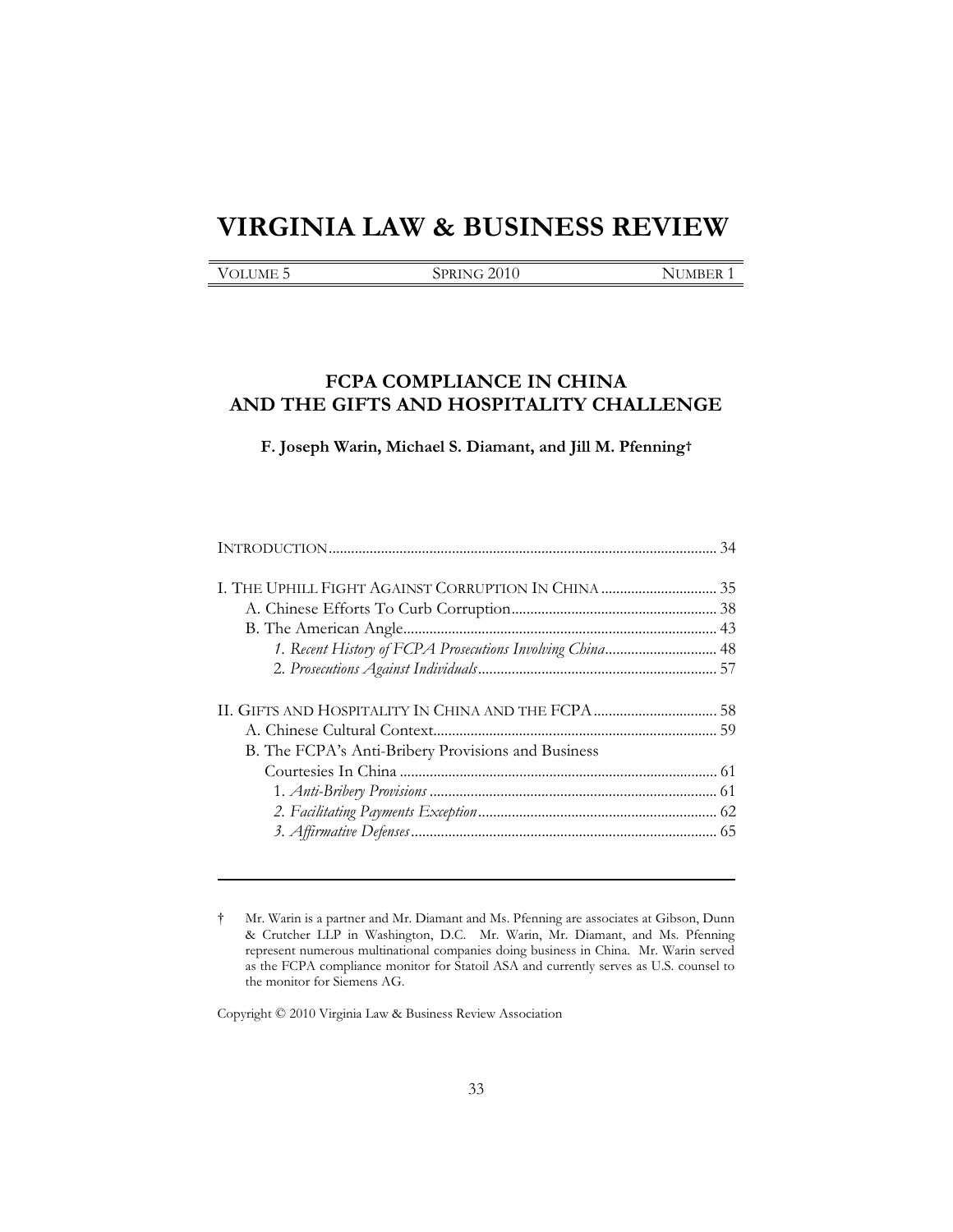# VIRGINIA LAW & BUSINESS REVIEW

VOLUME 5 | SPRING 2010 | NUMBER 1

## FCPA COMPLIANCE IN CHINA AND THE GIFTS AND HOSPITALITY CHALLENGE

**F. Joseph Warin, Michael S. Diamant, and Jill M. Pfenning†**

INTRODUCTION .......... 34

I. THE UPHILL FIGHT AGAINST CORRUPTION IN CHINA .......... 35
- A. Chinese Efforts To Curb Corruption .......... 38
- B. The American Angle .......... 43
  - *1. Recent History of FCPA Prosecutions Involving China* .......... 48
  - *2. Prosecutions Against Individuals* .......... 57

II. GIFTS AND HOSPITALITY IN CHINA AND THE FCPA .......... 58
- A. Chinese Cultural Context .......... 59
- B. The FCPA's Anti-Bribery Provisions and Business Courtesies In China .......... 61
  - 1. *Anti-Bribery Provisions* .......... 61
  - *2. Facilitating Payments Exception* .......... 62
  - *3. Affirmative Defenses* .......... 65

---

† Mr. Warin is a partner and Mr. Diamant and Ms. Pfenning are associates at Gibson, Dunn & Crutcher LLP in Washington, D.C. Mr. Warin, Mr. Diamant, and Ms. Pfenning represent numerous multinational companies doing business in China. Mr. Warin served as the FCPA compliance monitor for Statoil ASA and currently serves as U.S. counsel to the monitor for Siemens AG.

Copyright © 2010 Virginia Law & Business Review Association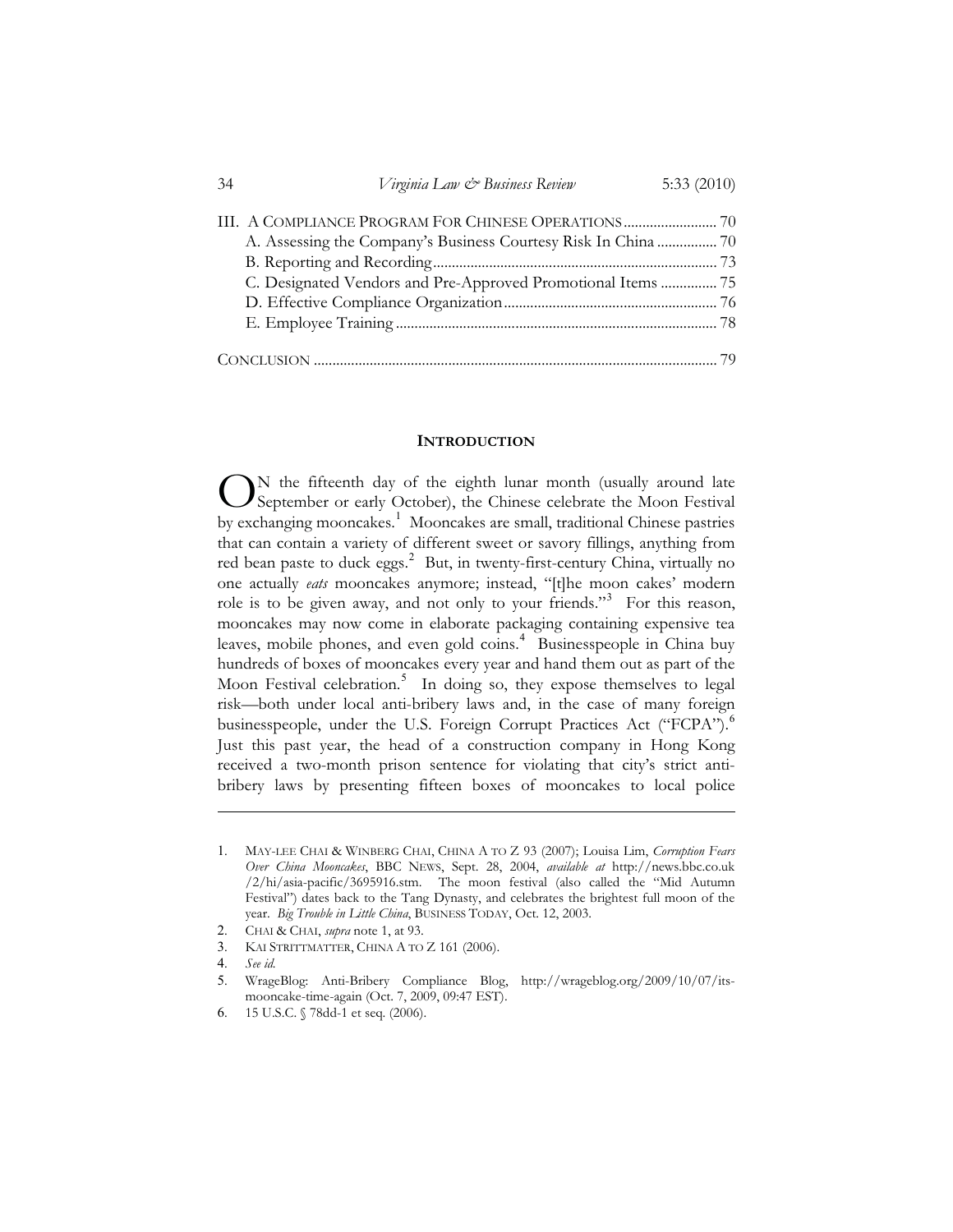III. A COMPLIANCE PROGRAM FOR CHINESE OPERATIONS ......................... 70
   A. Assessing the Company's Business Courtesy Risk In China ................ 70
   B. Reporting and Recording ........................................................................... 73
   C. Designated Vendors and Pre-Approved Promotional Items ............... 75
   D. Effective Compliance Organization ......................................................... 76
   E. Employee Training ..................................................................................... 78

CONCLUSION ........................................................................................................... 79

## INTRODUCTION

ON the fifteenth day of the eighth lunar month (usually around late September or early October), the Chinese celebrate the Moon Festival by exchanging mooncakes.[1] Mooncakes are small, traditional Chinese pastries that can contain a variety of different sweet or savory fillings, anything from red bean paste to duck eggs.[2] But, in twenty-first-century China, virtually no one actually *eats* mooncakes anymore; instead, "[t]he moon cakes' modern role is to be given away, and not only to your friends."[3] For this reason, mooncakes may now come in elaborate packaging containing expensive tea leaves, mobile phones, and even gold coins.[4] Businesspeople in China buy hundreds of boxes of mooncakes every year and hand them out as part of the Moon Festival celebration.[5] In doing so, they expose themselves to legal risk—both under local anti-bribery laws and, in the case of many foreign businesspeople, under the U.S. Foreign Corrupt Practices Act ("FCPA").[6] Just this past year, the head of a construction company in Hong Kong received a two-month prison sentence for violating that city's strict anti-bribery laws by presenting fifteen boxes of mooncakes to local police

---

1. MAY-LEE CHAI & WINBERG CHAI, CHINA A TO Z 93 (2007); Louisa Lim, *Corruption Fears Over China Mooncakes*, BBC NEWS, Sept. 28, 2004, *available at* http://news.bbc.co.uk/2/hi/asia-pacific/3695916.stm. The moon festival (also called the "Mid Autumn Festival") dates back to the Tang Dynasty, and celebrates the brightest full moon of the year. *Big Trouble in Little China*, BUSINESS TODAY, Oct. 12, 2003.
2. CHAI & CHAI, *supra* note 1, at 93.
3. KAI STRITTMATTER, CHINA A TO Z 161 (2006).
4. *See id.*
5. WrageBlog: Anti-Bribery Compliance Blog, http://wrageblog.org/2009/10/07/its-mooncake-time-again (Oct. 7, 2009, 09:47 EST).
6. 15 U.S.C. § 78dd-1 et seq. (2006).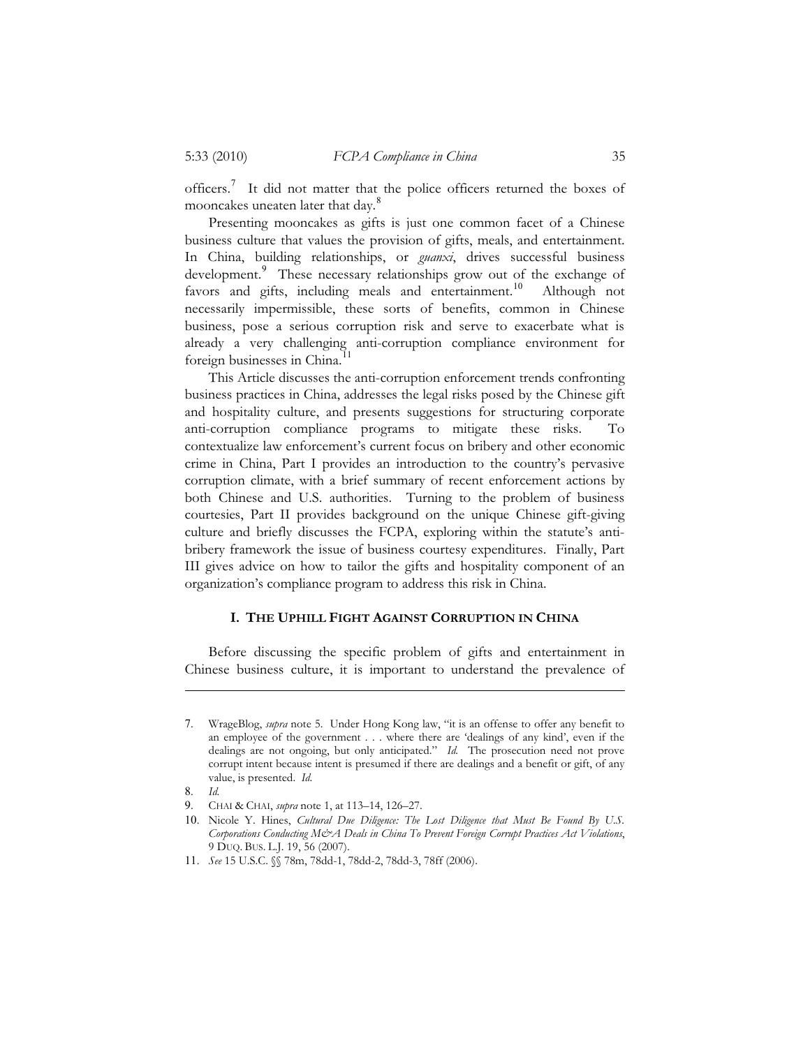officers.[7] It did not matter that the police officers returned the boxes of mooncakes uneaten later that day.[8]

Presenting mooncakes as gifts is just one common facet of a Chinese business culture that values the provision of gifts, meals, and entertainment. In China, building relationships, or *guanxi*, drives successful business development.[9] These necessary relationships grow out of the exchange of favors and gifts, including meals and entertainment.[10] Although not necessarily impermissible, these sorts of benefits, common in Chinese business, pose a serious corruption risk and serve to exacerbate what is already a very challenging anti-corruption compliance environment for foreign businesses in China.[11]

This Article discusses the anti-corruption enforcement trends confronting business practices in China, addresses the legal risks posed by the Chinese gift and hospitality culture, and presents suggestions for structuring corporate anti-corruption compliance programs to mitigate these risks. To contextualize law enforcement's current focus on bribery and other economic crime in China, Part I provides an introduction to the country's pervasive corruption climate, with a brief summary of recent enforcement actions by both Chinese and U.S. authorities. Turning to the problem of business courtesies, Part II provides background on the unique Chinese gift-giving culture and briefly discusses the FCPA, exploring within the statute's anti-bribery framework the issue of business courtesy expenditures. Finally, Part III gives advice on how to tailor the gifts and hospitality component of an organization's compliance program to address this risk in China.

## I. THE UPHILL FIGHT AGAINST CORRUPTION IN CHINA

Before discussing the specific problem of gifts and entertainment in Chinese business culture, it is important to understand the prevalence of

---

7. WrageBlog, *supra* note 5. Under Hong Kong law, "it is an offense to offer any benefit to an employee of the government . . . where there are 'dealings of any kind', even if the dealings are not ongoing, but only anticipated." *Id.* The prosecution need not prove corrupt intent because intent is presumed if there are dealings and a benefit or gift, of any value, is presented. *Id.*

8. *Id.*

9. CHAI & CHAI, *supra* note 1, at 113–14, 126–27.

10. Nicole Y. Hines, *Cultural Due Diligence: The Lost Diligence that Must Be Found By U.S. Corporations Conducting M&A Deals in China To Prevent Foreign Corrupt Practices Act Violations*, 9 DUQ. BUS. L.J. 19, 56 (2007).

11. *See* 15 U.S.C. §§ 78m, 78dd-1, 78dd-2, 78dd-3, 78ff (2006).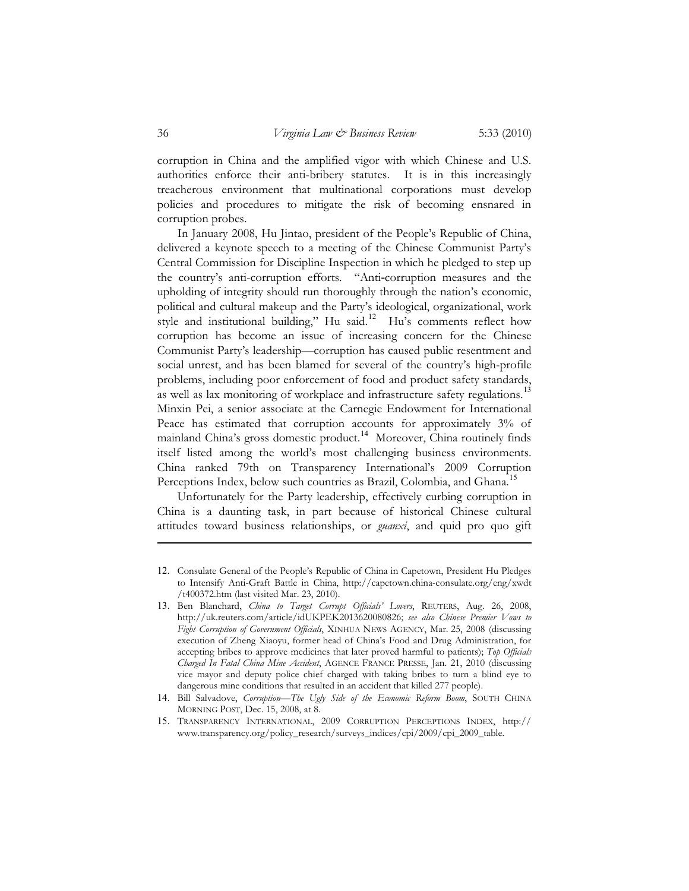corruption in China and the amplified vigor with which Chinese and U.S. authorities enforce their anti-bribery statutes. It is in this increasingly treacherous environment that multinational corporations must develop policies and procedures to mitigate the risk of becoming ensnared in corruption probes.

In January 2008, Hu Jintao, president of the People's Republic of China, delivered a keynote speech to a meeting of the Chinese Communist Party's Central Commission for Discipline Inspection in which he pledged to step up the country's anti-corruption efforts. "Anti-corruption measures and the upholding of integrity should run thoroughly through the nation's economic, political and cultural makeup and the Party's ideological, organizational, work style and institutional building," Hu said.[12] Hu's comments reflect how corruption has become an issue of increasing concern for the Chinese Communist Party's leadership—corruption has caused public resentment and social unrest, and has been blamed for several of the country's high-profile problems, including poor enforcement of food and product safety standards, as well as lax monitoring of workplace and infrastructure safety regulations.[13] Minxin Pei, a senior associate at the Carnegie Endowment for International Peace has estimated that corruption accounts for approximately 3% of mainland China's gross domestic product.[14] Moreover, China routinely finds itself listed among the world's most challenging business environments. China ranked 79th on Transparency International's 2009 Corruption Perceptions Index, below such countries as Brazil, Colombia, and Ghana.[15]

Unfortunately for the Party leadership, effectively curbing corruption in China is a daunting task, in part because of historical Chinese cultural attitudes toward business relationships, or *guanxi*, and quid pro quo gift

---

12. Consulate General of the People's Republic of China in Capetown, President Hu Pledges to Intensify Anti-Graft Battle in China, http://capetown.china-consulate.org/eng/xwdt/t400372.htm (last visited Mar. 23, 2010).
13. Ben Blanchard, *China to Target Corrupt Officials' Lovers*, REUTERS, Aug. 26, 2008, http://uk.reuters.com/article/idUKPEK2013620080826; *see also Chinese Premier Vows to Fight Corruption of Government Officials*, XINHUA NEWS AGENCY, Mar. 25, 2008 (discussing execution of Zheng Xiaoyu, former head of China's Food and Drug Administration, for accepting bribes to approve medicines that later proved harmful to patients); *Top Officials Charged In Fatal China Mine Accident*, AGENCE FRANCE PRESSE, Jan. 21, 2010 (discussing vice mayor and deputy police chief charged with taking bribes to turn a blind eye to dangerous mine conditions that resulted in an accident that killed 277 people).
14. Bill Salvadove, *Corruption—The Ugly Side of the Economic Reform Boom*, SOUTH CHINA MORNING POST, Dec. 15, 2008, at 8.
15. TRANSPARENCY INTERNATIONAL, 2009 CORRUPTION PERCEPTIONS INDEX, http://www.transparency.org/policy_research/surveys_indices/cpi/2009/cpi_2009_table.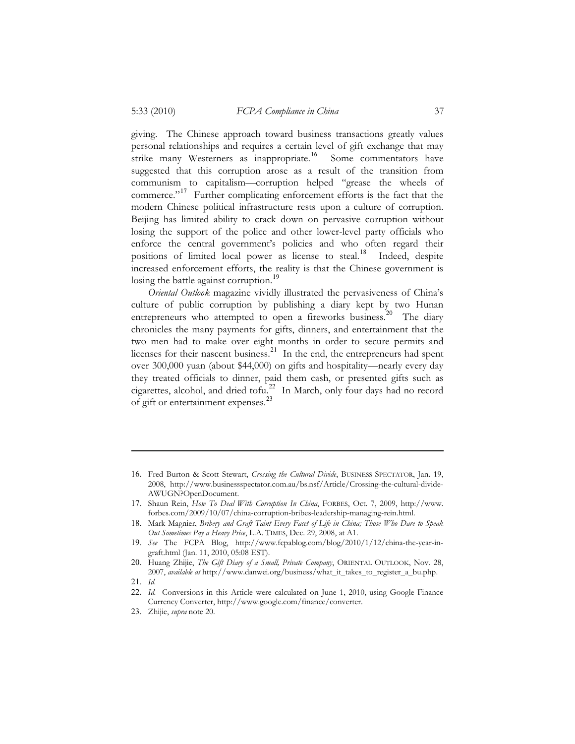giving. The Chinese approach toward business transactions greatly values personal relationships and requires a certain level of gift exchange that may strike many Westerners as inappropriate.[16] Some commentators have suggested that this corruption arose as a result of the transition from communism to capitalism—corruption helped "grease the wheels of commerce."[17] Further complicating enforcement efforts is the fact that the modern Chinese political infrastructure rests upon a culture of corruption. Beijing has limited ability to crack down on pervasive corruption without losing the support of the police and other lower-level party officials who enforce the central government's policies and who often regard their positions of limited local power as license to steal.[18] Indeed, despite increased enforcement efforts, the reality is that the Chinese government is losing the battle against corruption.[19]

*Oriental Outlook* magazine vividly illustrated the pervasiveness of China's culture of public corruption by publishing a diary kept by two Hunan entrepreneurs who attempted to open a fireworks business.[20] The diary chronicles the many payments for gifts, dinners, and entertainment that the two men had to make over eight months in order to secure permits and licenses for their nascent business.[21] In the end, the entrepreneurs had spent over 300,000 yuan (about $44,000) on gifts and hospitality—nearly every day they treated officials to dinner, paid them cash, or presented gifts such as cigarettes, alcohol, and dried tofu.[22] In March, only four days had no record of gift or entertainment expenses.[23]

---

16. Fred Burton & Scott Stewart, *Crossing the Cultural Divide*, BUSINESS SPECTATOR, Jan. 19, 2008, http://www.businessspectator.com.au/bs.nsf/Article/Crossing-the-cultural-divide-AWUGN?OpenDocument.
17. Shaun Rein, *How To Deal With Corruption In China*, FORBES, Oct. 7, 2009, http://www.forbes.com/2009/10/07/china-corruption-bribes-leadership-managing-rein.html.
18. Mark Magnier, *Bribery and Graft Taint Every Facet of Life in China; Those Who Dare to Speak Out Sometimes Pay a Heavy Price*, L.A. TIMES, Dec. 29, 2008, at A1.
19. *See* The FCPA Blog, http://www.fcpablog.com/blog/2010/1/12/china-the-year-in-graft.html (Jan. 11, 2010, 05:08 EST).
20. Huang Zhijie, *The Gift Diary of a Small, Private Company*, ORIENTAL OUTLOOK, Nov. 28, 2007, *available at* http://www.danwei.org/business/what_it_takes_to_register_a_bu.php.
21. *Id.*
22. *Id.* Conversions in this Article were calculated on June 1, 2010, using Google Finance Currency Converter, http://www.google.com/finance/converter.
23. Zhijie, *supra* note 20.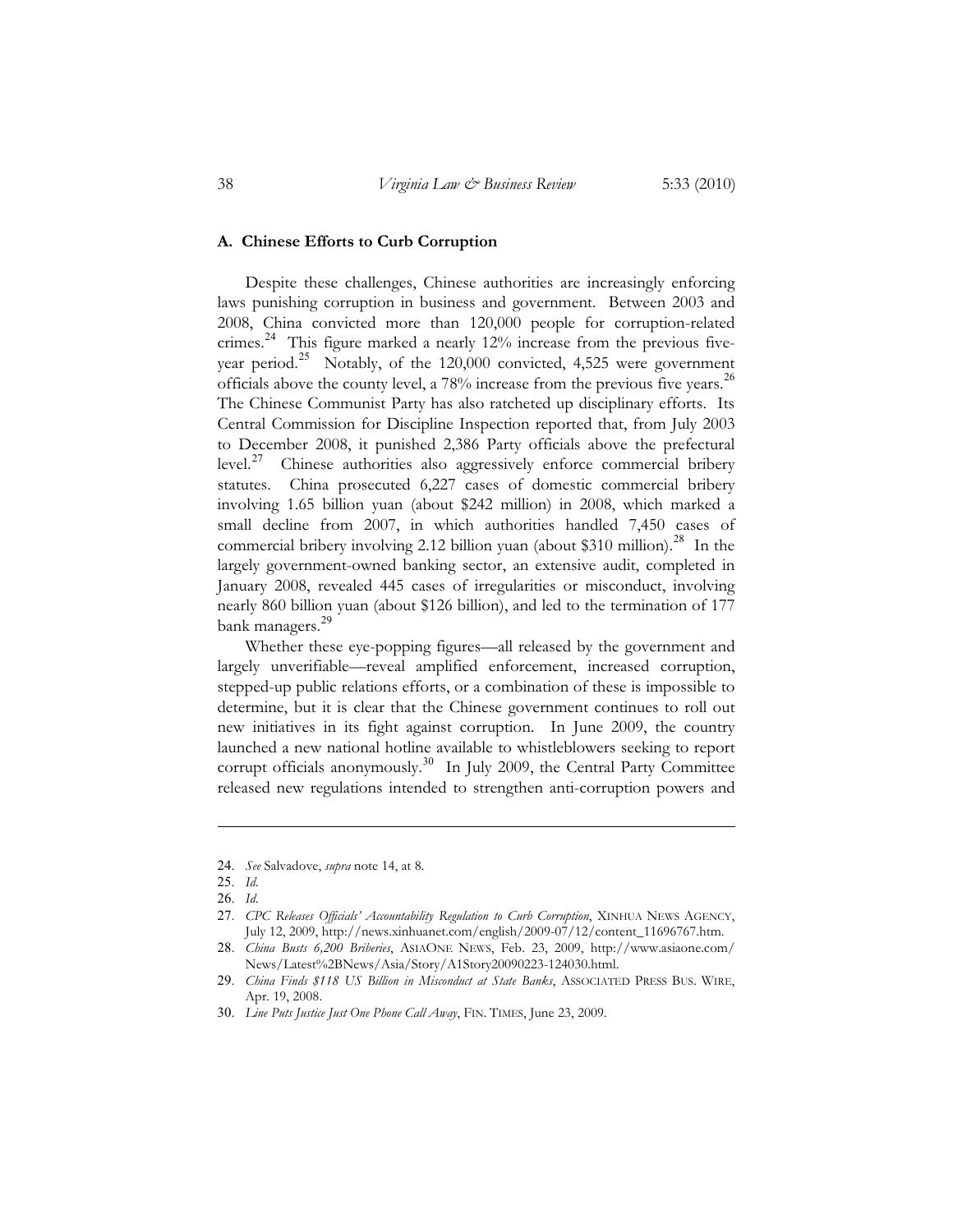### A. Chinese Efforts to Curb Corruption

Despite these challenges, Chinese authorities are increasingly enforcing laws punishing corruption in business and government. Between 2003 and 2008, China convicted more than 120,000 people for corruption-related crimes.[24] This figure marked a nearly 12% increase from the previous five-year period.[25] Notably, of the 120,000 convicted, 4,525 were government officials above the county level, a 78% increase from the previous five years.[26] The Chinese Communist Party has also ratcheted up disciplinary efforts. Its Central Commission for Discipline Inspection reported that, from July 2003 to December 2008, it punished 2,386 Party officials above the prefectural level.[27] Chinese authorities also aggressively enforce commercial bribery statutes. China prosecuted 6,227 cases of domestic commercial bribery involving 1.65 billion yuan (about $242 million) in 2008, which marked a small decline from 2007, in which authorities handled 7,450 cases of commercial bribery involving 2.12 billion yuan (about $310 million).[28] In the largely government-owned banking sector, an extensive audit, completed in January 2008, revealed 445 cases of irregularities or misconduct, involving nearly 860 billion yuan (about $126 billion), and led to the termination of 177 bank managers.[29]

Whether these eye-popping figures—all released by the government and largely unverifiable—reveal amplified enforcement, increased corruption, stepped-up public relations efforts, or a combination of these is impossible to determine, but it is clear that the Chinese government continues to roll out new initiatives in its fight against corruption. In June 2009, the country launched a new national hotline available to whistleblowers seeking to report corrupt officials anonymously.[30] In July 2009, the Central Party Committee released new regulations intended to strengthen anti-corruption powers and

---

24. *See* Salvadove, *supra* note 14, at 8.
25. *Id.*
26. *Id.*
27. *CPC Releases Officials' Accountability Regulation to Curb Corruption*, XINHUA NEWS AGENCY, July 12, 2009, http://news.xinhuanet.com/english/2009-07/12/content_11696767.htm.
28. *China Busts 6,200 Briberies*, ASIAONE NEWS, Feb. 23, 2009, http://www.asiaone.com/News/Latest%2BNews/Asia/Story/A1Story20090223-124030.html.
29. *China Finds $118 US Billion in Misconduct at State Banks*, ASSOCIATED PRESS BUS. WIRE, Apr. 19, 2008.
30. *Line Puts Justice Just One Phone Call Away*, FIN. TIMES, June 23, 2009.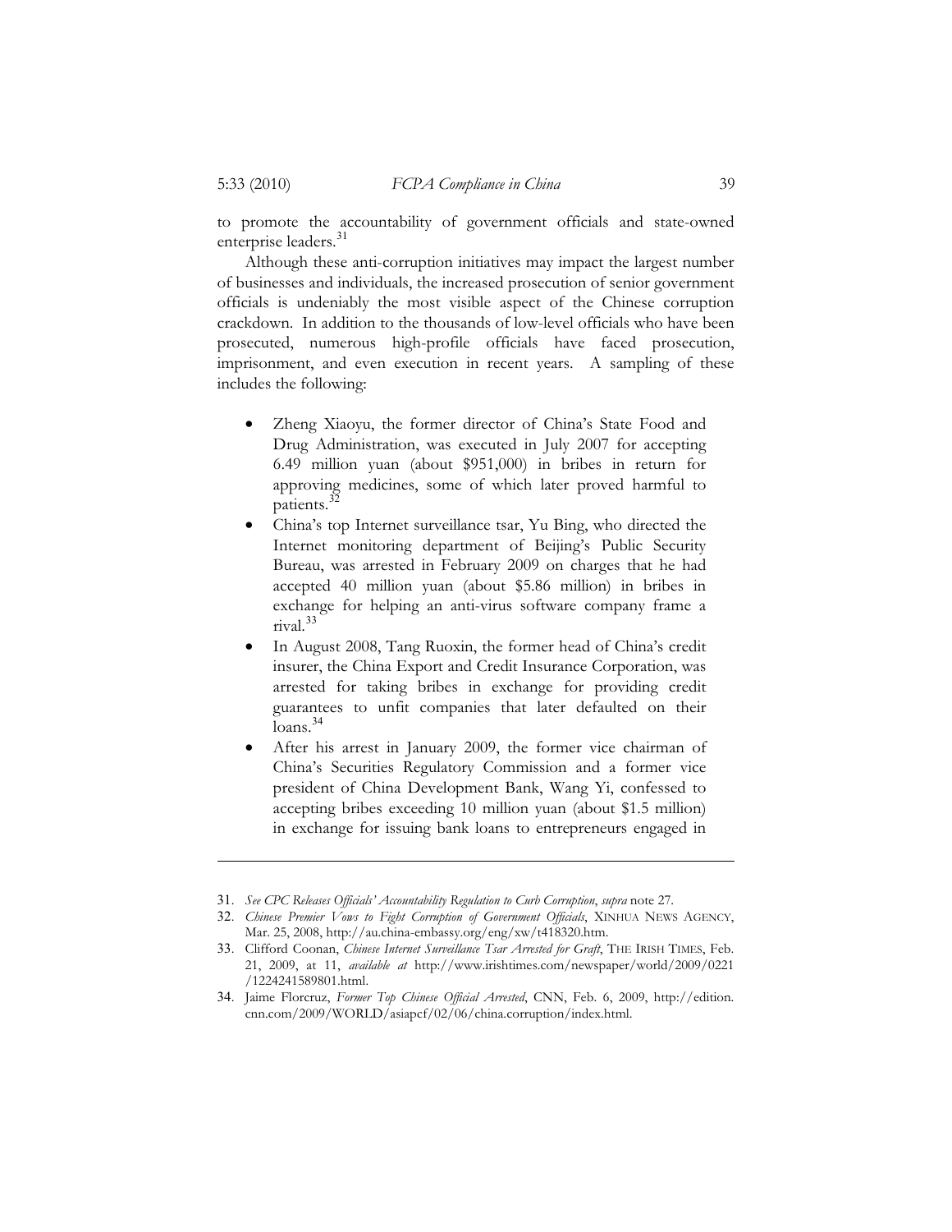to promote the accountability of government officials and state-owned enterprise leaders.[31]

Although these anti-corruption initiatives may impact the largest number of businesses and individuals, the increased prosecution of senior government officials is undeniably the most visible aspect of the Chinese corruption crackdown. In addition to the thousands of low-level officials who have been prosecuted, numerous high-profile officials have faced prosecution, imprisonment, and even execution in recent years. A sampling of these includes the following:

- Zheng Xiaoyu, the former director of China's State Food and Drug Administration, was executed in July 2007 for accepting 6.49 million yuan (about $951,000) in bribes in return for approving medicines, some of which later proved harmful to patients.[32]
- China's top Internet surveillance tsar, Yu Bing, who directed the Internet monitoring department of Beijing's Public Security Bureau, was arrested in February 2009 on charges that he had accepted 40 million yuan (about $5.86 million) in bribes in exchange for helping an anti-virus software company frame a rival.[33]
- In August 2008, Tang Ruoxin, the former head of China's credit insurer, the China Export and Credit Insurance Corporation, was arrested for taking bribes in exchange for providing credit guarantees to unfit companies that later defaulted on their loans.[34]
- After his arrest in January 2009, the former vice chairman of China's Securities Regulatory Commission and a former vice president of China Development Bank, Wang Yi, confessed to accepting bribes exceeding 10 million yuan (about $1.5 million) in exchange for issuing bank loans to entrepreneurs engaged in

---

31. *See CPC Releases Officials' Accountability Regulation to Curb Corruption*, *supra* note 27.
32. *Chinese Premier Vows to Fight Corruption of Government Officials*, XINHUA NEWS AGENCY, Mar. 25, 2008, http://au.china-embassy.org/eng/xw/t418320.htm.
33. Clifford Coonan, *Chinese Internet Surveillance Tsar Arrested for Graft*, THE IRISH TIMES, Feb. 21, 2009, at 11, *available at* http://www.irishtimes.com/newspaper/world/2009/0221/1224241589801.html.
34. Jaime Florcruz, *Former Top Chinese Official Arrested*, CNN, Feb. 6, 2009, http://edition.cnn.com/2009/WORLD/asiapcf/02/06/china.corruption/index.html.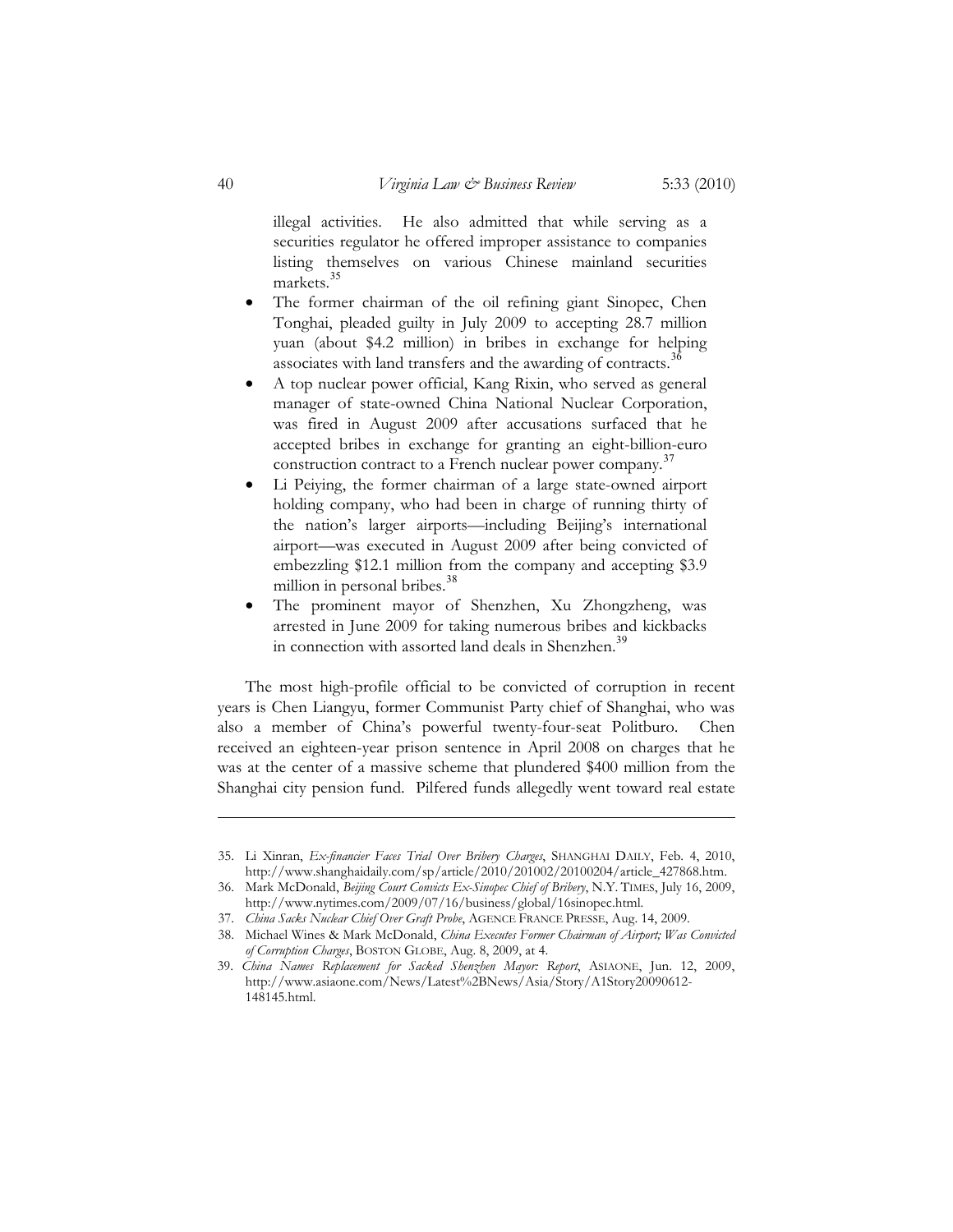illegal activities. He also admitted that while serving as a securities regulator he offered improper assistance to companies listing themselves on various Chinese mainland securities markets.[35]

- The former chairman of the oil refining giant Sinopec, Chen Tonghai, pleaded guilty in July 2009 to accepting 28.7 million yuan (about $4.2 million) in bribes in exchange for helping associates with land transfers and the awarding of contracts.[36]
- A top nuclear power official, Kang Rixin, who served as general manager of state-owned China National Nuclear Corporation, was fired in August 2009 after accusations surfaced that he accepted bribes in exchange for granting an eight-billion-euro construction contract to a French nuclear power company.[37]
- Li Peiying, the former chairman of a large state-owned airport holding company, who had been in charge of running thirty of the nation's larger airports—including Beijing's international airport—was executed in August 2009 after being convicted of embezzling $12.1 million from the company and accepting $3.9 million in personal bribes.[38]
- The prominent mayor of Shenzhen, Xu Zhongzheng, was arrested in June 2009 for taking numerous bribes and kickbacks in connection with assorted land deals in Shenzhen.[39]

The most high-profile official to be convicted of corruption in recent years is Chen Liangyu, former Communist Party chief of Shanghai, who was also a member of China's powerful twenty-four-seat Politburo. Chen received an eighteen-year prison sentence in April 2008 on charges that he was at the center of a massive scheme that plundered $400 million from the Shanghai city pension fund. Pilfered funds allegedly went toward real estate

---

35. Li Xinran, *Ex-financier Faces Trial Over Bribery Charges*, SHANGHAI DAILY, Feb. 4, 2010, http://www.shanghaidaily.com/sp/article/2010/201002/20100204/article_427868.htm.
36. Mark McDonald, *Beijing Court Convicts Ex-Sinopec Chief of Bribery*, N.Y. TIMES, July 16, 2009, http://www.nytimes.com/2009/07/16/business/global/16sinopec.html.
37. *China Sacks Nuclear Chief Over Graft Probe*, AGENCE FRANCE PRESSE, Aug. 14, 2009.
38. Michael Wines & Mark McDonald, *China Executes Former Chairman of Airport; Was Convicted of Corruption Charges*, BOSTON GLOBE, Aug. 8, 2009, at 4.
39. *China Names Replacement for Sacked Shenzhen Mayor: Report*, ASIAONE, Jun. 12, 2009, http://www.asiaone.com/News/Latest%2BNews/Asia/Story/A1Story20090612-148145.html.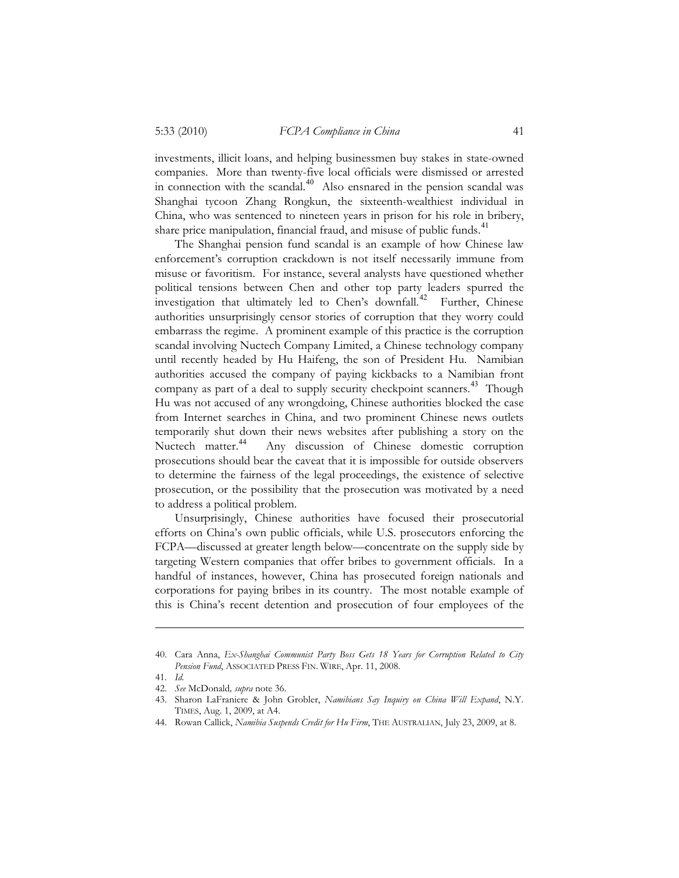investments, illicit loans, and helping businessmen buy stakes in state-owned companies. More than twenty-five local officials were dismissed or arrested in connection with the scandal.[40] Also ensnared in the pension scandal was Shanghai tycoon Zhang Rongkun, the sixteenth-wealthiest individual in China, who was sentenced to nineteen years in prison for his role in bribery, share price manipulation, financial fraud, and misuse of public funds.[41]

The Shanghai pension fund scandal is an example of how Chinese law enforcement's corruption crackdown is not itself necessarily immune from misuse or favoritism. For instance, several analysts have questioned whether political tensions between Chen and other top party leaders spurred the investigation that ultimately led to Chen's downfall.[42] Further, Chinese authorities unsurprisingly censor stories of corruption that they worry could embarrass the regime. A prominent example of this practice is the corruption scandal involving Nuctech Company Limited, a Chinese technology company until recently headed by Hu Haifeng, the son of President Hu. Namibian authorities accused the company of paying kickbacks to a Namibian front company as part of a deal to supply security checkpoint scanners.[43] Though Hu was not accused of any wrongdoing, Chinese authorities blocked the case from Internet searches in China, and two prominent Chinese news outlets temporarily shut down their news websites after publishing a story on the Nuctech matter.[44] Any discussion of Chinese domestic corruption prosecutions should bear the caveat that it is impossible for outside observers to determine the fairness of the legal proceedings, the existence of selective prosecution, or the possibility that the prosecution was motivated by a need to address a political problem.

Unsurprisingly, Chinese authorities have focused their prosecutorial efforts on China's own public officials, while U.S. prosecutors enforcing the FCPA—discussed at greater length below—concentrate on the supply side by targeting Western companies that offer bribes to government officials. In a handful of instances, however, China has prosecuted foreign nationals and corporations for paying bribes in its country. The most notable example of this is China's recent detention and prosecution of four employees of the

---

40. Cara Anna, *Ex-Shanghai Communist Party Boss Gets 18 Years for Corruption Related to City Pension Fund*, ASSOCIATED PRESS FIN. WIRE, Apr. 11, 2008.

41. *Id.*

42. *See* McDonald, *supra* note 36.

43. Sharon LaFraniere & John Grobler, *Namibians Say Inquiry on China Will Expand*, N.Y. TIMES, Aug. 1, 2009, at A4.

44. Rowan Callick, *Namibia Suspends Credit for Hu Firm*, THE AUSTRALIAN, July 23, 2009, at 8.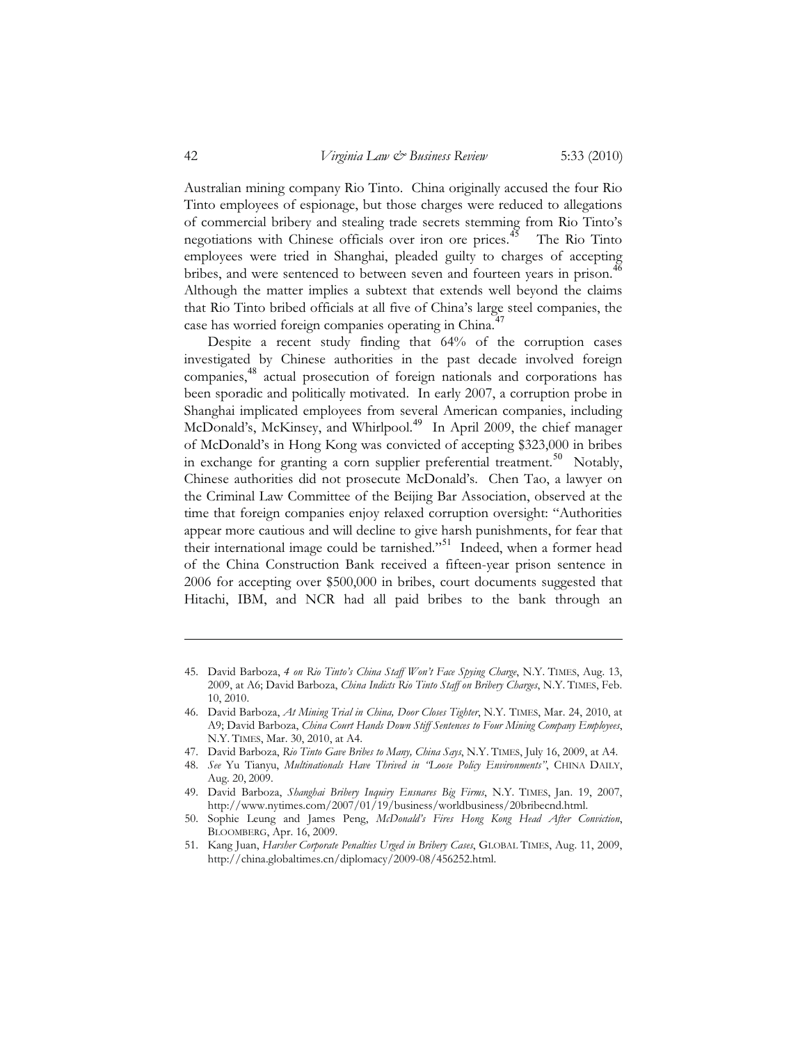Australian mining company Rio Tinto. China originally accused the four Rio Tinto employees of espionage, but those charges were reduced to allegations of commercial bribery and stealing trade secrets stemming from Rio Tinto's negotiations with Chinese officials over iron ore prices.[45] The Rio Tinto employees were tried in Shanghai, pleaded guilty to charges of accepting bribes, and were sentenced to between seven and fourteen years in prison.[46] Although the matter implies a subtext that extends well beyond the claims that Rio Tinto bribed officials at all five of China's large steel companies, the case has worried foreign companies operating in China.[47]

Despite a recent study finding that 64% of the corruption cases investigated by Chinese authorities in the past decade involved foreign companies,[48] actual prosecution of foreign nationals and corporations has been sporadic and politically motivated. In early 2007, a corruption probe in Shanghai implicated employees from several American companies, including McDonald's, McKinsey, and Whirlpool.[49] In April 2009, the chief manager of McDonald's in Hong Kong was convicted of accepting $323,000 in bribes in exchange for granting a corn supplier preferential treatment.[50] Notably, Chinese authorities did not prosecute McDonald's. Chen Tao, a lawyer on the Criminal Law Committee of the Beijing Bar Association, observed at the time that foreign companies enjoy relaxed corruption oversight: "Authorities appear more cautious and will decline to give harsh punishments, for fear that their international image could be tarnished."[51] Indeed, when a former head of the China Construction Bank received a fifteen-year prison sentence in 2006 for accepting over $500,000 in bribes, court documents suggested that Hitachi, IBM, and NCR had all paid bribes to the bank through an

---

45. David Barboza, *4 on Rio Tinto's China Staff Won't Face Spying Charge*, N.Y. TIMES, Aug. 13, 2009, at A6; David Barboza, *China Indicts Rio Tinto Staff on Bribery Charges*, N.Y. TIMES, Feb. 10, 2010.

46. David Barboza, *At Mining Trial in China, Door Closes Tighter*, N.Y. TIMES, Mar. 24, 2010, at A9; David Barboza, *China Court Hands Down Stiff Sentences to Four Mining Company Employees*, N.Y. TIMES, Mar. 30, 2010, at A4.

47. David Barboza, *Rio Tinto Gave Bribes to Many, China Says*, N.Y. TIMES, July 16, 2009, at A4.

48. *See* Yu Tianyu, *Multinationals Have Thrived in "Loose Policy Environments"*, CHINA DAILY, Aug. 20, 2009.

49. David Barboza, *Shanghai Bribery Inquiry Ensnares Big Firms*, N.Y. TIMES, Jan. 19, 2007, http://www.nytimes.com/2007/01/19/business/worldbusiness/20bribecnd.html.

50. Sophie Leung and James Peng, *McDonald's Fires Hong Kong Head After Conviction*, BLOOMBERG, Apr. 16, 2009.

51. Kang Juan, *Harsher Corporate Penalties Urged in Bribery Cases*, GLOBAL TIMES, Aug. 11, 2009, http://china.globaltimes.cn/diplomacy/2009-08/456252.html.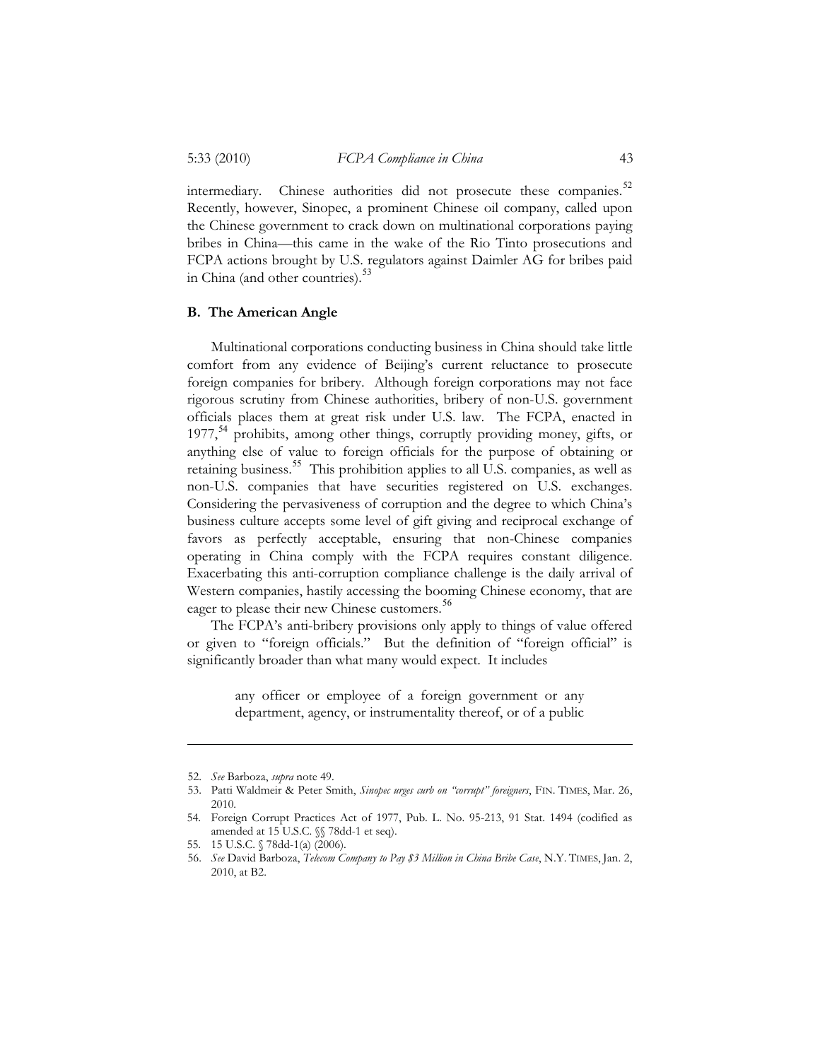intermediary. Chinese authorities did not prosecute these companies.[52] Recently, however, Sinopec, a prominent Chinese oil company, called upon the Chinese government to crack down on multinational corporations paying bribes in China—this came in the wake of the Rio Tinto prosecutions and FCPA actions brought by U.S. regulators against Daimler AG for bribes paid in China (and other countries).[53]

### B. The American Angle

Multinational corporations conducting business in China should take little comfort from any evidence of Beijing's current reluctance to prosecute foreign companies for bribery. Although foreign corporations may not face rigorous scrutiny from Chinese authorities, bribery of non-U.S. government officials places them at great risk under U.S. law. The FCPA, enacted in 1977,[54] prohibits, among other things, corruptly providing money, gifts, or anything else of value to foreign officials for the purpose of obtaining or retaining business.[55] This prohibition applies to all U.S. companies, as well as non-U.S. companies that have securities registered on U.S. exchanges. Considering the pervasiveness of corruption and the degree to which China's business culture accepts some level of gift giving and reciprocal exchange of favors as perfectly acceptable, ensuring that non-Chinese companies operating in China comply with the FCPA requires constant diligence. Exacerbating this anti-corruption compliance challenge is the daily arrival of Western companies, hastily accessing the booming Chinese economy, that are eager to please their new Chinese customers.[56]

The FCPA's anti-bribery provisions only apply to things of value offered or given to "foreign officials." But the definition of "foreign official" is significantly broader than what many would expect. It includes

> any officer or employee of a foreign government or any department, agency, or instrumentality thereof, or of a public

---

52. *See* Barboza, *supra* note 49.
53. Patti Waldmeir & Peter Smith, *Sinopec urges curb on "corrupt" foreigners*, FIN. TIMES, Mar. 26, 2010.
54. Foreign Corrupt Practices Act of 1977, Pub. L. No. 95-213, 91 Stat. 1494 (codified as amended at 15 U.S.C. §§ 78dd-1 et seq).
55. 15 U.S.C. § 78dd-1(a) (2006).
56. *See* David Barboza, *Telecom Company to Pay $3 Million in China Bribe Case*, N.Y. TIMES, Jan. 2, 2010, at B2.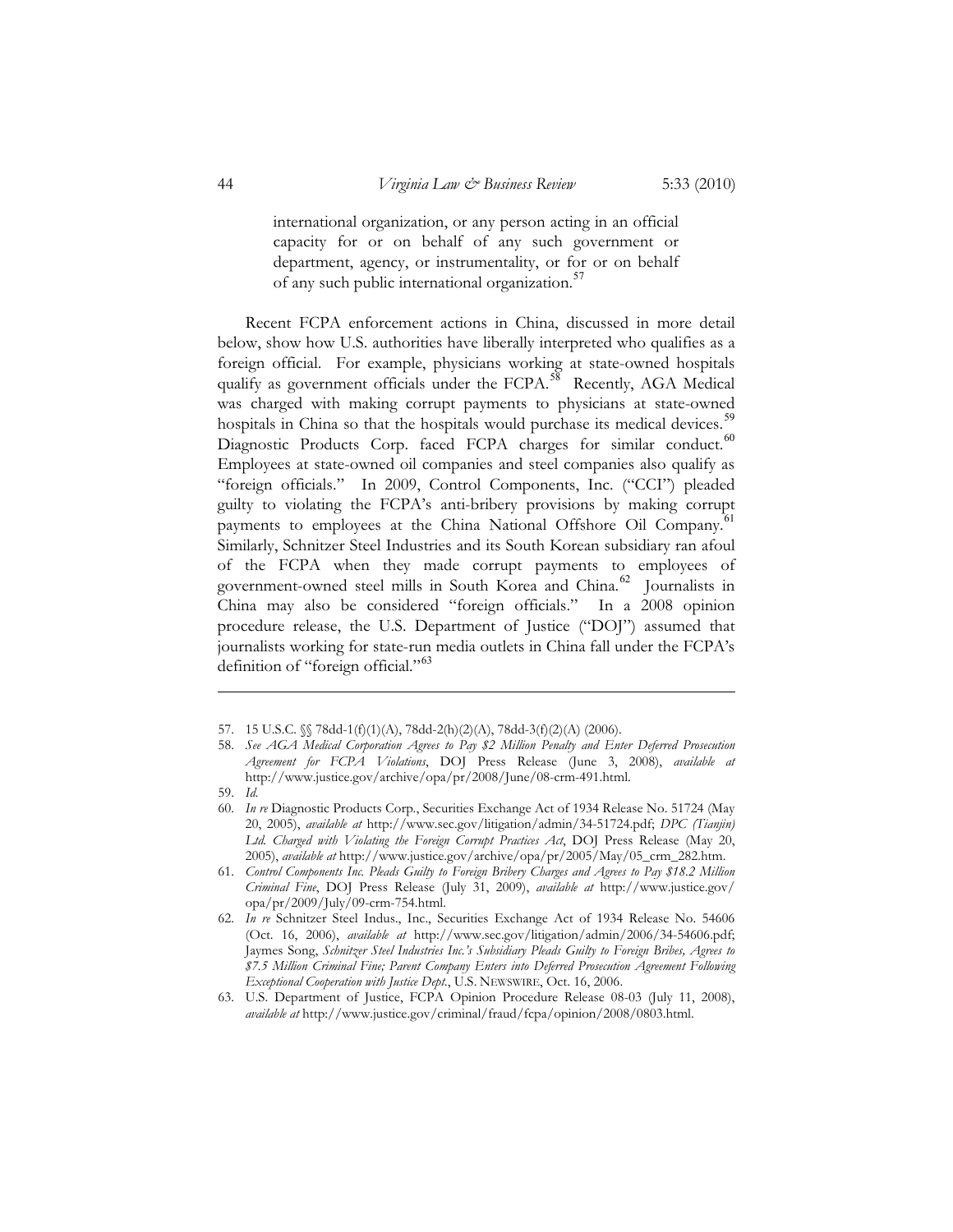> international organization, or any person acting in an official capacity for or on behalf of any such government or department, agency, or instrumentality, or for or on behalf of any such public international organization.[57]

Recent FCPA enforcement actions in China, discussed in more detail below, show how U.S. authorities have liberally interpreted who qualifies as a foreign official. For example, physicians working at state-owned hospitals qualify as government officials under the FCPA.[58] Recently, AGA Medical was charged with making corrupt payments to physicians at state-owned hospitals in China so that the hospitals would purchase its medical devices.[59] Diagnostic Products Corp. faced FCPA charges for similar conduct.[60] Employees at state-owned oil companies and steel companies also qualify as "foreign officials." In 2009, Control Components, Inc. ("CCI") pleaded guilty to violating the FCPA's anti-bribery provisions by making corrupt payments to employees at the China National Offshore Oil Company.[61] Similarly, Schnitzer Steel Industries and its South Korean subsidiary ran afoul of the FCPA when they made corrupt payments to employees of government-owned steel mills in South Korea and China.[62] Journalists in China may also be considered "foreign officials." In a 2008 opinion procedure release, the U.S. Department of Justice ("DOJ") assumed that journalists working for state-run media outlets in China fall under the FCPA's definition of "foreign official."[63]

---

57. 15 U.S.C. §§ 78dd-1(f)(1)(A), 78dd-2(h)(2)(A), 78dd-3(f)(2)(A) (2006).

58. *See AGA Medical Corporation Agrees to Pay $2 Million Penalty and Enter Deferred Prosecution Agreement for FCPA Violations*, DOJ Press Release (June 3, 2008), *available at* http://www.justice.gov/archive/opa/pr/2008/June/08-crm-491.html.

59. *Id.*

60. *In re* Diagnostic Products Corp., Securities Exchange Act of 1934 Release No. 51724 (May 20, 2005), *available at* http://www.sec.gov/litigation/admin/34-51724.pdf; *DPC (Tianjin) Ltd. Charged with Violating the Foreign Corrupt Practices Act*, DOJ Press Release (May 20, 2005), *available at* http://www.justice.gov/archive/opa/pr/2005/May/05_crm_282.htm.

61. *Control Components Inc. Pleads Guilty to Foreign Bribery Charges and Agrees to Pay $18.2 Million Criminal Fine*, DOJ Press Release (July 31, 2009), *available at* http://www.justice.gov/opa/pr/2009/July/09-crm-754.html.

62. *In re* Schnitzer Steel Indus., Inc., Securities Exchange Act of 1934 Release No. 54606 (Oct. 16, 2006), *available at* http://www.sec.gov/litigation/admin/2006/34-54606.pdf; Jaymes Song, *Schnitzer Steel Industries Inc.'s Subsidiary Pleads Guilty to Foreign Bribes, Agrees to $7.5 Million Criminal Fine; Parent Company Enters into Deferred Prosecution Agreement Following Exceptional Cooperation with Justice Dept.*, U.S. NEWSWIRE, Oct. 16, 2006.

63. U.S. Department of Justice, FCPA Opinion Procedure Release 08-03 (July 11, 2008), *available at* http://www.justice.gov/criminal/fraud/fcpa/opinion/2008/0803.html.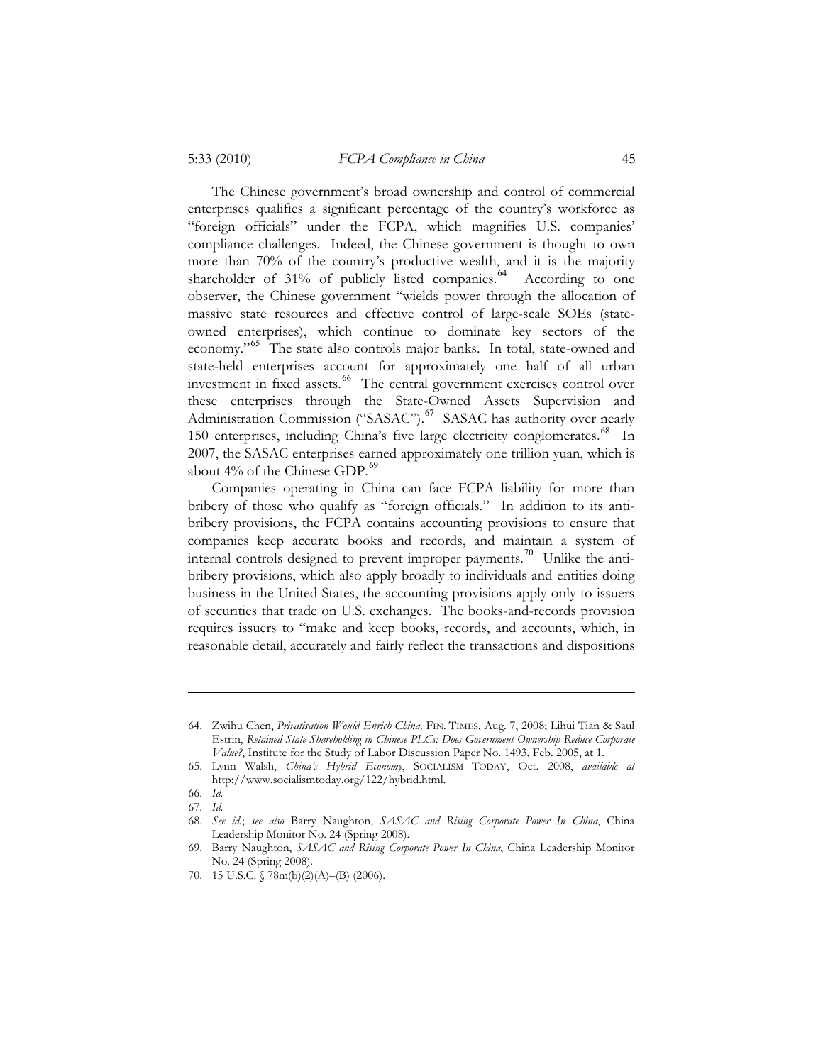The Chinese government's broad ownership and control of commercial enterprises qualifies a significant percentage of the country's workforce as "foreign officials" under the FCPA, which magnifies U.S. companies' compliance challenges. Indeed, the Chinese government is thought to own more than 70% of the country's productive wealth, and it is the majority shareholder of 31% of publicly listed companies.[64] According to one observer, the Chinese government "wields power through the allocation of massive state resources and effective control of large-scale SOEs (state-owned enterprises), which continue to dominate key sectors of the economy."[65] The state also controls major banks. In total, state-owned and state-held enterprises account for approximately one half of all urban investment in fixed assets.[66] The central government exercises control over these enterprises through the State-Owned Assets Supervision and Administration Commission ("SASAC").[67] SASAC has authority over nearly 150 enterprises, including China's five large electricity conglomerates.[68] In 2007, the SASAC enterprises earned approximately one trillion yuan, which is about 4% of the Chinese GDP.[69]

Companies operating in China can face FCPA liability for more than bribery of those who qualify as "foreign officials." In addition to its anti-bribery provisions, the FCPA contains accounting provisions to ensure that companies keep accurate books and records, and maintain a system of internal controls designed to prevent improper payments.[70] Unlike the anti-bribery provisions, which also apply broadly to individuals and entities doing business in the United States, the accounting provisions apply only to issuers of securities that trade on U.S. exchanges. The books-and-records provision requires issuers to "make and keep books, records, and accounts, which, in reasonable detail, accurately and fairly reflect the transactions and dispositions

---

64. Zwihu Chen, *Privatisation Would Enrich China,* FIN. TIMES, Aug. 7, 2008; Lihui Tian & Saul Estrin, *Retained State Shareholding in Chinese PLCs: Does Government Ownership Reduce Corporate Value?*, Institute for the Study of Labor Discussion Paper No. 1493, Feb. 2005, at 1.
65. Lynn Walsh, *China's Hybrid Economy*, SOCIALISM TODAY, Oct. 2008, *available at* http://www.socialismtoday.org/122/hybrid.html.
66. *Id.*
67. *Id.*
68. *See id.*; *see also* Barry Naughton, *SASAC and Rising Corporate Power In China*, China Leadership Monitor No. 24 (Spring 2008).
69. Barry Naughton, *SASAC and Rising Corporate Power In China*, China Leadership Monitor No. 24 (Spring 2008).
70. 15 U.S.C. § 78m(b)(2)(A)–(B) (2006).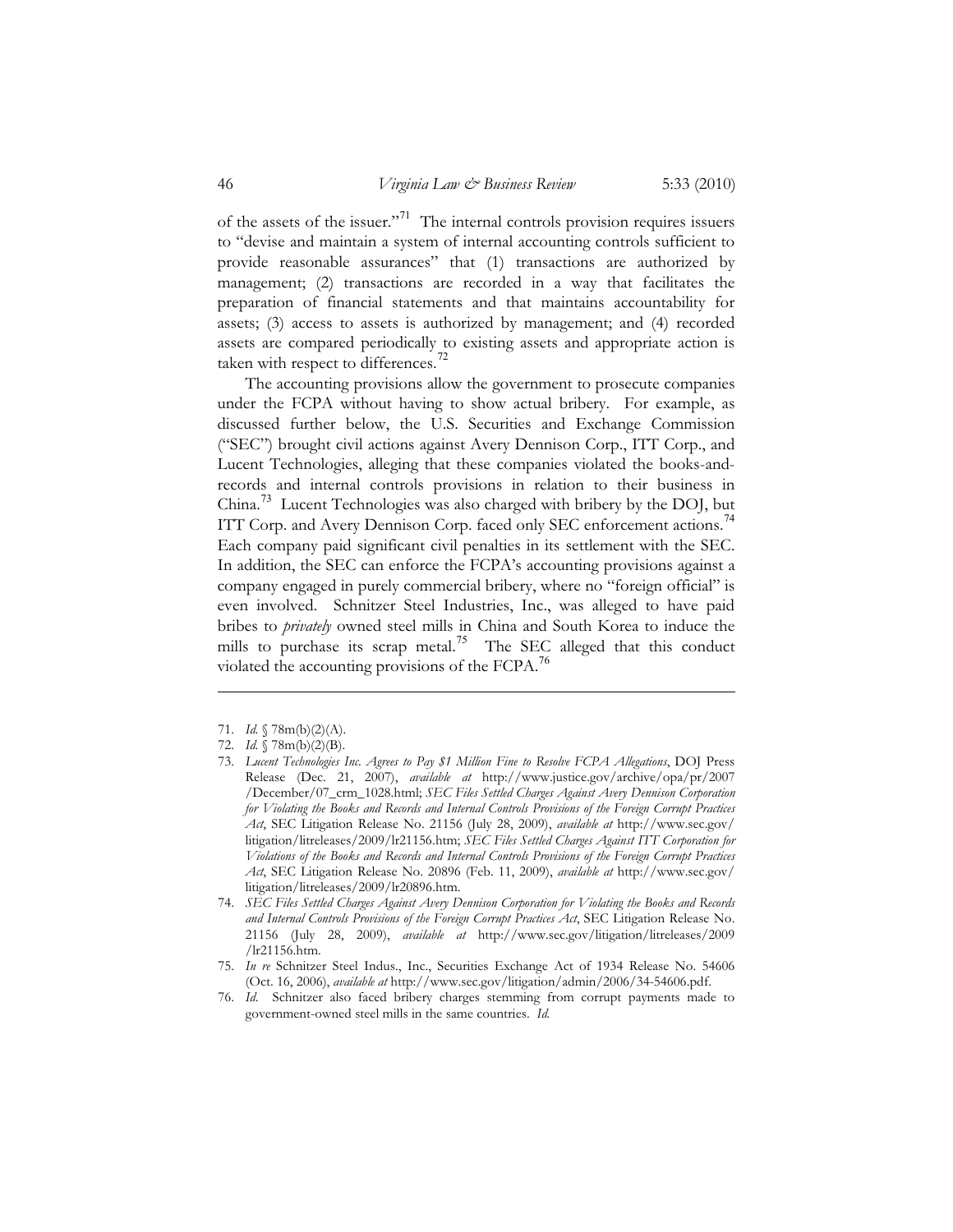of the assets of the issuer."[71] The internal controls provision requires issuers to "devise and maintain a system of internal accounting controls sufficient to provide reasonable assurances" that (1) transactions are authorized by management; (2) transactions are recorded in a way that facilitates the preparation of financial statements and that maintains accountability for assets; (3) access to assets is authorized by management; and (4) recorded assets are compared periodically to existing assets and appropriate action is taken with respect to differences.[72]

The accounting provisions allow the government to prosecute companies under the FCPA without having to show actual bribery. For example, as discussed further below, the U.S. Securities and Exchange Commission ("SEC") brought civil actions against Avery Dennison Corp., ITT Corp., and Lucent Technologies, alleging that these companies violated the books-and-records and internal controls provisions in relation to their business in China.[73] Lucent Technologies was also charged with bribery by the DOJ, but ITT Corp. and Avery Dennison Corp. faced only SEC enforcement actions.[74] Each company paid significant civil penalties in its settlement with the SEC. In addition, the SEC can enforce the FCPA's accounting provisions against a company engaged in purely commercial bribery, where no "foreign official" is even involved. Schnitzer Steel Industries, Inc., was alleged to have paid bribes to *privately* owned steel mills in China and South Korea to induce the mills to purchase its scrap metal.[75] The SEC alleged that this conduct violated the accounting provisions of the FCPA.[76]

---

71. *Id.* § 78m(b)(2)(A).

72. *Id.* § 78m(b)(2)(B).

73. *Lucent Technologies Inc. Agrees to Pay $1 Million Fine to Resolve FCPA Allegations*, DOJ Press Release (Dec. 21, 2007), *available at* http://www.justice.gov/archive/opa/pr/2007/December/07_crm_1028.html; *SEC Files Settled Charges Against Avery Dennison Corporation for Violating the Books and Records and Internal Controls Provisions of the Foreign Corrupt Practices Act*, SEC Litigation Release No. 21156 (July 28, 2009), *available at* http://www.sec.gov/litigation/litreleases/2009/lr21156.htm; *SEC Files Settled Charges Against ITT Corporation for Violations of the Books and Records and Internal Controls Provisions of the Foreign Corrupt Practices Act*, SEC Litigation Release No. 20896 (Feb. 11, 2009), *available at* http://www.sec.gov/litigation/litreleases/2009/lr20896.htm.

74. *SEC Files Settled Charges Against Avery Dennison Corporation for Violating the Books and Records and Internal Controls Provisions of the Foreign Corrupt Practices Act*, SEC Litigation Release No. 21156 (July 28, 2009), *available at* http://www.sec.gov/litigation/litreleases/2009/lr21156.htm.

75. *In re* Schnitzer Steel Indus., Inc., Securities Exchange Act of 1934 Release No. 54606 (Oct. 16, 2006), *available at* http://www.sec.gov/litigation/admin/2006/34-54606.pdf.

76. *Id.* Schnitzer also faced bribery charges stemming from corrupt payments made to government-owned steel mills in the same countries. *Id.*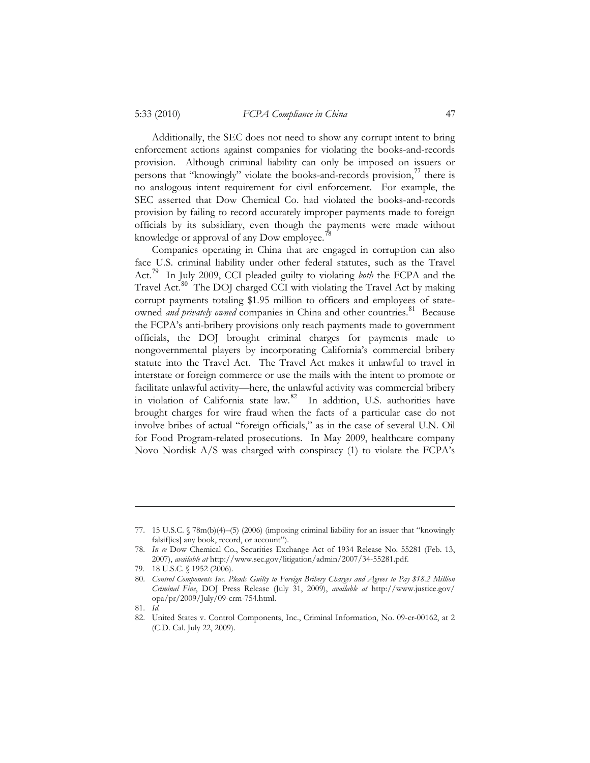Additionally, the SEC does not need to show any corrupt intent to bring enforcement actions against companies for violating the books-and-records provision. Although criminal liability can only be imposed on issuers or persons that "knowingly" violate the books-and-records provision,[77] there is no analogous intent requirement for civil enforcement. For example, the SEC asserted that Dow Chemical Co. had violated the books-and-records provision by failing to record accurately improper payments made to foreign officials by its subsidiary, even though the payments were made without knowledge or approval of any Dow employee.[78]

Companies operating in China that are engaged in corruption can also face U.S. criminal liability under other federal statutes, such as the Travel Act.[79] In July 2009, CCI pleaded guilty to violating *both* the FCPA and the Travel Act.[80] The DOJ charged CCI with violating the Travel Act by making corrupt payments totaling $1.95 million to officers and employees of state-owned *and privately owned* companies in China and other countries.[81] Because the FCPA's anti-bribery provisions only reach payments made to government officials, the DOJ brought criminal charges for payments made to nongovernmental players by incorporating California's commercial bribery statute into the Travel Act. The Travel Act makes it unlawful to travel in interstate or foreign commerce or use the mails with the intent to promote or facilitate unlawful activity—here, the unlawful activity was commercial bribery in violation of California state law.[82] In addition, U.S. authorities have brought charges for wire fraud when the facts of a particular case do not involve bribes of actual "foreign officials," as in the case of several U.N. Oil for Food Program-related prosecutions. In May 2009, healthcare company Novo Nordisk A/S was charged with conspiracy (1) to violate the FCPA's

---

77. 15 U.S.C. § 78m(b)(4)–(5) (2006) (imposing criminal liability for an issuer that "knowingly falsif[ies] any book, record, or account").
78. *In re* Dow Chemical Co., Securities Exchange Act of 1934 Release No. 55281 (Feb. 13, 2007), *available at* http://www.sec.gov/litigation/admin/2007/34-55281.pdf.
79. 18 U.S.C. § 1952 (2006).
80. *Control Components Inc. Pleads Guilty to Foreign Bribery Charges and Agrees to Pay $18.2 Million Criminal Fine*, DOJ Press Release (July 31, 2009), *available at* http://www.justice.gov/opa/pr/2009/July/09-crm-754.html.
81. *Id.*
82. United States v. Control Components, Inc., Criminal Information, No. 09-cr-00162, at 2 (C.D. Cal. July 22, 2009).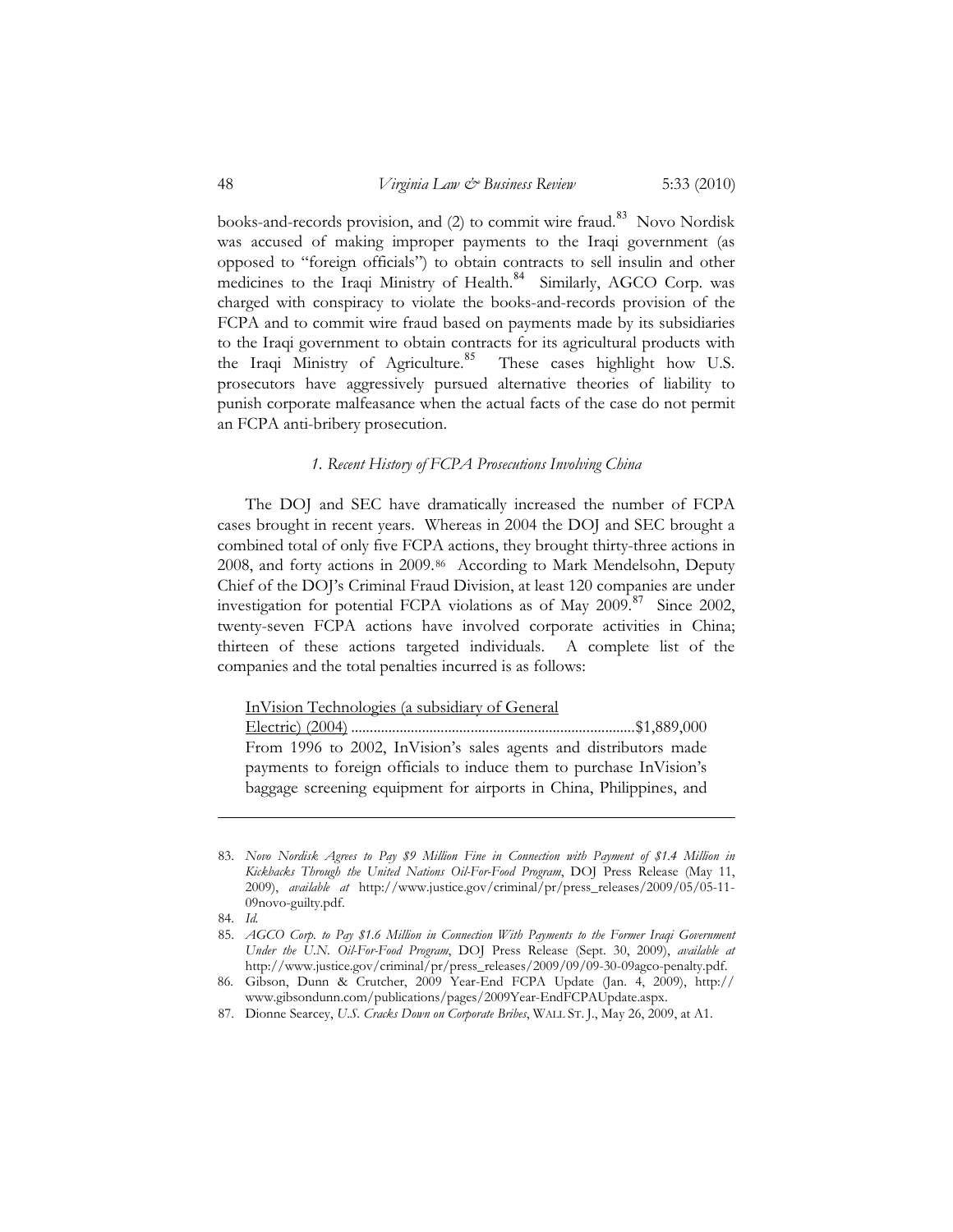books-and-records provision, and (2) to commit wire fraud.[83] Novo Nordisk was accused of making improper payments to the Iraqi government (as opposed to "foreign officials") to obtain contracts to sell insulin and other medicines to the Iraqi Ministry of Health.[84] Similarly, AGCO Corp. was charged with conspiracy to violate the books-and-records provision of the FCPA and to commit wire fraud based on payments made by its subsidiaries to the Iraqi government to obtain contracts for its agricultural products with the Iraqi Ministry of Agriculture.[85] These cases highlight how U.S. prosecutors have aggressively pursued alternative theories of liability to punish corporate malfeasance when the actual facts of the case do not permit an FCPA anti-bribery prosecution.

### *1. Recent History of FCPA Prosecutions Involving China*

The DOJ and SEC have dramatically increased the number of FCPA cases brought in recent years. Whereas in 2004 the DOJ and SEC brought a combined total of only five FCPA actions, they brought thirty-three actions in 2008, and forty actions in 2009.[86] According to Mark Mendelsohn, Deputy Chief of the DOJ's Criminal Fraud Division, at least 120 companies are under investigation for potential FCPA violations as of May 2009.[87] Since 2002, twenty-seven FCPA actions have involved corporate activities in China; thirteen of these actions targeted individuals. A complete list of the companies and the total penalties incurred is as follows:

<u>InVision Technologies (a subsidiary of General Electric) (2004)</u> .......................................................................... $1,889,000
From 1996 to 2002, InVision's sales agents and distributors made payments to foreign officials to induce them to purchase InVision's baggage screening equipment for airports in China, Philippines, and

---

83. *Novo Nordisk Agrees to Pay $9 Million Fine in Connection with Payment of $1.4 Million in Kickbacks Through the United Nations Oil-For-Food Program*, DOJ Press Release (May 11, 2009), *available at* http://www.justice.gov/criminal/pr/press_releases/2009/05/05-11-09novo-guilty.pdf.

84. *Id.*

85. *AGCO Corp. to Pay $1.6 Million in Connection With Payments to the Former Iraqi Government Under the U.N. Oil-For-Food Program*, DOJ Press Release (Sept. 30, 2009), *available at* http://www.justice.gov/criminal/pr/press_releases/2009/09/09-30-09agco-penalty.pdf.

86. Gibson, Dunn & Crutcher, 2009 Year-End FCPA Update (Jan. 4, 2009), http://www.gibsondunn.com/publications/pages/2009Year-EndFCPAUpdate.aspx.

87. Dionne Searcey, *U.S. Cracks Down on Corporate Bribes*, WALL ST. J., May 26, 2009, at A1.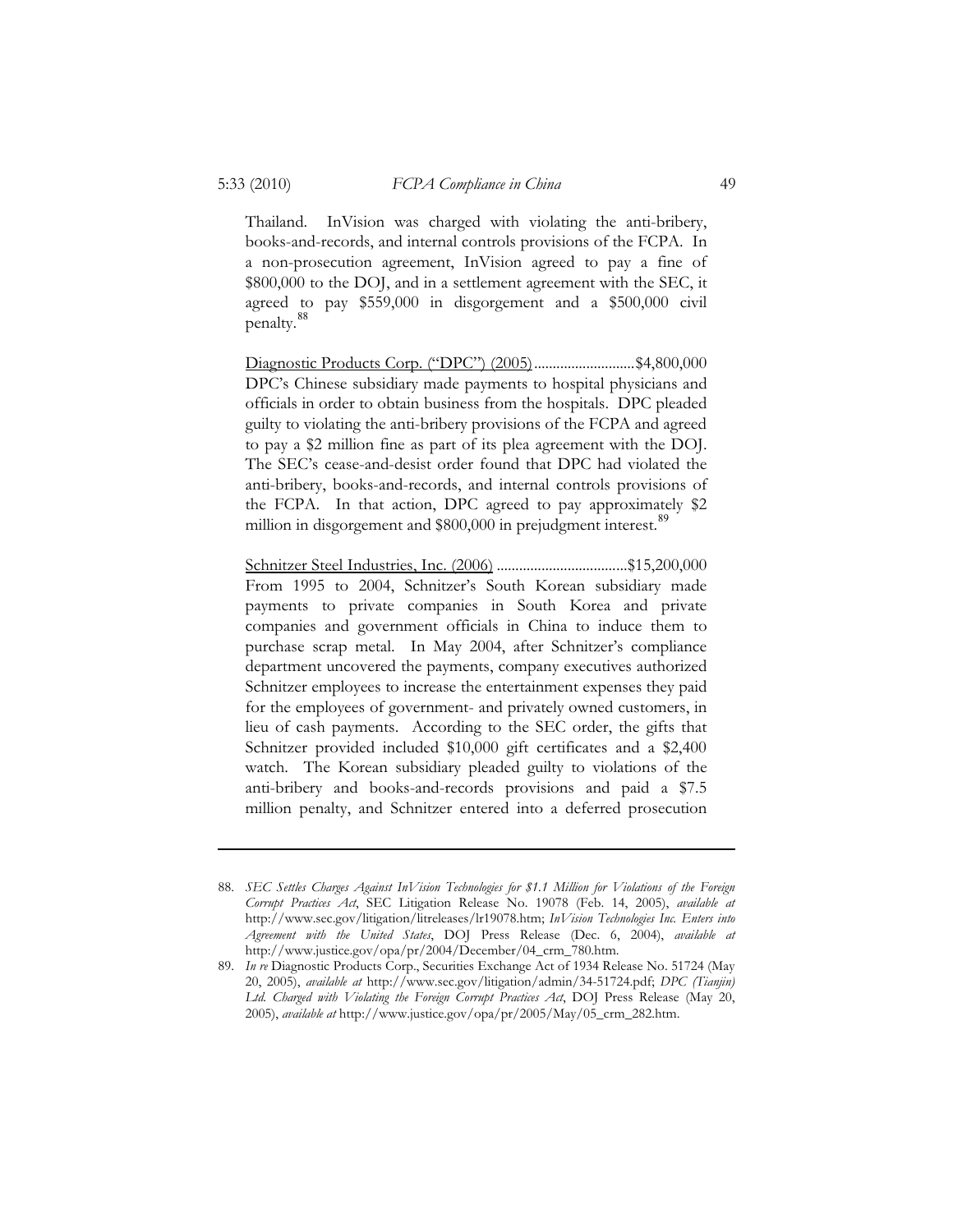Thailand. InVision was charged with violating the anti-bribery, books-and-records, and internal controls provisions of the FCPA. In a non-prosecution agreement, InVision agreed to pay a fine of $800,000 to the DOJ, and in a settlement agreement with the SEC, it agreed to pay $559,000 in disgorgement and a $500,000 civil penalty.[88]

<u>Diagnostic Products Corp. ("DPC") (2005)</u>...........................$4,800,000
DPC's Chinese subsidiary made payments to hospital physicians and officials in order to obtain business from the hospitals. DPC pleaded guilty to violating the anti-bribery provisions of the FCPA and agreed to pay a $2 million fine as part of its plea agreement with the DOJ. The SEC's cease-and-desist order found that DPC had violated the anti-bribery, books-and-records, and internal controls provisions of the FCPA. In that action, DPC agreed to pay approximately $2 million in disgorgement and $800,000 in prejudgment interest.[89]

<u>Schnitzer Steel Industries, Inc. (2006)</u> ..................................$15,200,000
From 1995 to 2004, Schnitzer's South Korean subsidiary made payments to private companies in South Korea and private companies and government officials in China to induce them to purchase scrap metal. In May 2004, after Schnitzer's compliance department uncovered the payments, company executives authorized Schnitzer employees to increase the entertainment expenses they paid for the employees of government- and privately owned customers, in lieu of cash payments. According to the SEC order, the gifts that Schnitzer provided included $10,000 gift certificates and a $2,400 watch. The Korean subsidiary pleaded guilty to violations of the anti-bribery and books-and-records provisions and paid a $7.5 million penalty, and Schnitzer entered into a deferred prosecution

---

88. *SEC Settles Charges Against InVision Technologies for $1.1 Million for Violations of the Foreign Corrupt Practices Act*, SEC Litigation Release No. 19078 (Feb. 14, 2005), *available at* http://www.sec.gov/litigation/litreleases/lr19078.htm; *InVision Technologies Inc. Enters into Agreement with the United States*, DOJ Press Release (Dec. 6, 2004), *available at* http://www.justice.gov/opa/pr/2004/December/04_crm_780.htm.

89. *In re* Diagnostic Products Corp., Securities Exchange Act of 1934 Release No. 51724 (May 20, 2005), *available at* http://www.sec.gov/litigation/admin/34-51724.pdf; *DPC (Tianjin) Ltd. Charged with Violating the Foreign Corrupt Practices Act*, DOJ Press Release (May 20, 2005), *available at* http://www.justice.gov/opa/pr/2005/May/05_crm_282.htm.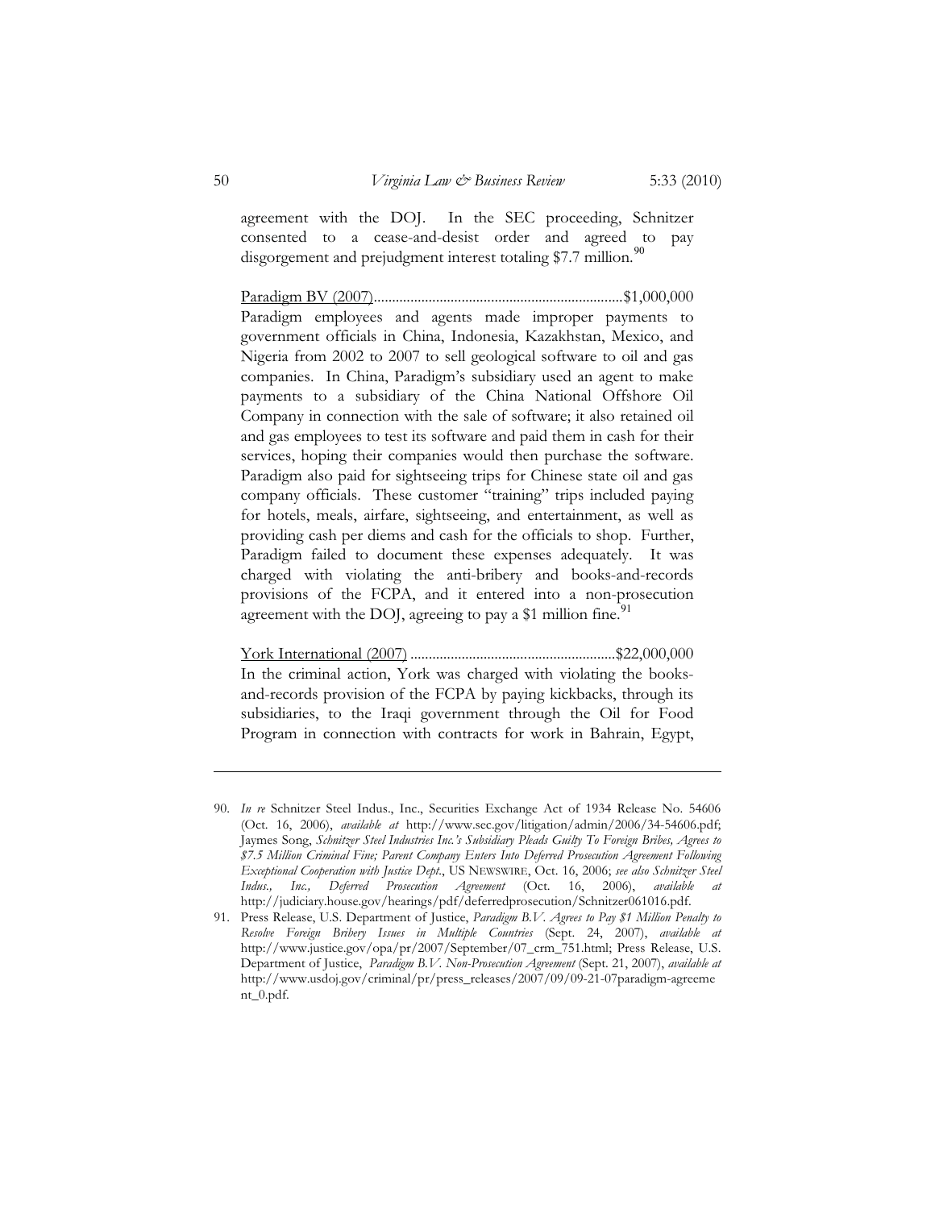agreement with the DOJ. In the SEC proceeding, Schnitzer consented to a cease-and-desist order and agreed to pay disgorgement and prejudgment interest totaling $7.7 million.[90]

Paradigm BV (2007)...................................................................$1,000,000
Paradigm employees and agents made improper payments to government officials in China, Indonesia, Kazakhstan, Mexico, and Nigeria from 2002 to 2007 to sell geological software to oil and gas companies. In China, Paradigm's subsidiary used an agent to make payments to a subsidiary of the China National Offshore Oil Company in connection with the sale of software; it also retained oil and gas employees to test its software and paid them in cash for their services, hoping their companies would then purchase the software. Paradigm also paid for sightseeing trips for Chinese state oil and gas company officials. These customer "training" trips included paying for hotels, meals, airfare, sightseeing, and entertainment, as well as providing cash per diems and cash for the officials to shop. Further, Paradigm failed to document these expenses adequately. It was charged with violating the anti-bribery and books-and-records provisions of the FCPA, and it entered into a non-prosecution agreement with the DOJ, agreeing to pay a $1 million fine.[91]

York International (2007) ........................................................$22,000,000
In the criminal action, York was charged with violating the books-and-records provision of the FCPA by paying kickbacks, through its subsidiaries, to the Iraqi government through the Oil for Food Program in connection with contracts for work in Bahrain, Egypt,

---

90. *In re* Schnitzer Steel Indus., Inc., Securities Exchange Act of 1934 Release No. 54606 (Oct. 16, 2006), *available at* http://www.sec.gov/litigation/admin/2006/34-54606.pdf; Jaymes Song, *Schnitzer Steel Industries Inc.'s Subsidiary Pleads Guilty To Foreign Bribes, Agrees to $7.5 Million Criminal Fine; Parent Company Enters Into Deferred Prosecution Agreement Following Exceptional Cooperation with Justice Dept.*, US NEWSWIRE, Oct. 16, 2006; *see also Schnitzer Steel Indus., Inc., Deferred Prosecution Agreement* (Oct. 16, 2006), *available at* http://judiciary.house.gov/hearings/pdf/deferredprosecution/Schnitzer061016.pdf.

91. Press Release, U.S. Department of Justice, *Paradigm B.V. Agrees to Pay $1 Million Penalty to Resolve Foreign Bribery Issues in Multiple Countries* (Sept. 24, 2007), *available at* http://www.justice.gov/opa/pr/2007/September/07_crm_751.html; Press Release, U.S. Department of Justice, *Paradigm B.V. Non-Prosecution Agreement* (Sept. 21, 2007), *available at* http://www.usdoj.gov/criminal/pr/press_releases/2007/09/09-21-07paradigm-agreement_0.pdf.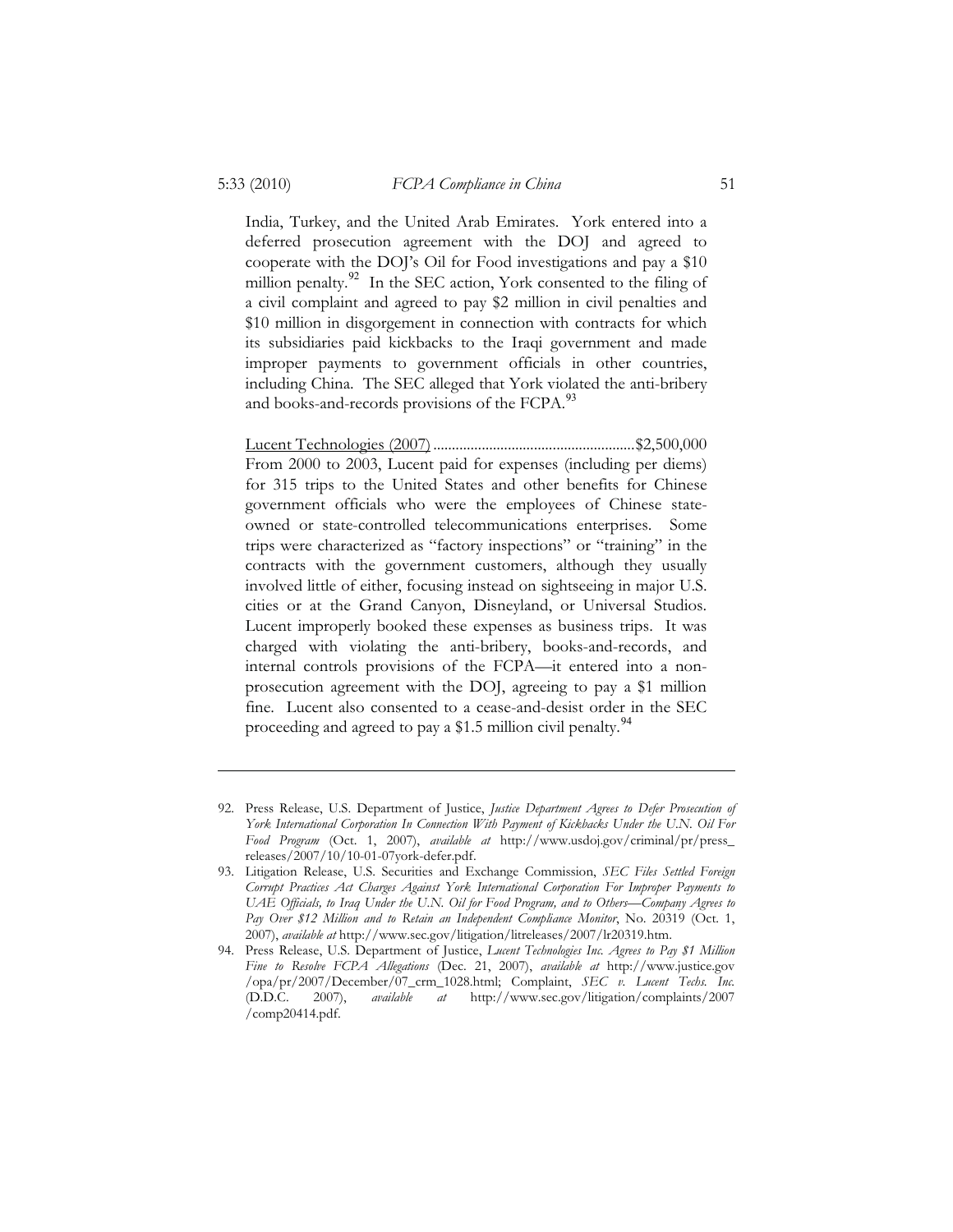India, Turkey, and the United Arab Emirates. York entered into a deferred prosecution agreement with the DOJ and agreed to cooperate with the DOJ's Oil for Food investigations and pay a $10 million penalty.[92] In the SEC action, York consented to the filing of a civil complaint and agreed to pay $2 million in civil penalties and $10 million in disgorgement in connection with contracts for which its subsidiaries paid kickbacks to the Iraqi government and made improper payments to government officials in other countries, including China. The SEC alleged that York violated the anti-bribery and books-and-records provisions of the FCPA.[93]

Lucent Technologies (2007) ......................................................$2,500,000
From 2000 to 2003, Lucent paid for expenses (including per diems) for 315 trips to the United States and other benefits for Chinese government officials who were the employees of Chinese state-owned or state-controlled telecommunications enterprises. Some trips were characterized as "factory inspections" or "training" in the contracts with the government customers, although they usually involved little of either, focusing instead on sightseeing in major U.S. cities or at the Grand Canyon, Disneyland, or Universal Studios. Lucent improperly booked these expenses as business trips. It was charged with violating the anti-bribery, books-and-records, and internal controls provisions of the FCPA—it entered into a non-prosecution agreement with the DOJ, agreeing to pay a $1 million fine. Lucent also consented to a cease-and-desist order in the SEC proceeding and agreed to pay a $1.5 million civil penalty.[94]

---

92. Press Release, U.S. Department of Justice, *Justice Department Agrees to Defer Prosecution of York International Corporation In Connection With Payment of Kickbacks Under the U.N. Oil For Food Program* (Oct. 1, 2007), *available at* http://www.usdoj.gov/criminal/pr/press_releases/2007/10/10-01-07york-defer.pdf.

93. Litigation Release, U.S. Securities and Exchange Commission, *SEC Files Settled Foreign Corrupt Practices Act Charges Against York International Corporation For Improper Payments to UAE Officials, to Iraq Under the U.N. Oil for Food Program, and to Others—Company Agrees to Pay Over $12 Million and to Retain an Independent Compliance Monitor*, No. 20319 (Oct. 1, 2007), *available at* http://www.sec.gov/litigation/litreleases/2007/lr20319.htm.

94. Press Release, U.S. Department of Justice, *Lucent Technologies Inc. Agrees to Pay $1 Million Fine to Resolve FCPA Allegations* (Dec. 21, 2007), *available at* http://www.justice.gov/opa/pr/2007/December/07_crm_1028.html; Complaint, *SEC v. Lucent Techs. Inc.* (D.D.C. 2007), *available at* http://www.sec.gov/litigation/complaints/2007/comp20414.pdf.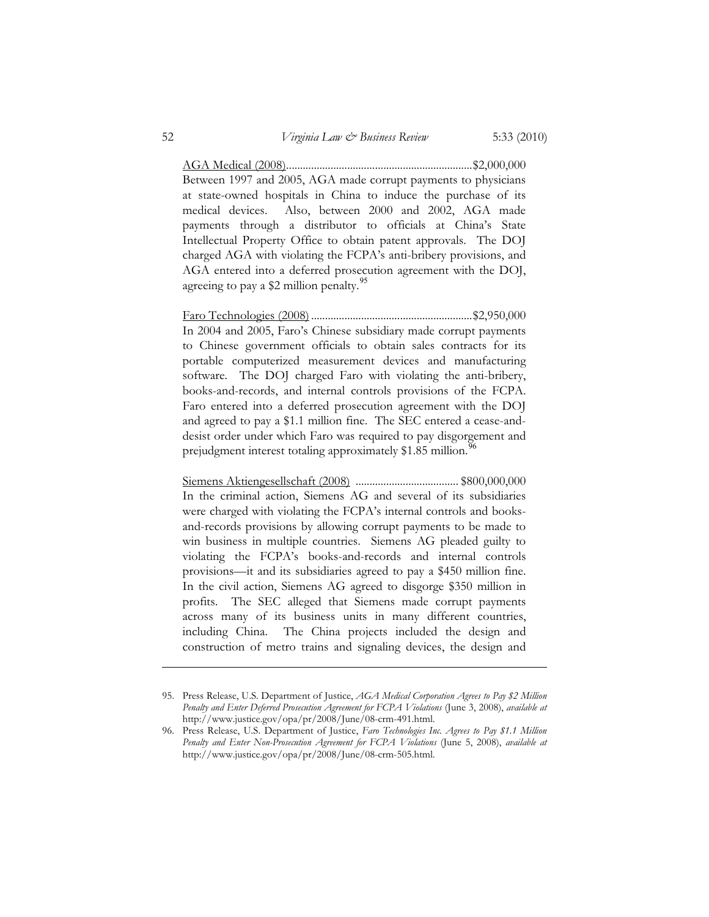AGA Medical (2008)..................................................................$2,000,000
Between 1997 and 2005, AGA made corrupt payments to physicians at state-owned hospitals in China to induce the purchase of its medical devices. Also, between 2000 and 2002, AGA made payments through a distributor to officials at China's State Intellectual Property Office to obtain patent approvals. The DOJ charged AGA with violating the FCPA's anti-bribery provisions, and AGA entered into a deferred prosecution agreement with the DOJ, agreeing to pay a $2 million penalty.[95]

Faro Technologies (2008) .........................................................$2,950,000
In 2004 and 2005, Faro's Chinese subsidiary made corrupt payments to Chinese government officials to obtain sales contracts for its portable computerized measurement devices and manufacturing software. The DOJ charged Faro with violating the anti-bribery, books-and-records, and internal controls provisions of the FCPA. Faro entered into a deferred prosecution agreement with the DOJ and agreed to pay a $1.1 million fine. The SEC entered a cease-and-desist order under which Faro was required to pay disgorgement and prejudgment interest totaling approximately $1.85 million.[96]

Siemens Aktiengesellschaft (2008) .................................... $800,000,000
In the criminal action, Siemens AG and several of its subsidiaries were charged with violating the FCPA's internal controls and books-and-records provisions by allowing corrupt payments to be made to win business in multiple countries. Siemens AG pleaded guilty to violating the FCPA's books-and-records and internal controls provisions—it and its subsidiaries agreed to pay a $450 million fine. In the civil action, Siemens AG agreed to disgorge $350 million in profits. The SEC alleged that Siemens made corrupt payments across many of its business units in many different countries, including China. The China projects included the design and construction of metro trains and signaling devices, the design and

---

95. Press Release, U.S. Department of Justice, *AGA Medical Corporation Agrees to Pay $2 Million Penalty and Enter Deferred Prosecution Agreement for FCPA Violations* (June 3, 2008), *available at* http://www.justice.gov/opa/pr/2008/June/08-crm-491.html.

96. Press Release, U.S. Department of Justice, *Faro Technologies Inc. Agrees to Pay $1.1 Million Penalty and Enter Non-Prosecution Agreement for FCPA Violations* (June 5, 2008), *available at* http://www.justice.gov/opa/pr/2008/June/08-crm-505.html.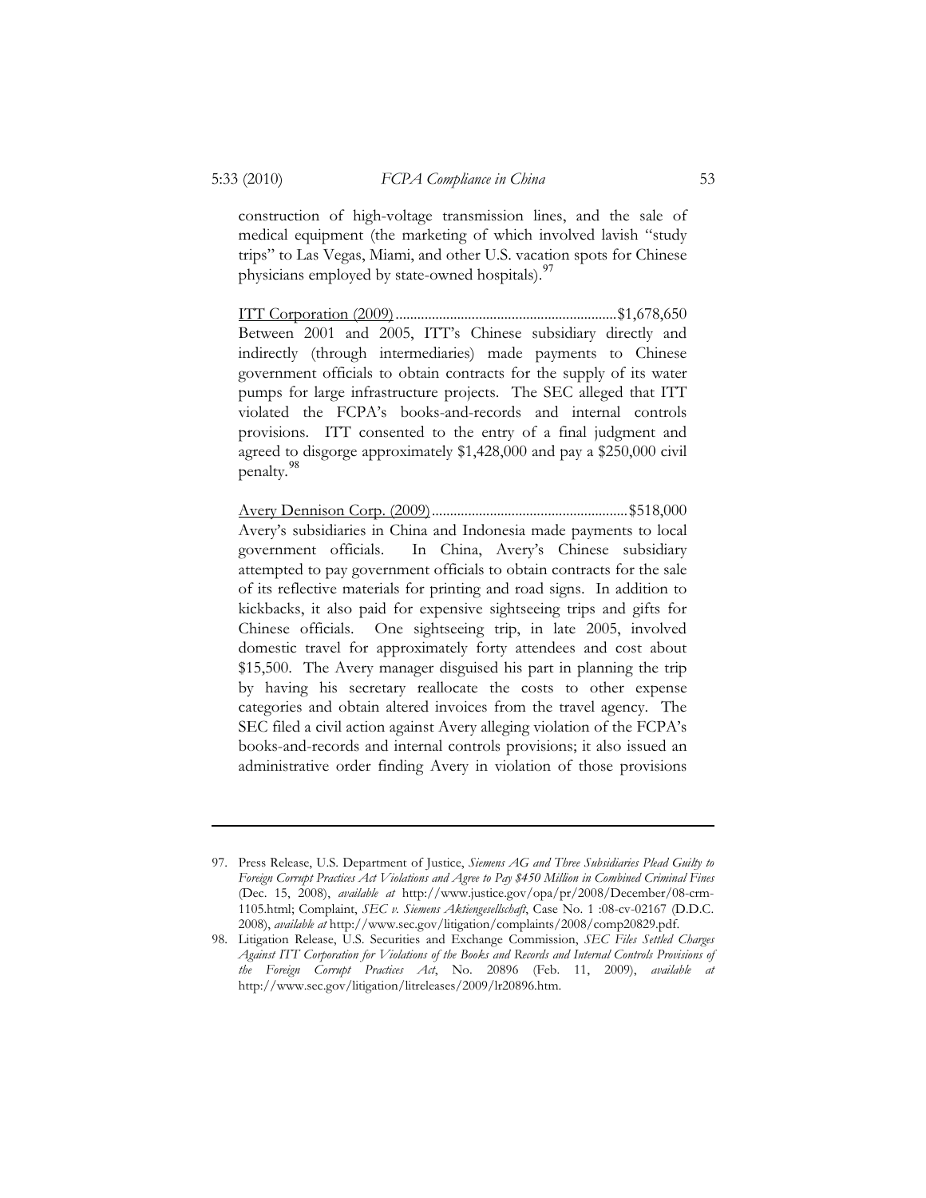construction of high-voltage transmission lines, and the sale of medical equipment (the marketing of which involved lavish "study trips" to Las Vegas, Miami, and other U.S. vacation spots for Chinese physicians employed by state-owned hospitals).[97]

<u>ITT Corporation (2009)</u>............................................................$1,678,650
Between 2001 and 2005, ITT's Chinese subsidiary directly and indirectly (through intermediaries) made payments to Chinese government officials to obtain contracts for the supply of its water pumps for large infrastructure projects. The SEC alleged that ITT violated the FCPA's books-and-records and internal controls provisions. ITT consented to the entry of a final judgment and agreed to disgorge approximately $1,428,000 and pay a $250,000 civil penalty.[98]

<u>Avery Dennison Corp. (2009)</u>......................................................$518,000
Avery's subsidiaries in China and Indonesia made payments to local government officials. In China, Avery's Chinese subsidiary attempted to pay government officials to obtain contracts for the sale of its reflective materials for printing and road signs. In addition to kickbacks, it also paid for expensive sightseeing trips and gifts for Chinese officials. One sightseeing trip, in late 2005, involved domestic travel for approximately forty attendees and cost about $15,500. The Avery manager disguised his part in planning the trip by having his secretary reallocate the costs to other expense categories and obtain altered invoices from the travel agency. The SEC filed a civil action against Avery alleging violation of the FCPA's books-and-records and internal controls provisions; it also issued an administrative order finding Avery in violation of those provisions

---

97. Press Release, U.S. Department of Justice, *Siemens AG and Three Subsidiaries Plead Guilty to Foreign Corrupt Practices Act Violations and Agree to Pay $450 Million in Combined Criminal Fines* (Dec. 15, 2008), *available at* http://www.justice.gov/opa/pr/2008/December/08-crm-1105.html; Complaint, *SEC v. Siemens Aktiengesellschaft*, Case No. 1 :08-cv-02167 (D.D.C. 2008), *available at* http://www.sec.gov/litigation/complaints/2008/comp20829.pdf.

98. Litigation Release, U.S. Securities and Exchange Commission, *SEC Files Settled Charges Against ITT Corporation for Violations of the Books and Records and Internal Controls Provisions of the Foreign Corrupt Practices Act*, No. 20896 (Feb. 11, 2009), *available at* http://www.sec.gov/litigation/litreleases/2009/lr20896.htm.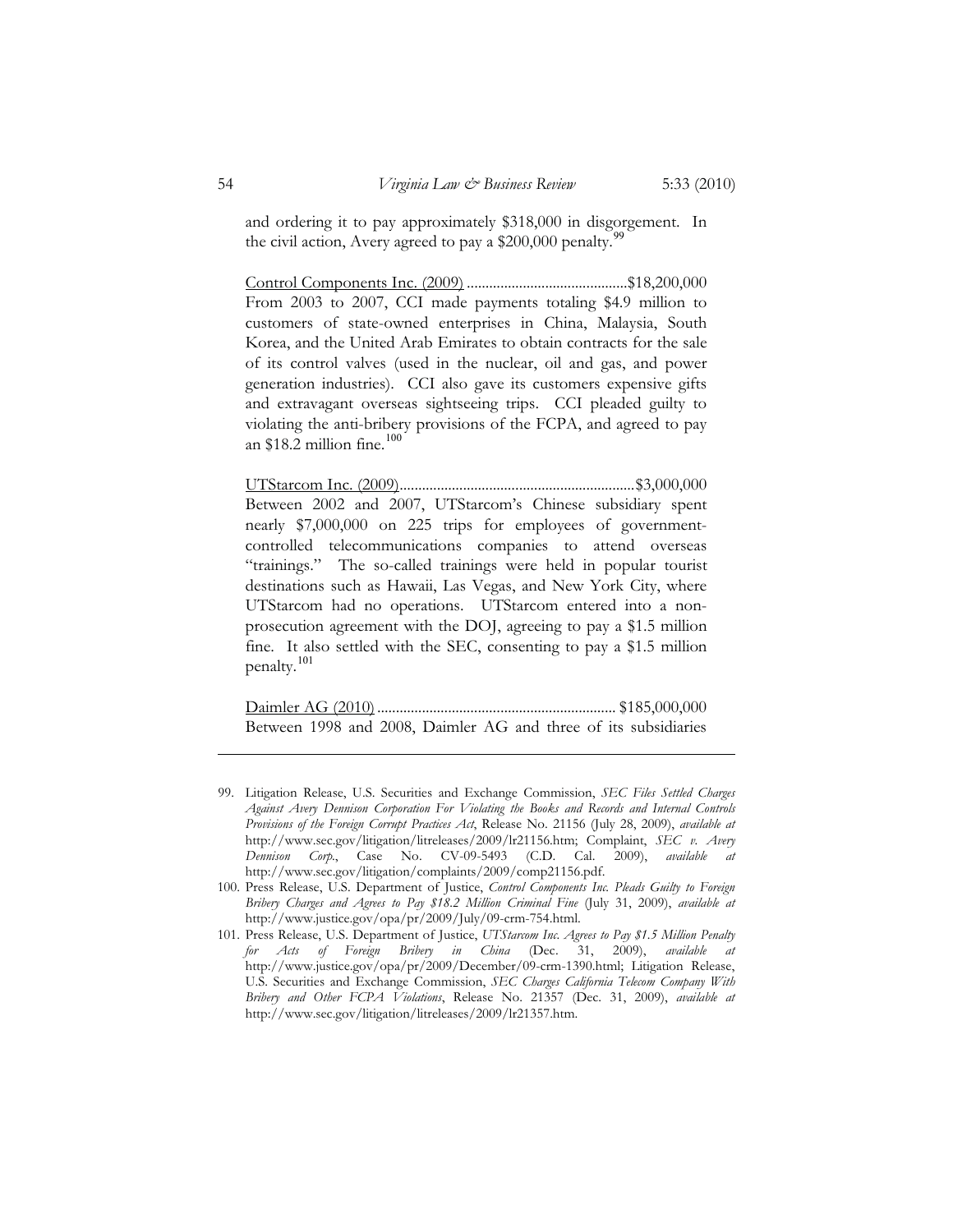and ordering it to pay approximately $318,000 in disgorgement. In the civil action, Avery agreed to pay a $200,000 penalty.[99]

Control Components Inc. (2009) ..........................................$18,200,000
From 2003 to 2007, CCI made payments totaling $4.9 million to customers of state-owned enterprises in China, Malaysia, South Korea, and the United Arab Emirates to obtain contracts for the sale of its control valves (used in the nuclear, oil and gas, and power generation industries). CCI also gave its customers expensive gifts and extravagant overseas sightseeing trips. CCI pleaded guilty to violating the anti-bribery provisions of the FCPA, and agreed to pay an $18.2 million fine.[100]

UTStarcom Inc. (2009)..............................................................$3,000,000
Between 2002 and 2007, UTStarcom's Chinese subsidiary spent nearly $7,000,000 on 225 trips for employees of government-controlled telecommunications companies to attend overseas "trainings." The so-called trainings were held in popular tourist destinations such as Hawaii, Las Vegas, and New York City, where UTStarcom had no operations. UTStarcom entered into a non-prosecution agreement with the DOJ, agreeing to pay a $1.5 million fine. It also settled with the SEC, consenting to pay a $1.5 million penalty.[101]

Daimler AG (2010) ............................................................... $185,000,000
Between 1998 and 2008, Daimler AG and three of its subsidiaries

---

99. Litigation Release, U.S. Securities and Exchange Commission, *SEC Files Settled Charges Against Avery Dennison Corporation For Violating the Books and Records and Internal Controls Provisions of the Foreign Corrupt Practices Act*, Release No. 21156 (July 28, 2009), *available at* http://www.sec.gov/litigation/litreleases/2009/lr21156.htm; Complaint, *SEC v. Avery Dennison Corp.*, Case No. CV-09-5493 (C.D. Cal. 2009), *available at* http://www.sec.gov/litigation/complaints/2009/comp21156.pdf.

100. Press Release, U.S. Department of Justice, *Control Components Inc. Pleads Guilty to Foreign Bribery Charges and Agrees to Pay $18.2 Million Criminal Fine* (July 31, 2009), *available at* http://www.justice.gov/opa/pr/2009/July/09-crm-754.html.

101. Press Release, U.S. Department of Justice, *UTStarcom Inc. Agrees to Pay $1.5 Million Penalty for Acts of Foreign Bribery in China* (Dec. 31, 2009), *available at* http://www.justice.gov/opa/pr/2009/December/09-crm-1390.html; Litigation Release, U.S. Securities and Exchange Commission, *SEC Charges California Telecom Company With Bribery and Other FCPA Violations*, Release No. 21357 (Dec. 31, 2009), *available at* http://www.sec.gov/litigation/litreleases/2009/lr21357.htm.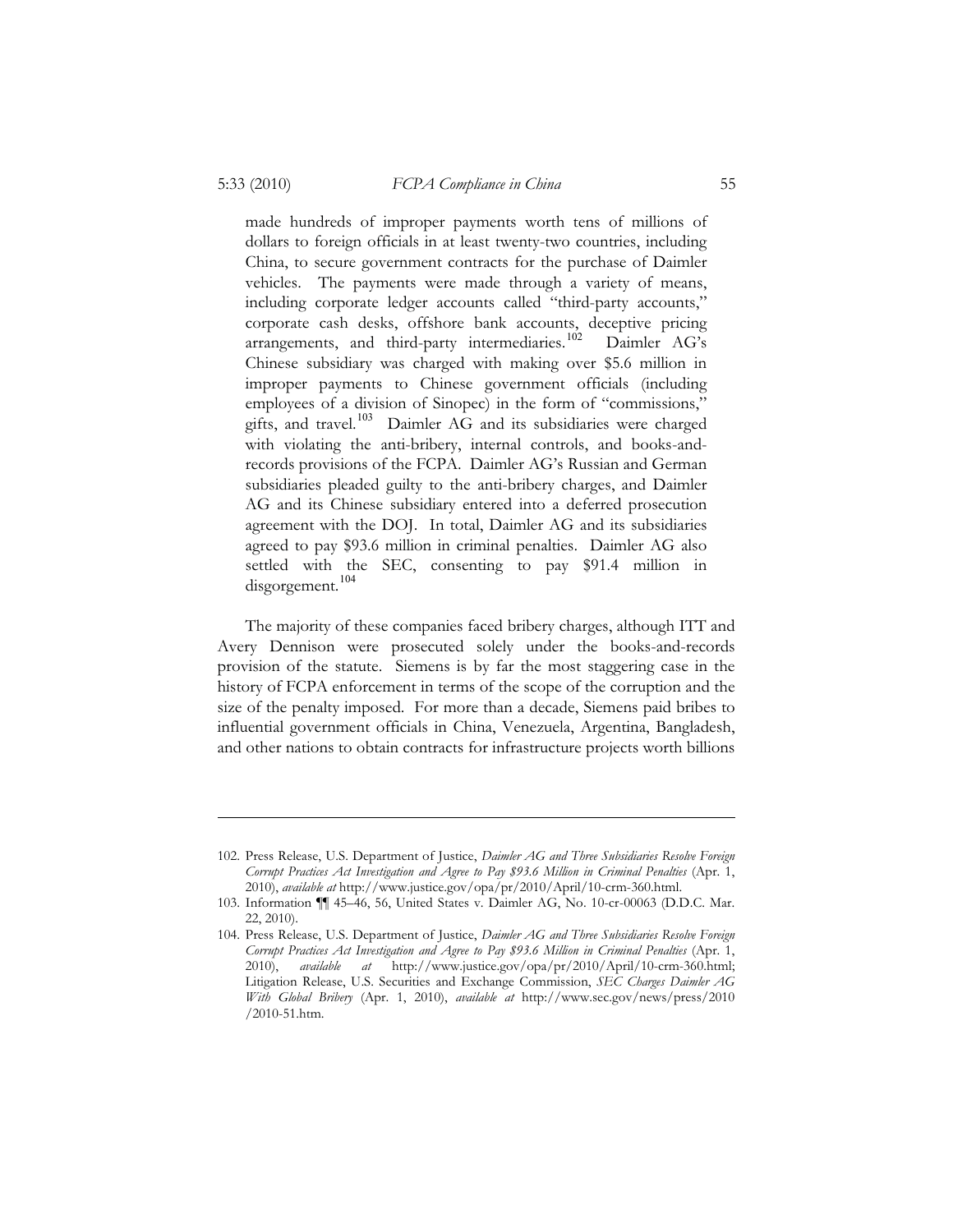made hundreds of improper payments worth tens of millions of dollars to foreign officials in at least twenty-two countries, including China, to secure government contracts for the purchase of Daimler vehicles. The payments were made through a variety of means, including corporate ledger accounts called "third-party accounts," corporate cash desks, offshore bank accounts, deceptive pricing arrangements, and third-party intermediaries.[102] Daimler AG's Chinese subsidiary was charged with making over $5.6 million in improper payments to Chinese government officials (including employees of a division of Sinopec) in the form of "commissions," gifts, and travel.[103] Daimler AG and its subsidiaries were charged with violating the anti-bribery, internal controls, and books-and-records provisions of the FCPA. Daimler AG's Russian and German subsidiaries pleaded guilty to the anti-bribery charges, and Daimler AG and its Chinese subsidiary entered into a deferred prosecution agreement with the DOJ. In total, Daimler AG and its subsidiaries agreed to pay $93.6 million in criminal penalties. Daimler AG also settled with the SEC, consenting to pay $91.4 million in disgorgement.[104]

The majority of these companies faced bribery charges, although ITT and Avery Dennison were prosecuted solely under the books-and-records provision of the statute. Siemens is by far the most staggering case in the history of FCPA enforcement in terms of the scope of the corruption and the size of the penalty imposed. For more than a decade, Siemens paid bribes to influential government officials in China, Venezuela, Argentina, Bangladesh, and other nations to obtain contracts for infrastructure projects worth billions

---

102. Press Release, U.S. Department of Justice, *Daimler AG and Three Subsidiaries Resolve Foreign Corrupt Practices Act Investigation and Agree to Pay $93.6 Million in Criminal Penalties* (Apr. 1, 2010), *available at* http://www.justice.gov/opa/pr/2010/April/10-crm-360.html.

103. Information ¶¶ 45–46, 56, United States v. Daimler AG, No. 10-cr-00063 (D.D.C. Mar. 22, 2010).

104. Press Release, U.S. Department of Justice, *Daimler AG and Three Subsidiaries Resolve Foreign Corrupt Practices Act Investigation and Agree to Pay $93.6 Million in Criminal Penalties* (Apr. 1, 2010), *available at* http://www.justice.gov/opa/pr/2010/April/10-crm-360.html; Litigation Release, U.S. Securities and Exchange Commission, *SEC Charges Daimler AG With Global Bribery* (Apr. 1, 2010), *available at* http://www.sec.gov/news/press/2010/2010-51.htm.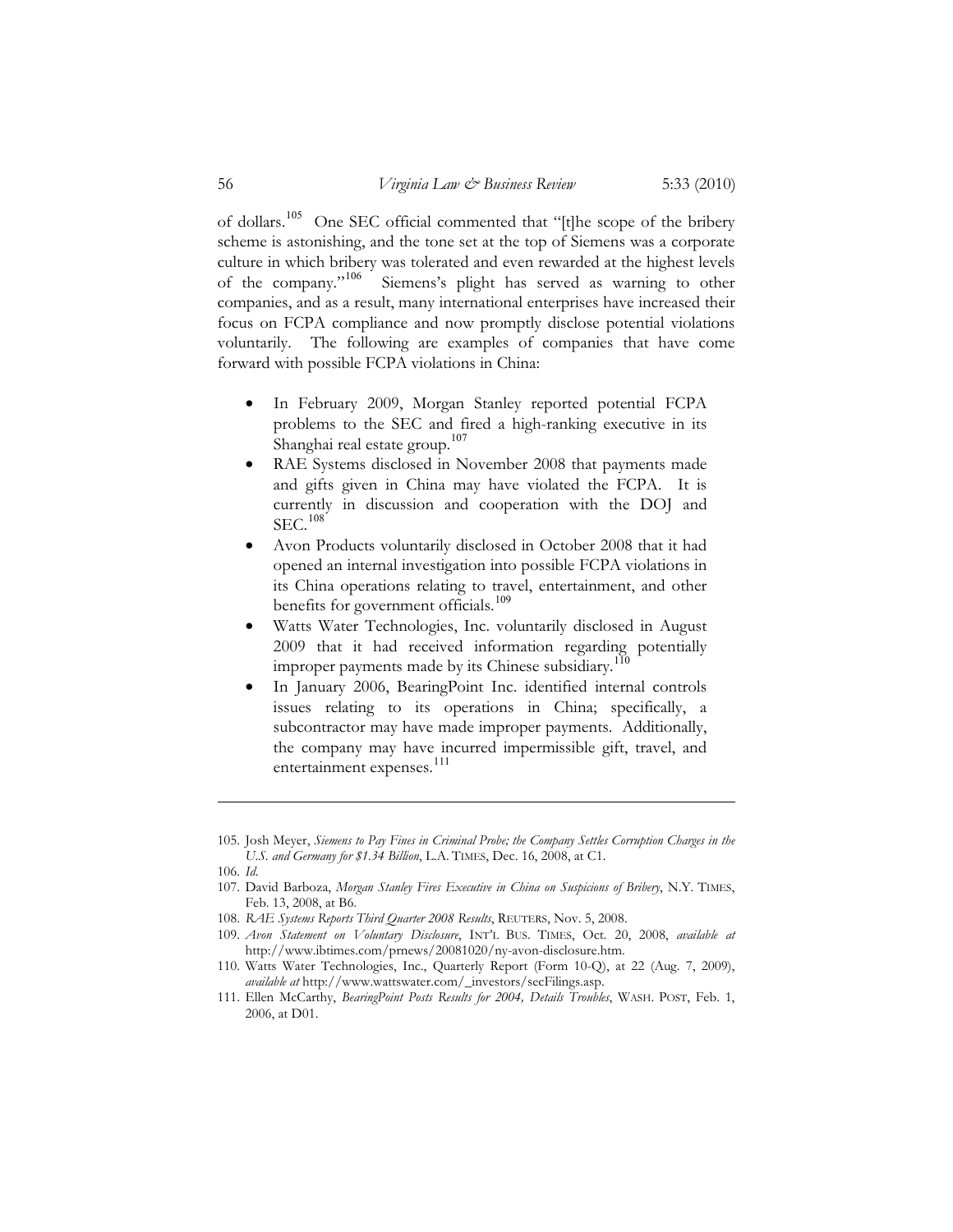of dollars.[105] One SEC official commented that "[t]he scope of the bribery scheme is astonishing, and the tone set at the top of Siemens was a corporate culture in which bribery was tolerated and even rewarded at the highest levels of the company."[106] Siemens's plight has served as warning to other companies, and as a result, many international enterprises have increased their focus on FCPA compliance and now promptly disclose potential violations voluntarily. The following are examples of companies that have come forward with possible FCPA violations in China:

- In February 2009, Morgan Stanley reported potential FCPA problems to the SEC and fired a high-ranking executive in its Shanghai real estate group.[107]
- RAE Systems disclosed in November 2008 that payments made and gifts given in China may have violated the FCPA. It is currently in discussion and cooperation with the DOJ and SEC.[108]
- Avon Products voluntarily disclosed in October 2008 that it had opened an internal investigation into possible FCPA violations in its China operations relating to travel, entertainment, and other benefits for government officials.[109]
- Watts Water Technologies, Inc. voluntarily disclosed in August 2009 that it had received information regarding potentially improper payments made by its Chinese subsidiary.[110]
- In January 2006, BearingPoint Inc. identified internal controls issues relating to its operations in China; specifically, a subcontractor may have made improper payments. Additionally, the company may have incurred impermissible gift, travel, and entertainment expenses.[111]

---

105. Josh Meyer, *Siemens to Pay Fines in Criminal Probe; the Company Settles Corruption Charges in the U.S. and Germany for $1.34 Billion*, L.A. TIMES, Dec. 16, 2008, at C1.

106. *Id.*

107. David Barboza, *Morgan Stanley Fires Executive in China on Suspicions of Bribery*, N.Y. TIMES, Feb. 13, 2008, at B6.

108. *RAE Systems Reports Third Quarter 2008 Results*, REUTERS, Nov. 5, 2008.

109. *Avon Statement on Voluntary Disclosure*, INT'L BUS. TIMES, Oct. 20, 2008, *available at* http://www.ibtimes.com/prnews/20081020/ny-avon-disclosure.htm.

110. Watts Water Technologies, Inc., Quarterly Report (Form 10-Q), at 22 (Aug. 7, 2009), *available at* http://www.wattswater.com/_investors/secFilings.asp.

111. Ellen McCarthy, *BearingPoint Posts Results for 2004, Details Troubles*, WASH. POST, Feb. 1, 2006, at D01.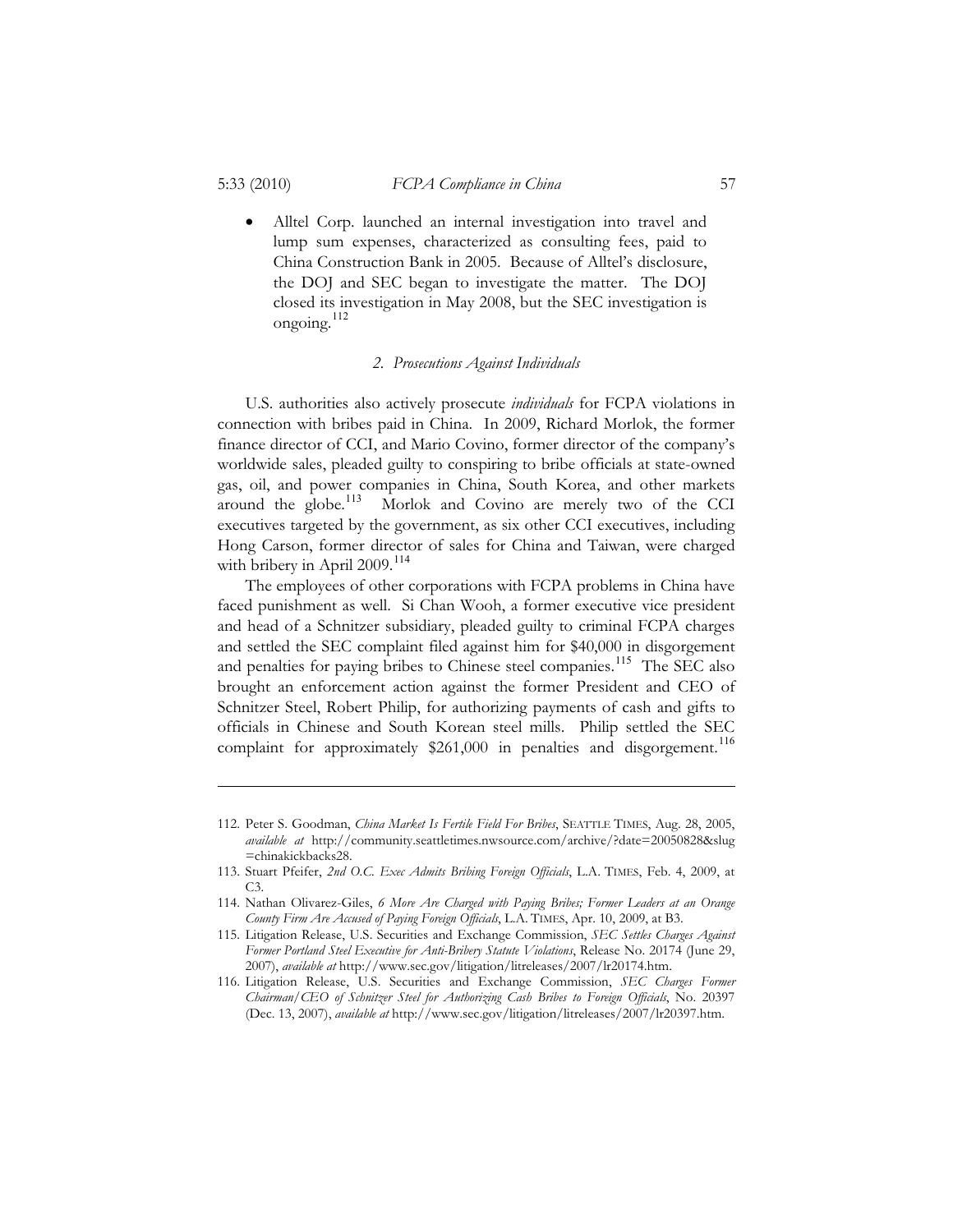- Alltel Corp. launched an internal investigation into travel and lump sum expenses, characterized as consulting fees, paid to China Construction Bank in 2005. Because of Alltel's disclosure, the DOJ and SEC began to investigate the matter. The DOJ closed its investigation in May 2008, but the SEC investigation is ongoing.[112]

### *2. Prosecutions Against Individuals*

U.S. authorities also actively prosecute *individuals* for FCPA violations in connection with bribes paid in China. In 2009, Richard Morlok, the former finance director of CCI, and Mario Covino, former director of the company's worldwide sales, pleaded guilty to conspiring to bribe officials at state-owned gas, oil, and power companies in China, South Korea, and other markets around the globe.[113] Morlok and Covino are merely two of the CCI executives targeted by the government, as six other CCI executives, including Hong Carson, former director of sales for China and Taiwan, were charged with bribery in April 2009.[114]

The employees of other corporations with FCPA problems in China have faced punishment as well. Si Chan Wooh, a former executive vice president and head of a Schnitzer subsidiary, pleaded guilty to criminal FCPA charges and settled the SEC complaint filed against him for $40,000 in disgorgement and penalties for paying bribes to Chinese steel companies.[115] The SEC also brought an enforcement action against the former President and CEO of Schnitzer Steel, Robert Philip, for authorizing payments of cash and gifts to officials in Chinese and South Korean steel mills. Philip settled the SEC complaint for approximately $261,000 in penalties and disgorgement.[116]

---

112. Peter S. Goodman, *China Market Is Fertile Field For Bribes*, SEATTLE TIMES, Aug. 28, 2005, *available at* http://community.seattletimes.nwsource.com/archive/?date=20050828&slug=chinakickbacks28.

113. Stuart Pfeifer, *2nd O.C. Exec Admits Bribing Foreign Officials*, L.A. TIMES, Feb. 4, 2009, at C3.

114. Nathan Olivarez-Giles, *6 More Are Charged with Paying Bribes; Former Leaders at an Orange County Firm Are Accused of Paying Foreign Officials*, L.A. TIMES, Apr. 10, 2009, at B3.

115. Litigation Release, U.S. Securities and Exchange Commission, *SEC Settles Charges Against Former Portland Steel Executive for Anti-Bribery Statute Violations*, Release No. 20174 (June 29, 2007), *available at* http://www.sec.gov/litigation/litreleases/2007/lr20174.htm.

116. Litigation Release, U.S. Securities and Exchange Commission, *SEC Charges Former Chairman/CEO of Schnitzer Steel for Authorizing Cash Bribes to Foreign Officials*, No. 20397 (Dec. 13, 2007), *available at* http://www.sec.gov/litigation/litreleases/2007/lr20397.htm.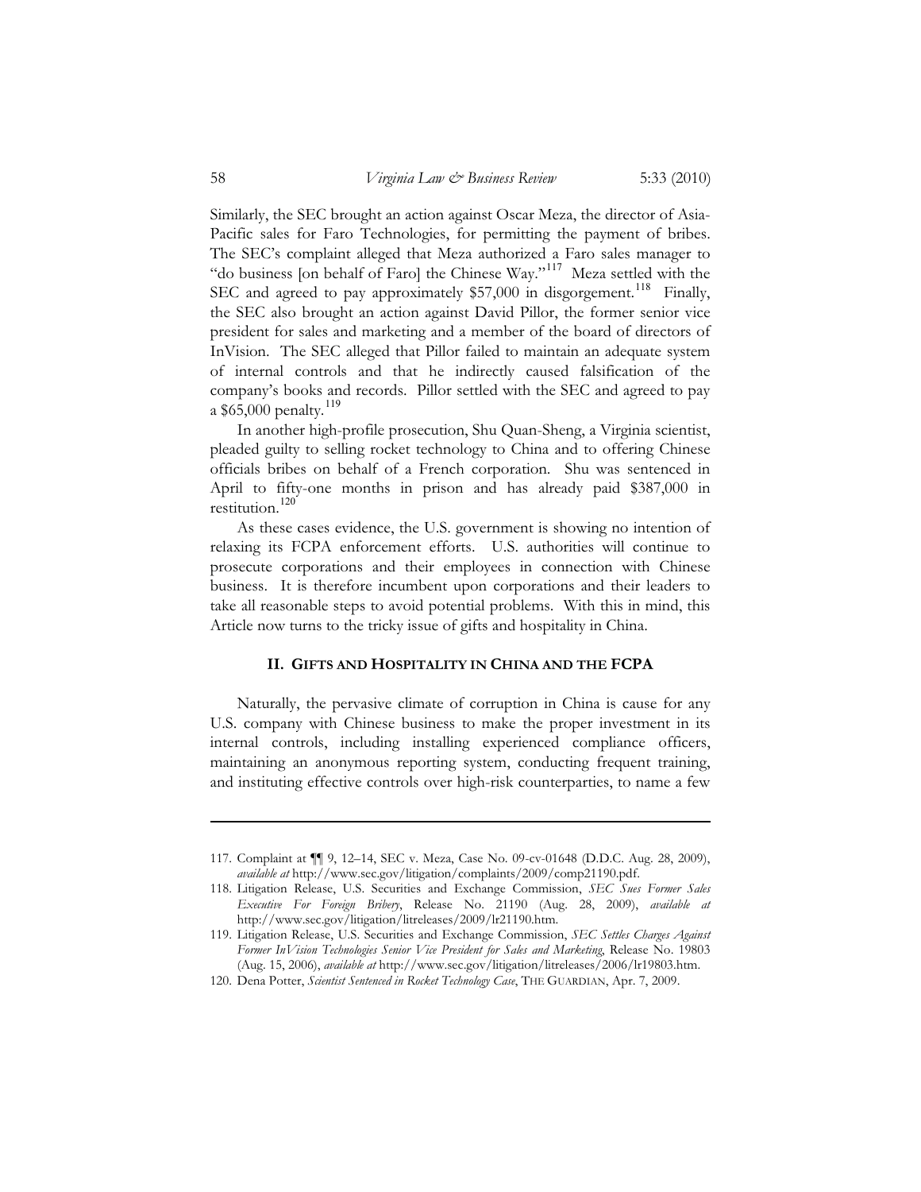Similarly, the SEC brought an action against Oscar Meza, the director of Asia-Pacific sales for Faro Technologies, for permitting the payment of bribes. The SEC's complaint alleged that Meza authorized a Faro sales manager to "do business [on behalf of Faro] the Chinese Way."[117] Meza settled with the SEC and agreed to pay approximately $57,000 in disgorgement.[118] Finally, the SEC also brought an action against David Pillor, the former senior vice president for sales and marketing and a member of the board of directors of InVision. The SEC alleged that Pillor failed to maintain an adequate system of internal controls and that he indirectly caused falsification of the company's books and records. Pillor settled with the SEC and agreed to pay a $65,000 penalty.[119]

In another high-profile prosecution, Shu Quan-Sheng, a Virginia scientist, pleaded guilty to selling rocket technology to China and to offering Chinese officials bribes on behalf of a French corporation. Shu was sentenced in April to fifty-one months in prison and has already paid $387,000 in restitution.[120]

As these cases evidence, the U.S. government is showing no intention of relaxing its FCPA enforcement efforts. U.S. authorities will continue to prosecute corporations and their employees in connection with Chinese business. It is therefore incumbent upon corporations and their leaders to take all reasonable steps to avoid potential problems. With this in mind, this Article now turns to the tricky issue of gifts and hospitality in China.

## II. GIFTS AND HOSPITALITY IN CHINA AND THE FCPA

Naturally, the pervasive climate of corruption in China is cause for any U.S. company with Chinese business to make the proper investment in its internal controls, including installing experienced compliance officers, maintaining an anonymous reporting system, conducting frequent training, and instituting effective controls over high-risk counterparties, to name a few

---

117. Complaint at ¶¶ 9, 12–14, SEC v. Meza, Case No. 09-cv-01648 (D.D.C. Aug. 28, 2009), *available at* http://www.sec.gov/litigation/complaints/2009/comp21190.pdf.

118. Litigation Release, U.S. Securities and Exchange Commission, *SEC Sues Former Sales Executive For Foreign Bribery*, Release No. 21190 (Aug. 28, 2009), *available at* http://www.sec.gov/litigation/litreleases/2009/lr21190.htm.

119. Litigation Release, U.S. Securities and Exchange Commission, *SEC Settles Charges Against Former InVision Technologies Senior Vice President for Sales and Marketing*, Release No. 19803 (Aug. 15, 2006), *available at* http://www.sec.gov/litigation/litreleases/2006/lr19803.htm.

120. Dena Potter, *Scientist Sentenced in Rocket Technology Case*, THE GUARDIAN, Apr. 7, 2009.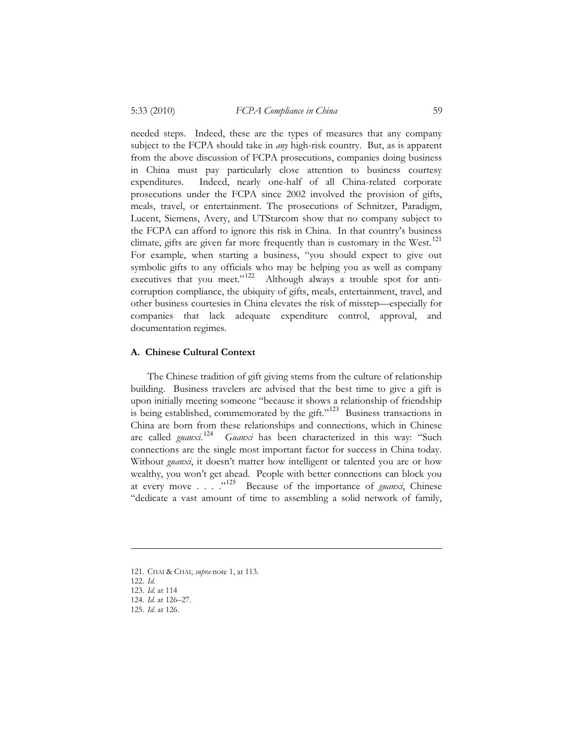needed steps. Indeed, these are the types of measures that any company subject to the FCPA should take in *any* high-risk country. But, as is apparent from the above discussion of FCPA prosecutions, companies doing business in China must pay particularly close attention to business courtesy expenditures. Indeed, nearly one-half of all China-related corporate prosecutions under the FCPA since 2002 involved the provision of gifts, meals, travel, or entertainment. The prosecutions of Schnitzer, Paradigm, Lucent, Siemens, Avery, and UTStarcom show that no company subject to the FCPA can afford to ignore this risk in China. In that country's business climate, gifts are given far more frequently than is customary in the West.[121] For example, when starting a business, "you should expect to give out symbolic gifts to any officials who may be helping you as well as company executives that you meet."[122] Although always a trouble spot for anti-corruption compliance, the ubiquity of gifts, meals, entertainment, travel, and other business courtesies in China elevates the risk of misstep—especially for companies that lack adequate expenditure control, approval, and documentation regimes.

### A. Chinese Cultural Context

The Chinese tradition of gift giving stems from the culture of relationship building. Business travelers are advised that the best time to give a gift is upon initially meeting someone "because it shows a relationship of friendship is being established, commemorated by the gift."[123] Business transactions in China are born from these relationships and connections, which in Chinese are called *guanxi*.[124] *Guanxi* has been characterized in this way: "Such connections are the single most important factor for success in China today. Without *guanxi*, it doesn't matter how intelligent or talented you are or how wealthy, you won't get ahead. People with better connections can block you at every move . . . ."[125] Because of the importance of *guanxi*, Chinese "dedicate a vast amount of time to assembling a solid network of family,

---

121. CHAI & CHAI, *supra* note 1, at 113.

122. *Id.*

123. *Id.* at 114

124. *Id.* at 126–27.

125. *Id.* at 126.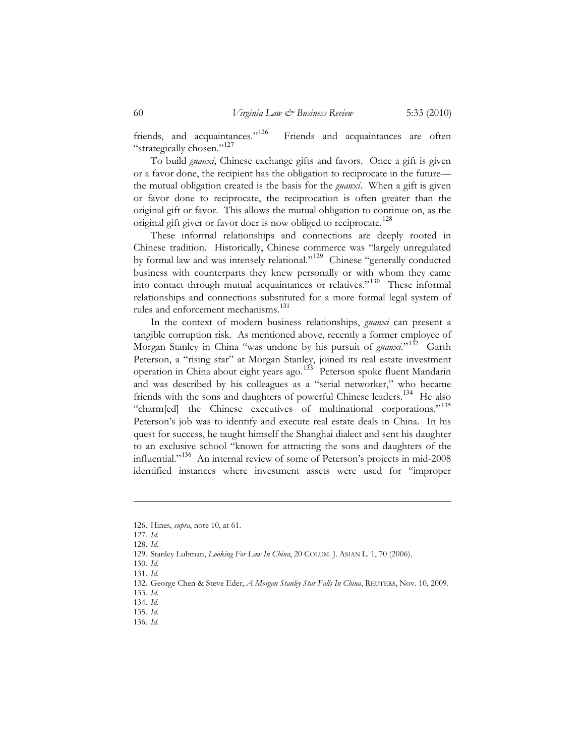friends, and acquaintances."[126] Friends and acquaintances are often "strategically chosen."[127]

To build *guanxi*, Chinese exchange gifts and favors. Once a gift is given or a favor done, the recipient has the obligation to reciprocate in the future—the mutual obligation created is the basis for the *guanxi*. When a gift is given or favor done to reciprocate, the reciprocation is often greater than the original gift or favor. This allows the mutual obligation to continue on, as the original gift giver or favor doer is now obliged to reciprocate.[128]

These informal relationships and connections are deeply rooted in Chinese tradition. Historically, Chinese commerce was "largely unregulated by formal law and was intensely relational."[129] Chinese "generally conducted business with counterparts they knew personally or with whom they came into contact through mutual acquaintances or relatives."[130] These informal relationships and connections substituted for a more formal legal system of rules and enforcement mechanisms.[131]

In the context of modern business relationships, *guanxi* can present a tangible corruption risk. As mentioned above, recently a former employee of Morgan Stanley in China "was undone by his pursuit of *guanxi*."[132] Garth Peterson, a "rising star" at Morgan Stanley, joined its real estate investment operation in China about eight years ago.[133] Peterson spoke fluent Mandarin and was described by his colleagues as a "serial networker," who became friends with the sons and daughters of powerful Chinese leaders.[134] He also "charm[ed] the Chinese executives of multinational corporations."[135] Peterson's job was to identify and execute real estate deals in China. In his quest for success, he taught himself the Shanghai dialect and sent his daughter to an exclusive school "known for attracting the sons and daughters of the influential."[136] An internal review of some of Peterson's projects in mid-2008 identified instances where investment assets were used for "improper

---

126. Hines, *supra*, note 10, at 61.
127. *Id.*
128. *Id.*
129. Stanley Lubman, *Looking For Law In China*, 20 COLUM. J. ASIAN L. 1, 70 (2006).
130. *Id.*
131. *Id.*
132. George Chen & Steve Eder, *A Morgan Stanley Star Falls In China*, REUTERS, Nov. 10, 2009.
133. *Id.*
134. *Id.*
135. *Id.*
136. *Id.*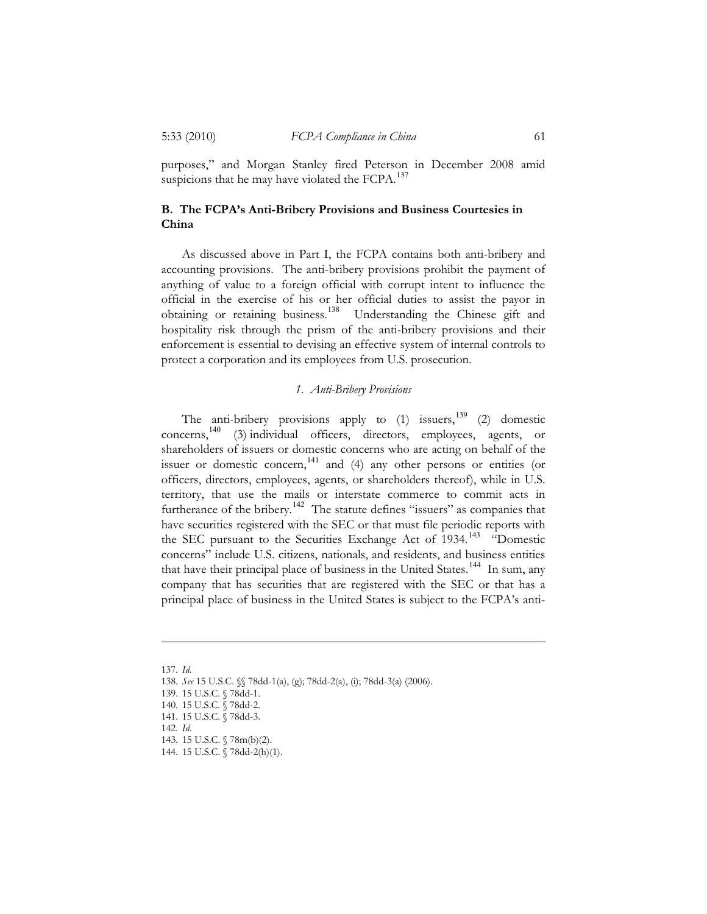purposes," and Morgan Stanley fired Peterson in December 2008 amid suspicions that he may have violated the FCPA.[137]

### B. The FCPA's Anti-Bribery Provisions and Business Courtesies in China

As discussed above in Part I, the FCPA contains both anti-bribery and accounting provisions. The anti-bribery provisions prohibit the payment of anything of value to a foreign official with corrupt intent to influence the official in the exercise of his or her official duties to assist the payor in obtaining or retaining business.[138] Understanding the Chinese gift and hospitality risk through the prism of the anti-bribery provisions and their enforcement is essential to devising an effective system of internal controls to protect a corporation and its employees from U.S. prosecution.

#### *1. Anti-Bribery Provisions*

The anti-bribery provisions apply to (1) issuers,[139] (2) domestic concerns,[140] (3) individual officers, directors, employees, agents, or shareholders of issuers or domestic concerns who are acting on behalf of the issuer or domestic concern,[141] and (4) any other persons or entities (or officers, directors, employees, agents, or shareholders thereof), while in U.S. territory, that use the mails or interstate commerce to commit acts in furtherance of the bribery.[142] The statute defines "issuers" as companies that have securities registered with the SEC or that must file periodic reports with the SEC pursuant to the Securities Exchange Act of 1934.[143] "Domestic concerns" include U.S. citizens, nationals, and residents, and business entities that have their principal place of business in the United States.[144] In sum, any company that has securities that are registered with the SEC or that has a principal place of business in the United States is subject to the FCPA's anti-

---

137. *Id.*
138. *See* 15 U.S.C. §§ 78dd-1(a), (g); 78dd-2(a), (i); 78dd-3(a) (2006).
139. 15 U.S.C. § 78dd-1.
140. 15 U.S.C. § 78dd-2.
141. 15 U.S.C. § 78dd-3.
142. *Id.*
143. 15 U.S.C. § 78m(b)(2).
144. 15 U.S.C. § 78dd-2(h)(1).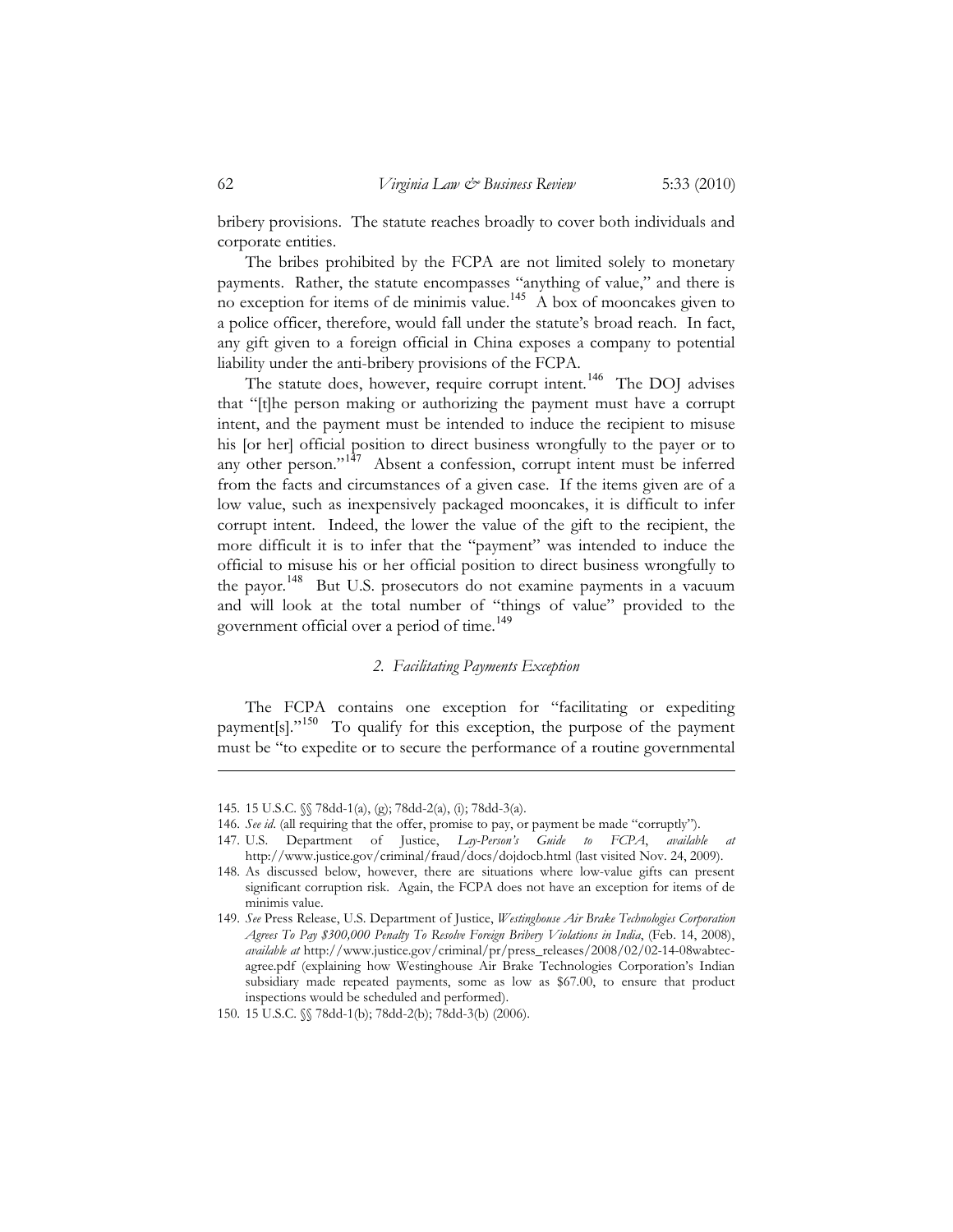bribery provisions. The statute reaches broadly to cover both individuals and corporate entities.

The bribes prohibited by the FCPA are not limited solely to monetary payments. Rather, the statute encompasses "anything of value," and there is no exception for items of de minimis value.[145] A box of mooncakes given to a police officer, therefore, would fall under the statute's broad reach. In fact, any gift given to a foreign official in China exposes a company to potential liability under the anti-bribery provisions of the FCPA.

The statute does, however, require corrupt intent.[146] The DOJ advises that "[t]he person making or authorizing the payment must have a corrupt intent, and the payment must be intended to induce the recipient to misuse his [or her] official position to direct business wrongfully to the payer or to any other person."[147] Absent a confession, corrupt intent must be inferred from the facts and circumstances of a given case. If the items given are of a low value, such as inexpensively packaged mooncakes, it is difficult to infer corrupt intent. Indeed, the lower the value of the gift to the recipient, the more difficult it is to infer that the "payment" was intended to induce the official to misuse his or her official position to direct business wrongfully to the payor.[148] But U.S. prosecutors do not examine payments in a vacuum and will look at the total number of "things of value" provided to the government official over a period of time.[149]

### *2. Facilitating Payments Exception*

The FCPA contains one exception for "facilitating or expediting payment[s]."[150] To qualify for this exception, the purpose of the payment must be "to expedite or to secure the performance of a routine governmental

---

145. 15 U.S.C. §§ 78dd-1(a), (g); 78dd-2(a), (i); 78dd-3(a).

146. *See id.* (all requiring that the offer, promise to pay, or payment be made "corruptly").

147. U.S. Department of Justice, *Lay-Person's Guide to FCPA*, *available at* http://www.justice.gov/criminal/fraud/docs/dojdocb.html (last visited Nov. 24, 2009).

148. As discussed below, however, there are situations where low-value gifts can present significant corruption risk. Again, the FCPA does not have an exception for items of de minimis value.

149. *See* Press Release, U.S. Department of Justice, *Westinghouse Air Brake Technologies Corporation Agrees To Pay $300,000 Penalty To Resolve Foreign Bribery Violations in India*, (Feb. 14, 2008), *available at* http://www.justice.gov/criminal/pr/press_releases/2008/02/02-14-08wabtec-agree.pdf (explaining how Westinghouse Air Brake Technologies Corporation's Indian subsidiary made repeated payments, some as low as $67.00, to ensure that product inspections would be scheduled and performed).

150. 15 U.S.C. §§ 78dd-1(b); 78dd-2(b); 78dd-3(b) (2006).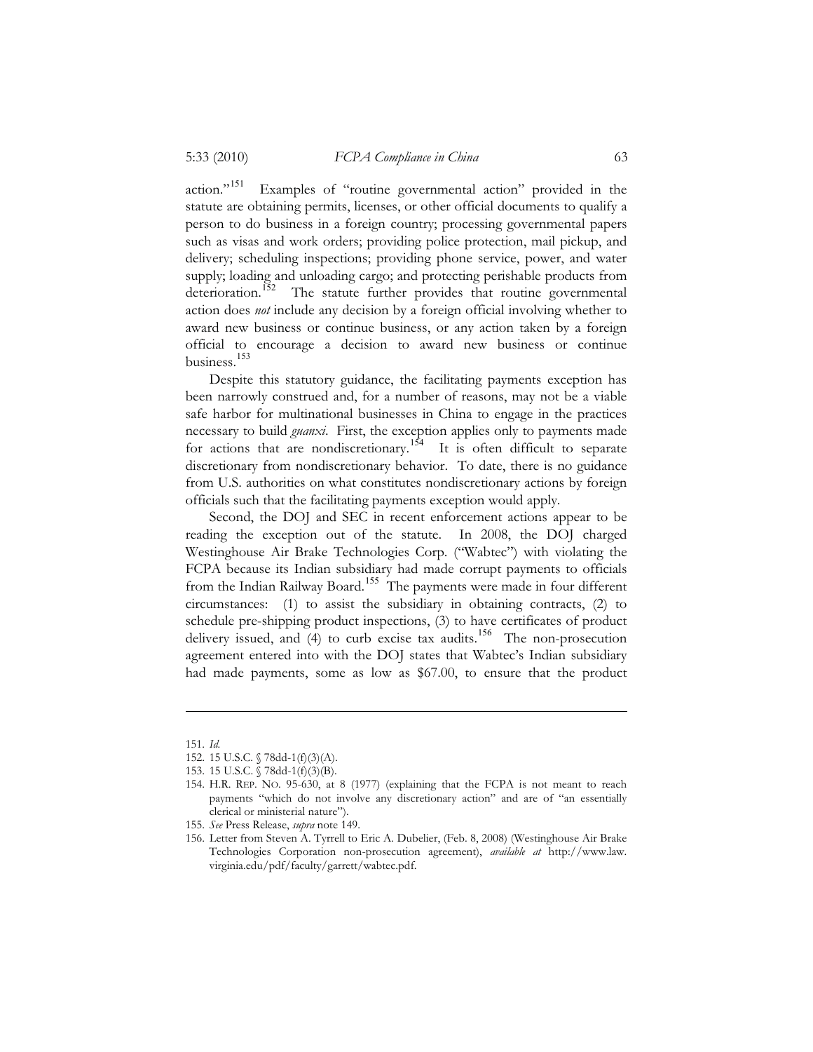action."[151] Examples of "routine governmental action" provided in the statute are obtaining permits, licenses, or other official documents to qualify a person to do business in a foreign country; processing governmental papers such as visas and work orders; providing police protection, mail pickup, and delivery; scheduling inspections; providing phone service, power, and water supply; loading and unloading cargo; and protecting perishable products from deterioration.[152] The statute further provides that routine governmental action does *not* include any decision by a foreign official involving whether to award new business or continue business, or any action taken by a foreign official to encourage a decision to award new business or continue business.[153]

Despite this statutory guidance, the facilitating payments exception has been narrowly construed and, for a number of reasons, may not be a viable safe harbor for multinational businesses in China to engage in the practices necessary to build *guanxi*. First, the exception applies only to payments made for actions that are nondiscretionary.[154] It is often difficult to separate discretionary from nondiscretionary behavior. To date, there is no guidance from U.S. authorities on what constitutes nondiscretionary actions by foreign officials such that the facilitating payments exception would apply.

Second, the DOJ and SEC in recent enforcement actions appear to be reading the exception out of the statute. In 2008, the DOJ charged Westinghouse Air Brake Technologies Corp. ("Wabtec") with violating the FCPA because its Indian subsidiary had made corrupt payments to officials from the Indian Railway Board.[155] The payments were made in four different circumstances: (1) to assist the subsidiary in obtaining contracts, (2) to schedule pre-shipping product inspections, (3) to have certificates of product delivery issued, and (4) to curb excise tax audits.[156] The non-prosecution agreement entered into with the DOJ states that Wabtec's Indian subsidiary had made payments, some as low as $67.00, to ensure that the product

---

151. *Id.*

152. 15 U.S.C. § 78dd-1(f)(3)(A).

153. 15 U.S.C. § 78dd-1(f)(3)(B).

154. H.R. REP. NO. 95-630, at 8 (1977) (explaining that the FCPA is not meant to reach payments "which do not involve any discretionary action" and are of "an essentially clerical or ministerial nature").

155. *See* Press Release, *supra* note 149.

156. Letter from Steven A. Tyrrell to Eric A. Dubelier, (Feb. 8, 2008) (Westinghouse Air Brake Technologies Corporation non-prosecution agreement), *available at* http://www.law.virginia.edu/pdf/faculty/garrett/wabtec.pdf.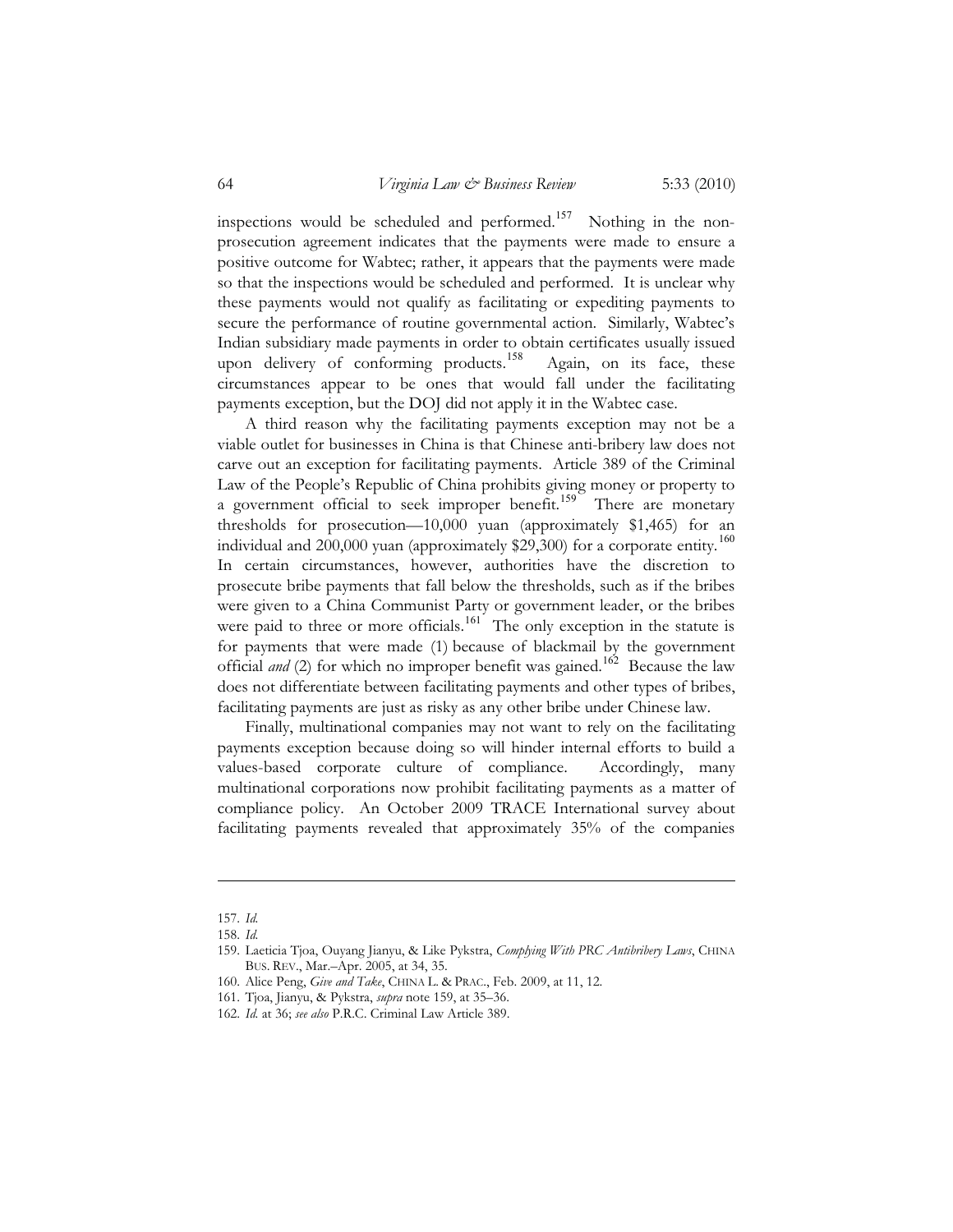inspections would be scheduled and performed.[157] Nothing in the non-prosecution agreement indicates that the payments were made to ensure a positive outcome for Wabtec; rather, it appears that the payments were made so that the inspections would be scheduled and performed. It is unclear why these payments would not qualify as facilitating or expediting payments to secure the performance of routine governmental action. Similarly, Wabtec's Indian subsidiary made payments in order to obtain certificates usually issued upon delivery of conforming products.[158] Again, on its face, these circumstances appear to be ones that would fall under the facilitating payments exception, but the DOJ did not apply it in the Wabtec case.

A third reason why the facilitating payments exception may not be a viable outlet for businesses in China is that Chinese anti-bribery law does not carve out an exception for facilitating payments. Article 389 of the Criminal Law of the People's Republic of China prohibits giving money or property to a government official to seek improper benefit.[159] There are monetary thresholds for prosecution—10,000 yuan (approximately $1,465) for an individual and 200,000 yuan (approximately $29,300) for a corporate entity.[160] In certain circumstances, however, authorities have the discretion to prosecute bribe payments that fall below the thresholds, such as if the bribes were given to a China Communist Party or government leader, or the bribes were paid to three or more officials.[161] The only exception in the statute is for payments that were made (1) because of blackmail by the government official *and* (2) for which no improper benefit was gained.[162] Because the law does not differentiate between facilitating payments and other types of bribes, facilitating payments are just as risky as any other bribe under Chinese law.

Finally, multinational companies may not want to rely on the facilitating payments exception because doing so will hinder internal efforts to build a values-based corporate culture of compliance. Accordingly, many multinational corporations now prohibit facilitating payments as a matter of compliance policy. An October 2009 TRACE International survey about facilitating payments revealed that approximately 35% of the companies

---

157. *Id.*

158. *Id.*

159. Laeticia Tjoa, Ouyang Jianyu, & Like Pykstra, *Complying With PRC Antibribery Laws*, CHINA BUS. REV., Mar.–Apr. 2005, at 34, 35.

160. Alice Peng, *Give and Take*, CHINA L. & PRAC., Feb. 2009, at 11, 12.

161. Tjoa, Jianyu, & Pykstra, *supra* note 159, at 35–36.

162. *Id.* at 36; *see also* P.R.C. Criminal Law Article 389.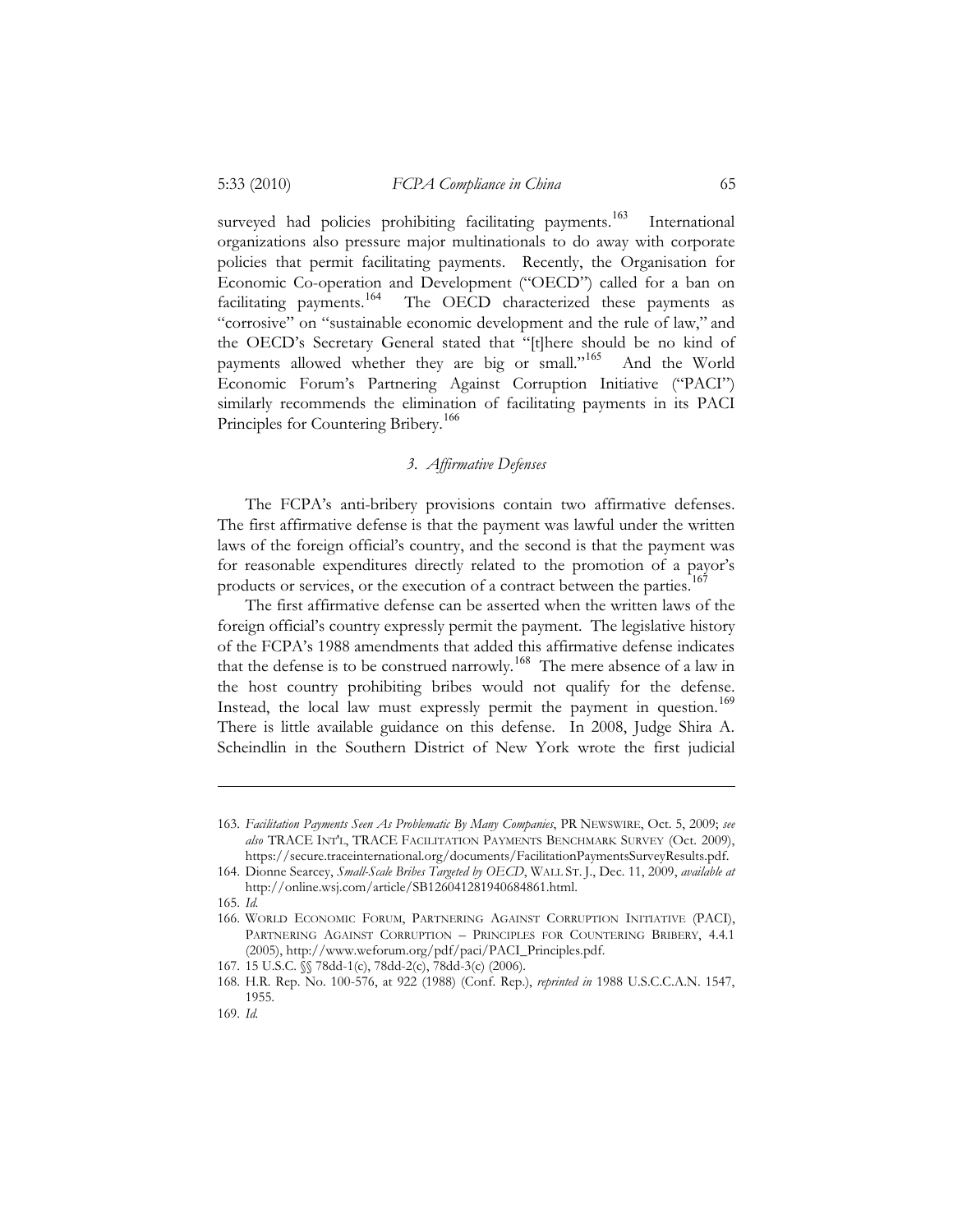surveyed had policies prohibiting facilitating payments.[163] International organizations also pressure major multinationals to do away with corporate policies that permit facilitating payments. Recently, the Organisation for Economic Co-operation and Development ("OECD") called for a ban on facilitating payments.[164] The OECD characterized these payments as "corrosive" on "sustainable economic development and the rule of law," and the OECD's Secretary General stated that "[t]here should be no kind of payments allowed whether they are big or small."[165] And the World Economic Forum's Partnering Against Corruption Initiative ("PACI") similarly recommends the elimination of facilitating payments in its PACI Principles for Countering Bribery.[166]

### *3. Affirmative Defenses*

The FCPA's anti-bribery provisions contain two affirmative defenses. The first affirmative defense is that the payment was lawful under the written laws of the foreign official's country, and the second is that the payment was for reasonable expenditures directly related to the promotion of a payor's products or services, or the execution of a contract between the parties.[167]

The first affirmative defense can be asserted when the written laws of the foreign official's country expressly permit the payment. The legislative history of the FCPA's 1988 amendments that added this affirmative defense indicates that the defense is to be construed narrowly.[168] The mere absence of a law in the host country prohibiting bribes would not qualify for the defense. Instead, the local law must expressly permit the payment in question.[169] There is little available guidance on this defense. In 2008, Judge Shira A. Scheindlin in the Southern District of New York wrote the first judicial

---

163. *Facilitation Payments Seen As Problematic By Many Companies*, PR NEWSWIRE, Oct. 5, 2009; *see also* TRACE INT'L, TRACE FACILITATION PAYMENTS BENCHMARK SURVEY (Oct. 2009), https://secure.traceinternational.org/documents/FacilitationPaymentsSurveyResults.pdf.

164. Dionne Searcey, *Small-Scale Bribes Targeted by OECD*, WALL ST. J., Dec. 11, 2009, *available at* http://online.wsj.com/article/SB126041281940684861.html.

165. *Id.*

166. WORLD ECONOMIC FORUM, PARTNERING AGAINST CORRUPTION INITIATIVE (PACI), PARTNERING AGAINST CORRUPTION – PRINCIPLES FOR COUNTERING BRIBERY, 4.4.1 (2005), http://www.weforum.org/pdf/paci/PACI_Principles.pdf.

167. 15 U.S.C. §§ 78dd-1(c), 78dd-2(c), 78dd-3(c) (2006).

168. H.R. Rep. No. 100-576, at 922 (1988) (Conf. Rep.), *reprinted in* 1988 U.S.C.C.A.N. 1547, 1955.

169. *Id.*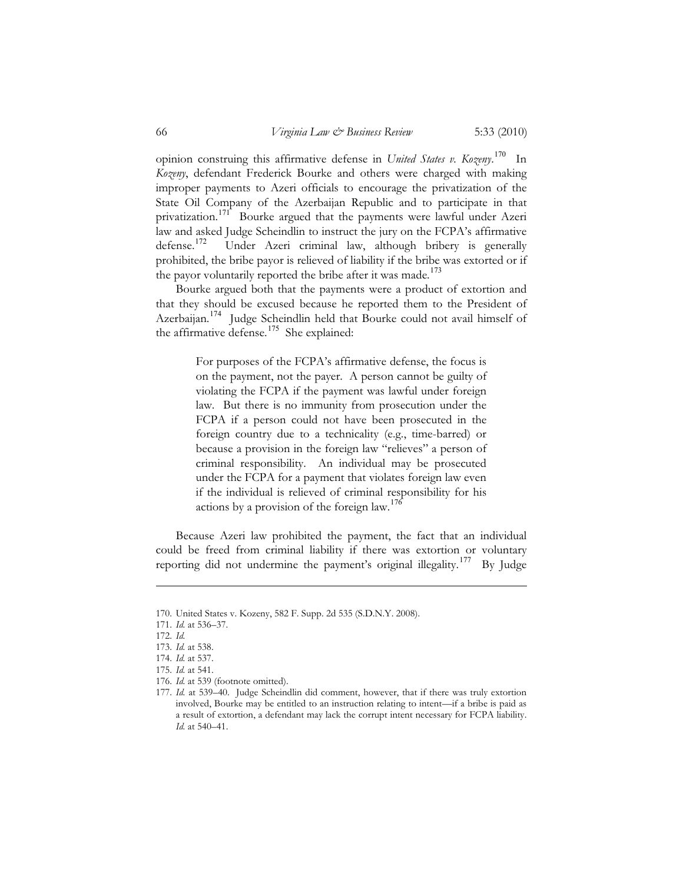opinion construing this affirmative defense in *United States v. Kozeny*.[170] In *Kozeny*, defendant Frederick Bourke and others were charged with making improper payments to Azeri officials to encourage the privatization of the State Oil Company of the Azerbaijan Republic and to participate in that privatization.[171] Bourke argued that the payments were lawful under Azeri law and asked Judge Scheindlin to instruct the jury on the FCPA's affirmative defense.[172] Under Azeri criminal law, although bribery is generally prohibited, the bribe payor is relieved of liability if the bribe was extorted or if the payor voluntarily reported the bribe after it was made.[173]

Bourke argued both that the payments were a product of extortion and that they should be excused because he reported them to the President of Azerbaijan.[174] Judge Scheindlin held that Bourke could not avail himself of the affirmative defense.[175] She explained:

> For purposes of the FCPA's affirmative defense, the focus is on the payment, not the payer. A person cannot be guilty of violating the FCPA if the payment was lawful under foreign law. But there is no immunity from prosecution under the FCPA if a person could not have been prosecuted in the foreign country due to a technicality (e.g., time-barred) or because a provision in the foreign law "relieves" a person of criminal responsibility. An individual may be prosecuted under the FCPA for a payment that violates foreign law even if the individual is relieved of criminal responsibility for his actions by a provision of the foreign law.[176]

Because Azeri law prohibited the payment, the fact that an individual could be freed from criminal liability if there was extortion or voluntary reporting did not undermine the payment's original illegality.[177] By Judge

---

170. United States v. Kozeny, 582 F. Supp. 2d 535 (S.D.N.Y. 2008).

171. *Id.* at 536–37.

172. *Id.*

173. *Id.* at 538.

174. *Id.* at 537.

175. *Id.* at 541.

176. *Id.* at 539 (footnote omitted).

177. *Id.* at 539–40. Judge Scheindlin did comment, however, that if there was truly extortion involved, Bourke may be entitled to an instruction relating to intent—if a bribe is paid as a result of extortion, a defendant may lack the corrupt intent necessary for FCPA liability. *Id.* at 540–41.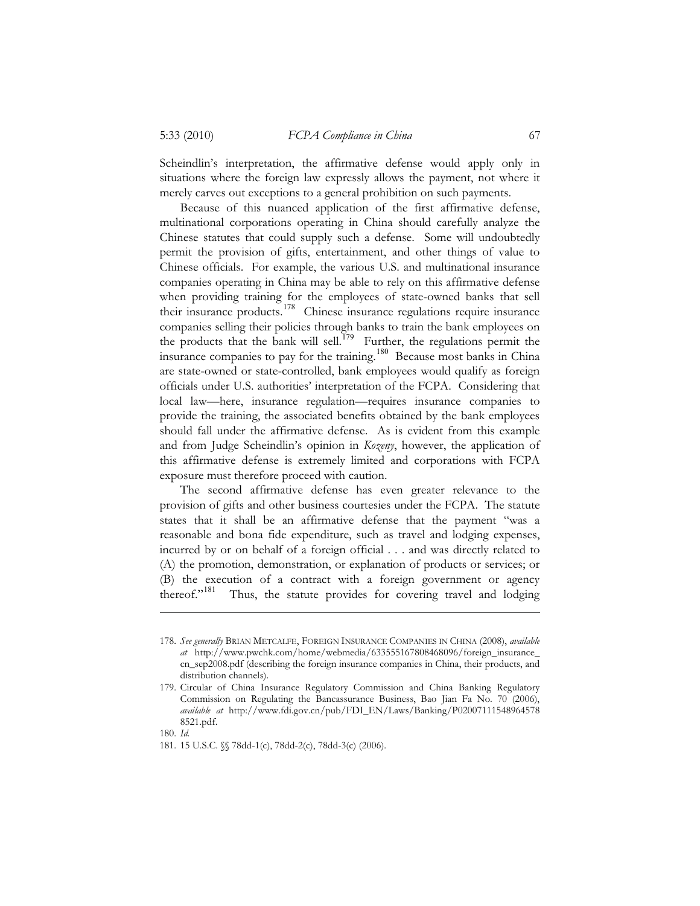Scheindlin's interpretation, the affirmative defense would apply only in situations where the foreign law expressly allows the payment, not where it merely carves out exceptions to a general prohibition on such payments.

Because of this nuanced application of the first affirmative defense, multinational corporations operating in China should carefully analyze the Chinese statutes that could supply such a defense. Some will undoubtedly permit the provision of gifts, entertainment, and other things of value to Chinese officials. For example, the various U.S. and multinational insurance companies operating in China may be able to rely on this affirmative defense when providing training for the employees of state-owned banks that sell their insurance products.[178] Chinese insurance regulations require insurance companies selling their policies through banks to train the bank employees on the products that the bank will sell.[179] Further, the regulations permit the insurance companies to pay for the training.[180] Because most banks in China are state-owned or state-controlled, bank employees would qualify as foreign officials under U.S. authorities' interpretation of the FCPA. Considering that local law—here, insurance regulation—requires insurance companies to provide the training, the associated benefits obtained by the bank employees should fall under the affirmative defense. As is evident from this example and from Judge Scheindlin's opinion in *Kozeny*, however, the application of this affirmative defense is extremely limited and corporations with FCPA exposure must therefore proceed with caution.

The second affirmative defense has even greater relevance to the provision of gifts and other business courtesies under the FCPA. The statute states that it shall be an affirmative defense that the payment "was a reasonable and bona fide expenditure, such as travel and lodging expenses, incurred by or on behalf of a foreign official . . . and was directly related to (A) the promotion, demonstration, or explanation of products or services; or (B) the execution of a contract with a foreign government or agency thereof."[181] Thus, the statute provides for covering travel and lodging

---

178. *See generally* BRIAN METCALFE, FOREIGN INSURANCE COMPANIES IN CHINA (2008), *available at* http://www.pwchk.com/home/webmedia/633555167808468096/foreign_insurance_cn_sep2008.pdf (describing the foreign insurance companies in China, their products, and distribution channels).

179. Circular of China Insurance Regulatory Commission and China Banking Regulatory Commission on Regulating the Bancassurance Business, Bao Jian Fa No. 70 (2006), *available at* http://www.fdi.gov.cn/pub/FDI_EN/Laws/Banking/P020071115489645788521.pdf.

180. *Id.*

181. 15 U.S.C. §§ 78dd-1(c), 78dd-2(c), 78dd-3(c) (2006).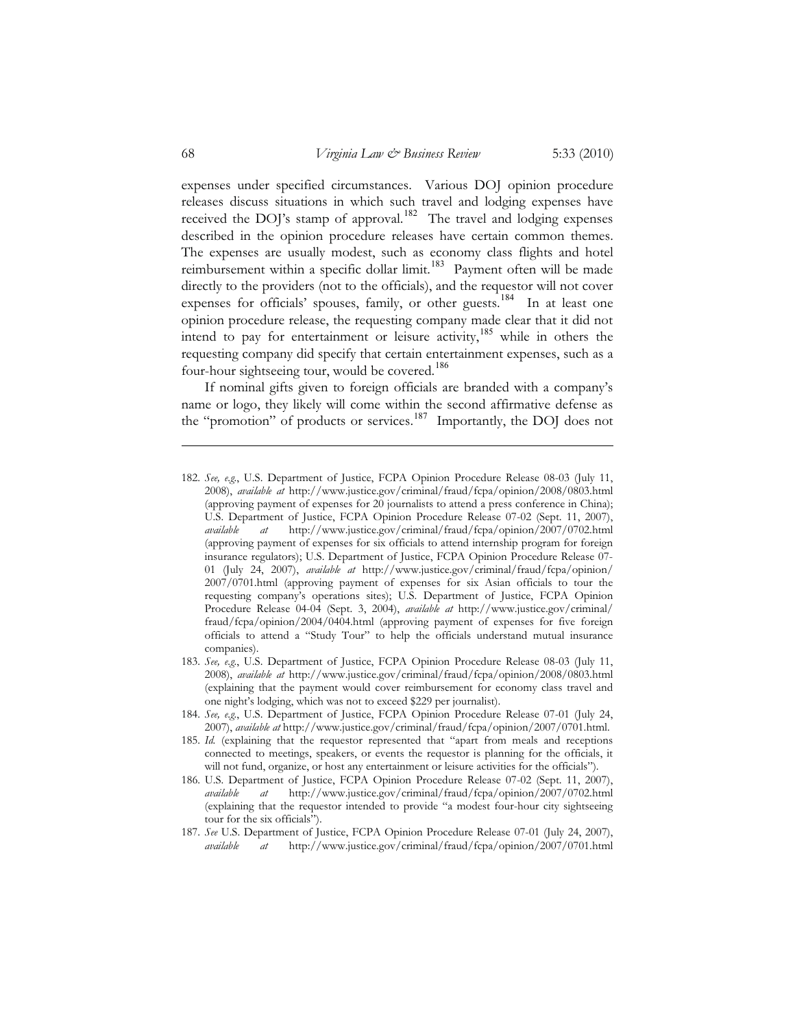expenses under specified circumstances. Various DOJ opinion procedure releases discuss situations in which such travel and lodging expenses have received the DOJ's stamp of approval.[182] The travel and lodging expenses described in the opinion procedure releases have certain common themes. The expenses are usually modest, such as economy class flights and hotel reimbursement within a specific dollar limit.[183] Payment often will be made directly to the providers (not to the officials), and the requestor will not cover expenses for officials' spouses, family, or other guests.[184] In at least one opinion procedure release, the requesting company made clear that it did not intend to pay for entertainment or leisure activity,[185] while in others the requesting company did specify that certain entertainment expenses, such as a four-hour sightseeing tour, would be covered.[186]

If nominal gifts given to foreign officials are branded with a company's name or logo, they likely will come within the second affirmative defense as the "promotion" of products or services.[187] Importantly, the DOJ does not

---

182. *See, e.g.*, U.S. Department of Justice, FCPA Opinion Procedure Release 08-03 (July 11, 2008), *available at* http://www.justice.gov/criminal/fraud/fcpa/opinion/2008/0803.html (approving payment of expenses for 20 journalists to attend a press conference in China); U.S. Department of Justice, FCPA Opinion Procedure Release 07-02 (Sept. 11, 2007), *available at* http://www.justice.gov/criminal/fraud/fcpa/opinion/2007/0702.html (approving payment of expenses for six officials to attend internship program for foreign insurance regulators); U.S. Department of Justice, FCPA Opinion Procedure Release 07-01 (July 24, 2007), *available at* http://www.justice.gov/criminal/fraud/fcpa/opinion/2007/0701.html (approving payment of expenses for six Asian officials to tour the requesting company's operations sites); U.S. Department of Justice, FCPA Opinion Procedure Release 04-04 (Sept. 3, 2004), *available at* http://www.justice.gov/criminal/fraud/fcpa/opinion/2004/0404.html (approving payment of expenses for five foreign officials to attend a "Study Tour" to help the officials understand mutual insurance companies).

183. *See, e.g.*, U.S. Department of Justice, FCPA Opinion Procedure Release 08-03 (July 11, 2008), *available at* http://www.justice.gov/criminal/fraud/fcpa/opinion/2008/0803.html (explaining that the payment would cover reimbursement for economy class travel and one night's lodging, which was not to exceed $229 per journalist).

184. *See, e.g.*, U.S. Department of Justice, FCPA Opinion Procedure Release 07-01 (July 24, 2007), *available at* http://www.justice.gov/criminal/fraud/fcpa/opinion/2007/0701.html.

185. *Id.* (explaining that the requestor represented that "apart from meals and receptions connected to meetings, speakers, or events the requestor is planning for the officials, it will not fund, organize, or host any entertainment or leisure activities for the officials").

186. U.S. Department of Justice, FCPA Opinion Procedure Release 07-02 (Sept. 11, 2007), *available at* http://www.justice.gov/criminal/fraud/fcpa/opinion/2007/0702.html (explaining that the requestor intended to provide "a modest four-hour city sightseeing tour for the six officials").

187. *See* U.S. Department of Justice, FCPA Opinion Procedure Release 07-01 (July 24, 2007), *available at* http://www.justice.gov/criminal/fraud/fcpa/opinion/2007/0701.html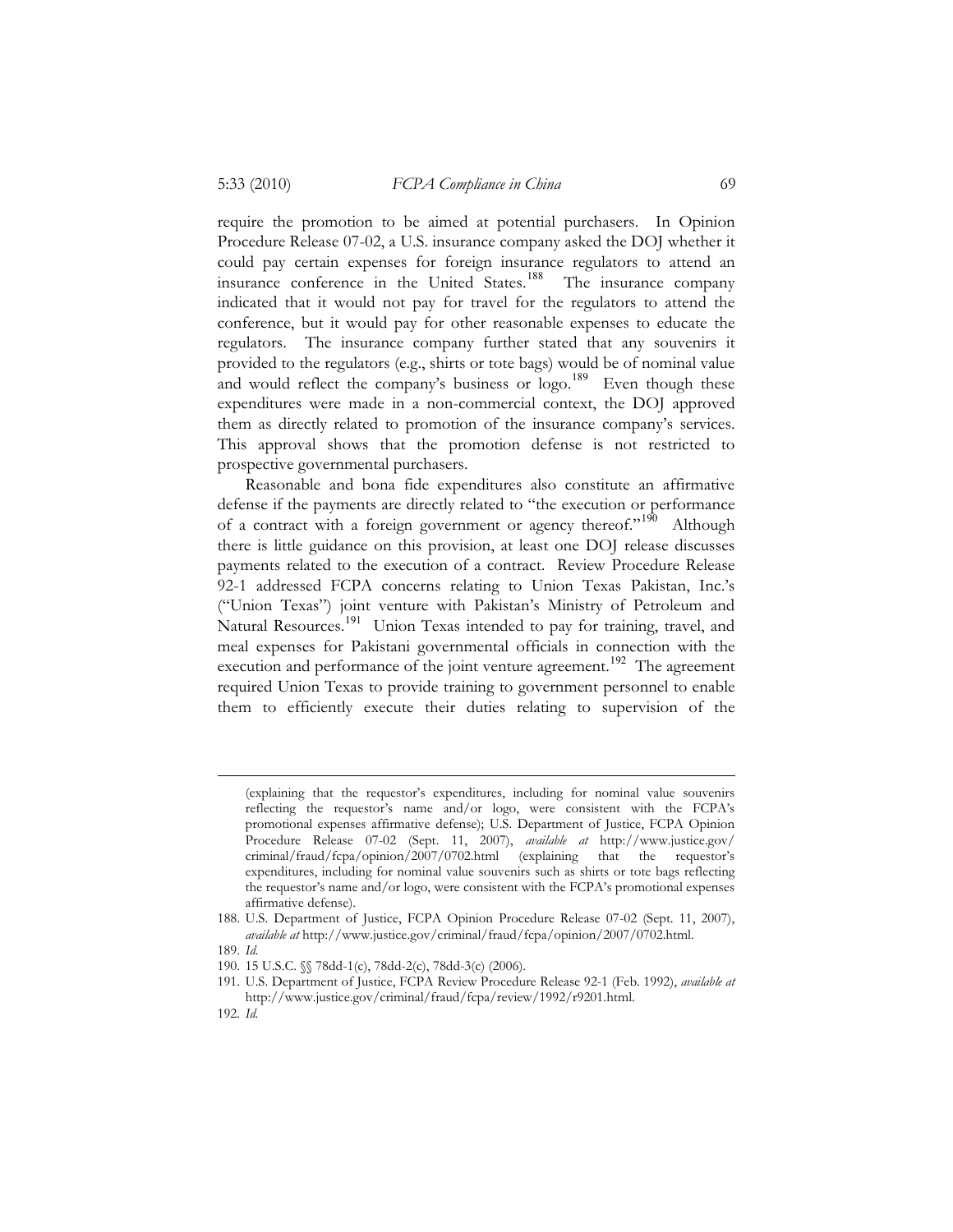require the promotion to be aimed at potential purchasers. In Opinion Procedure Release 07-02, a U.S. insurance company asked the DOJ whether it could pay certain expenses for foreign insurance regulators to attend an insurance conference in the United States.[188] The insurance company indicated that it would not pay for travel for the regulators to attend the conference, but it would pay for other reasonable expenses to educate the regulators. The insurance company further stated that any souvenirs it provided to the regulators (e.g., shirts or tote bags) would be of nominal value and would reflect the company's business or logo.[189] Even though these expenditures were made in a non-commercial context, the DOJ approved them as directly related to promotion of the insurance company's services. This approval shows that the promotion defense is not restricted to prospective governmental purchasers.

Reasonable and bona fide expenditures also constitute an affirmative defense if the payments are directly related to "the execution or performance of a contract with a foreign government or agency thereof."[190] Although there is little guidance on this provision, at least one DOJ release discusses payments related to the execution of a contract. Review Procedure Release 92-1 addressed FCPA concerns relating to Union Texas Pakistan, Inc.'s ("Union Texas") joint venture with Pakistan's Ministry of Petroleum and Natural Resources.[191] Union Texas intended to pay for training, travel, and meal expenses for Pakistani governmental officials in connection with the execution and performance of the joint venture agreement.[192] The agreement required Union Texas to provide training to government personnel to enable them to efficiently execute their duties relating to supervision of the

---

(explaining that the requestor's expenditures, including for nominal value souvenirs reflecting the requestor's name and/or logo, were consistent with the FCPA's promotional expenses affirmative defense); U.S. Department of Justice, FCPA Opinion Procedure Release 07-02 (Sept. 11, 2007), *available at* http://www.justice.gov/criminal/fraud/fcpa/opinion/2007/0702.html (explaining that the requestor's expenditures, including for nominal value souvenirs such as shirts or tote bags reflecting the requestor's name and/or logo, were consistent with the FCPA's promotional expenses affirmative defense).

188. U.S. Department of Justice, FCPA Opinion Procedure Release 07-02 (Sept. 11, 2007), *available at* http://www.justice.gov/criminal/fraud/fcpa/opinion/2007/0702.html.

189. *Id.*

190. 15 U.S.C. §§ 78dd-1(c), 78dd-2(c), 78dd-3(c) (2006).

191. U.S. Department of Justice, FCPA Review Procedure Release 92-1 (Feb. 1992), *available at* http://www.justice.gov/criminal/fraud/fcpa/review/1992/r9201.html.

192. *Id.*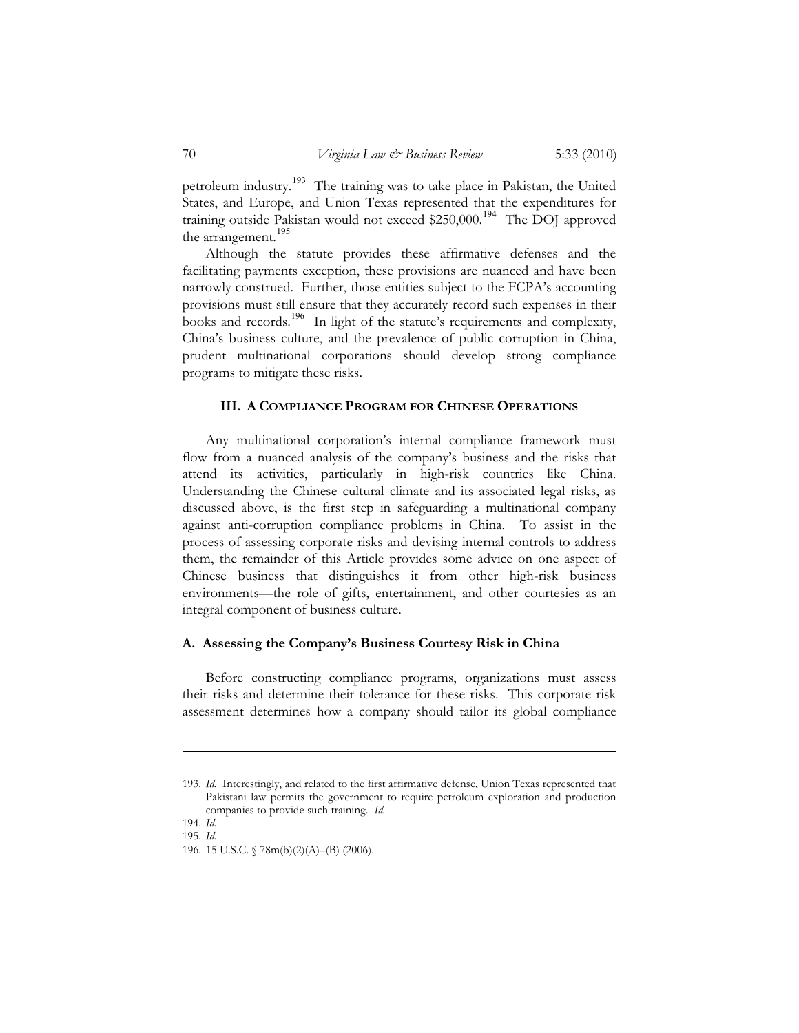petroleum industry.[193] The training was to take place in Pakistan, the United States, and Europe, and Union Texas represented that the expenditures for training outside Pakistan would not exceed $250,000.[194] The DOJ approved the arrangement.[195]

Although the statute provides these affirmative defenses and the facilitating payments exception, these provisions are nuanced and have been narrowly construed. Further, those entities subject to the FCPA's accounting provisions must still ensure that they accurately record such expenses in their books and records.[196] In light of the statute's requirements and complexity, China's business culture, and the prevalence of public corruption in China, prudent multinational corporations should develop strong compliance programs to mitigate these risks.

## III. A COMPLIANCE PROGRAM FOR CHINESE OPERATIONS

Any multinational corporation's internal compliance framework must flow from a nuanced analysis of the company's business and the risks that attend its activities, particularly in high-risk countries like China. Understanding the Chinese cultural climate and its associated legal risks, as discussed above, is the first step in safeguarding a multinational company against anti-corruption compliance problems in China. To assist in the process of assessing corporate risks and devising internal controls to address them, the remainder of this Article provides some advice on one aspect of Chinese business that distinguishes it from other high-risk business environments—the role of gifts, entertainment, and other courtesies as an integral component of business culture.

### A. Assessing the Company's Business Courtesy Risk in China

Before constructing compliance programs, organizations must assess their risks and determine their tolerance for these risks. This corporate risk assessment determines how a company should tailor its global compliance

---

193. *Id.* Interestingly, and related to the first affirmative defense, Union Texas represented that Pakistani law permits the government to require petroleum exploration and production companies to provide such training. *Id.*

194. *Id.*

195. *Id.*

196. 15 U.S.C. § 78m(b)(2)(A)–(B) (2006).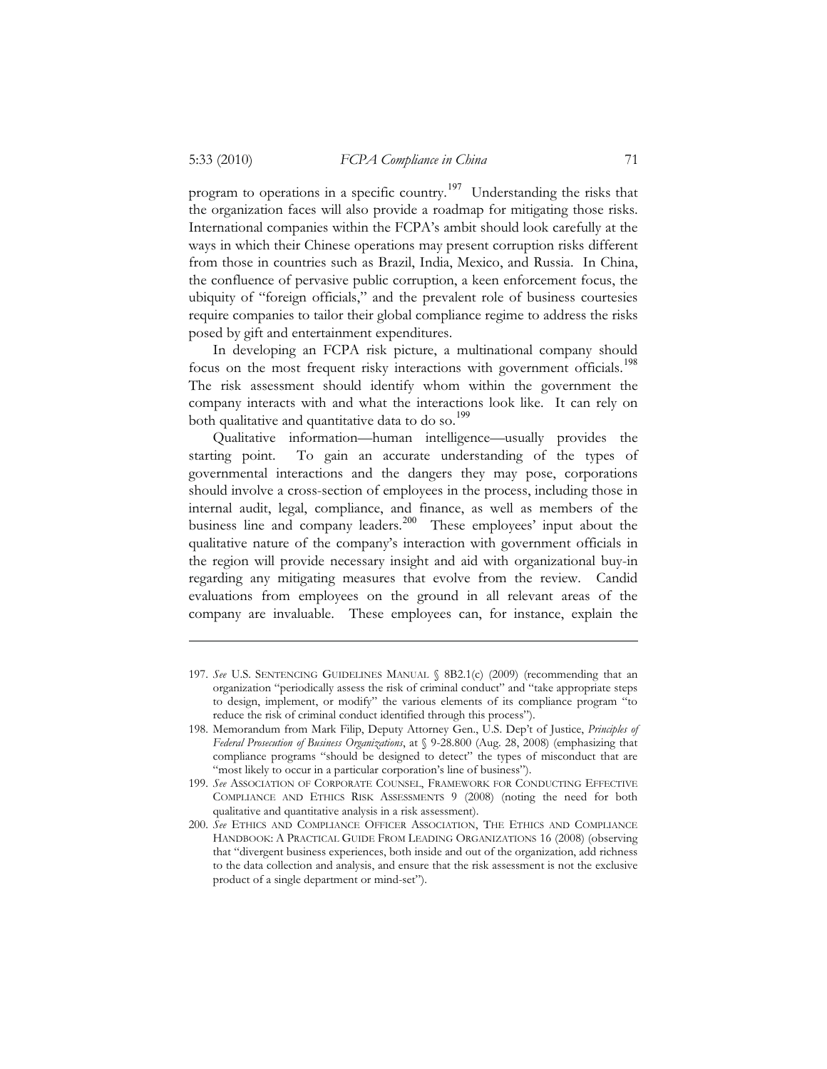program to operations in a specific country.[197] Understanding the risks that the organization faces will also provide a roadmap for mitigating those risks. International companies within the FCPA's ambit should look carefully at the ways in which their Chinese operations may present corruption risks different from those in countries such as Brazil, India, Mexico, and Russia. In China, the confluence of pervasive public corruption, a keen enforcement focus, the ubiquity of "foreign officials," and the prevalent role of business courtesies require companies to tailor their global compliance regime to address the risks posed by gift and entertainment expenditures.

In developing an FCPA risk picture, a multinational company should focus on the most frequent risky interactions with government officials.[198] The risk assessment should identify whom within the government the company interacts with and what the interactions look like. It can rely on both qualitative and quantitative data to do so.[199]

Qualitative information—human intelligence—usually provides the starting point. To gain an accurate understanding of the types of governmental interactions and the dangers they may pose, corporations should involve a cross-section of employees in the process, including those in internal audit, legal, compliance, and finance, as well as members of the business line and company leaders.[200] These employees' input about the qualitative nature of the company's interaction with government officials in the region will provide necessary insight and aid with organizational buy-in regarding any mitigating measures that evolve from the review. Candid evaluations from employees on the ground in all relevant areas of the company are invaluable. These employees can, for instance, explain the

---

197. *See* U.S. SENTENCING GUIDELINES MANUAL § 8B2.1(c) (2009) (recommending that an organization "periodically assess the risk of criminal conduct" and "take appropriate steps to design, implement, or modify" the various elements of its compliance program "to reduce the risk of criminal conduct identified through this process").

198. Memorandum from Mark Filip, Deputy Attorney Gen., U.S. Dep't of Justice, *Principles of Federal Prosecution of Business Organizations*, at § 9-28.800 (Aug. 28, 2008) (emphasizing that compliance programs "should be designed to detect" the types of misconduct that are "most likely to occur in a particular corporation's line of business").

199. *See* ASSOCIATION OF CORPORATE COUNSEL, FRAMEWORK FOR CONDUCTING EFFECTIVE COMPLIANCE AND ETHICS RISK ASSESSMENTS 9 (2008) (noting the need for both qualitative and quantitative analysis in a risk assessment).

200. *See* ETHICS AND COMPLIANCE OFFICER ASSOCIATION, THE ETHICS AND COMPLIANCE HANDBOOK: A PRACTICAL GUIDE FROM LEADING ORGANIZATIONS 16 (2008) (observing that "divergent business experiences, both inside and out of the organization, add richness to the data collection and analysis, and ensure that the risk assessment is not the exclusive product of a single department or mind-set").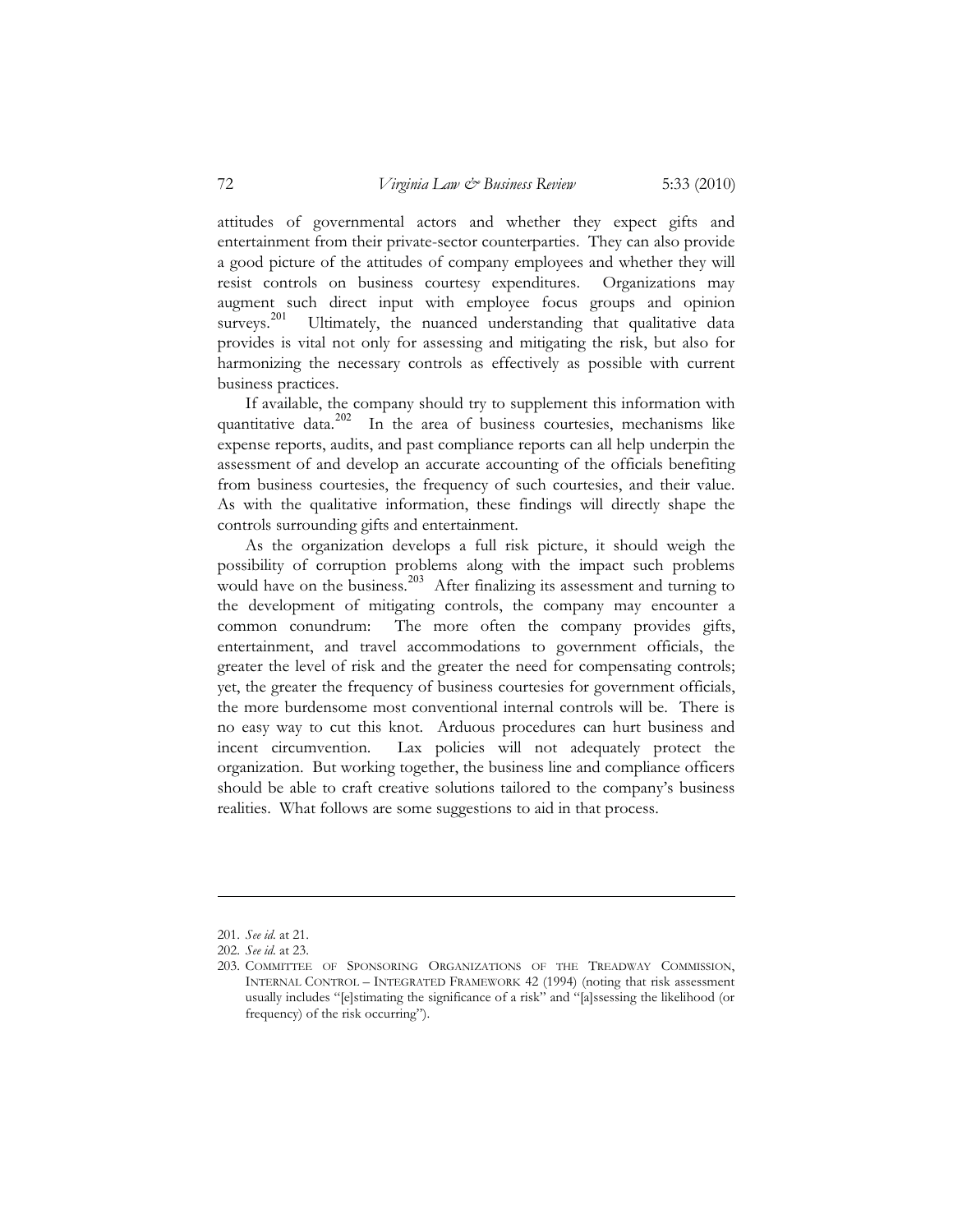attitudes of governmental actors and whether they expect gifts and entertainment from their private-sector counterparties. They can also provide a good picture of the attitudes of company employees and whether they will resist controls on business courtesy expenditures. Organizations may augment such direct input with employee focus groups and opinion surveys.[201] Ultimately, the nuanced understanding that qualitative data provides is vital not only for assessing and mitigating the risk, but also for harmonizing the necessary controls as effectively as possible with current business practices.

If available, the company should try to supplement this information with quantitative data.[202] In the area of business courtesies, mechanisms like expense reports, audits, and past compliance reports can all help underpin the assessment of and develop an accurate accounting of the officials benefiting from business courtesies, the frequency of such courtesies, and their value. As with the qualitative information, these findings will directly shape the controls surrounding gifts and entertainment.

As the organization develops a full risk picture, it should weigh the possibility of corruption problems along with the impact such problems would have on the business.[203] After finalizing its assessment and turning to the development of mitigating controls, the company may encounter a common conundrum: The more often the company provides gifts, entertainment, and travel accommodations to government officials, the greater the level of risk and the greater the need for compensating controls; yet, the greater the frequency of business courtesies for government officials, the more burdensome most conventional internal controls will be. There is no easy way to cut this knot. Arduous procedures can hurt business and incent circumvention. Lax policies will not adequately protect the organization. But working together, the business line and compliance officers should be able to craft creative solutions tailored to the company's business realities. What follows are some suggestions to aid in that process.

---

201. *See id.* at 21.

202. *See id.* at 23.

203. COMMITTEE OF SPONSORING ORGANIZATIONS OF THE TREADWAY COMMISSION, INTERNAL CONTROL – INTEGRATED FRAMEWORK 42 (1994) (noting that risk assessment usually includes "[e]stimating the significance of a risk" and "[a]ssessing the likelihood (or frequency) of the risk occurring").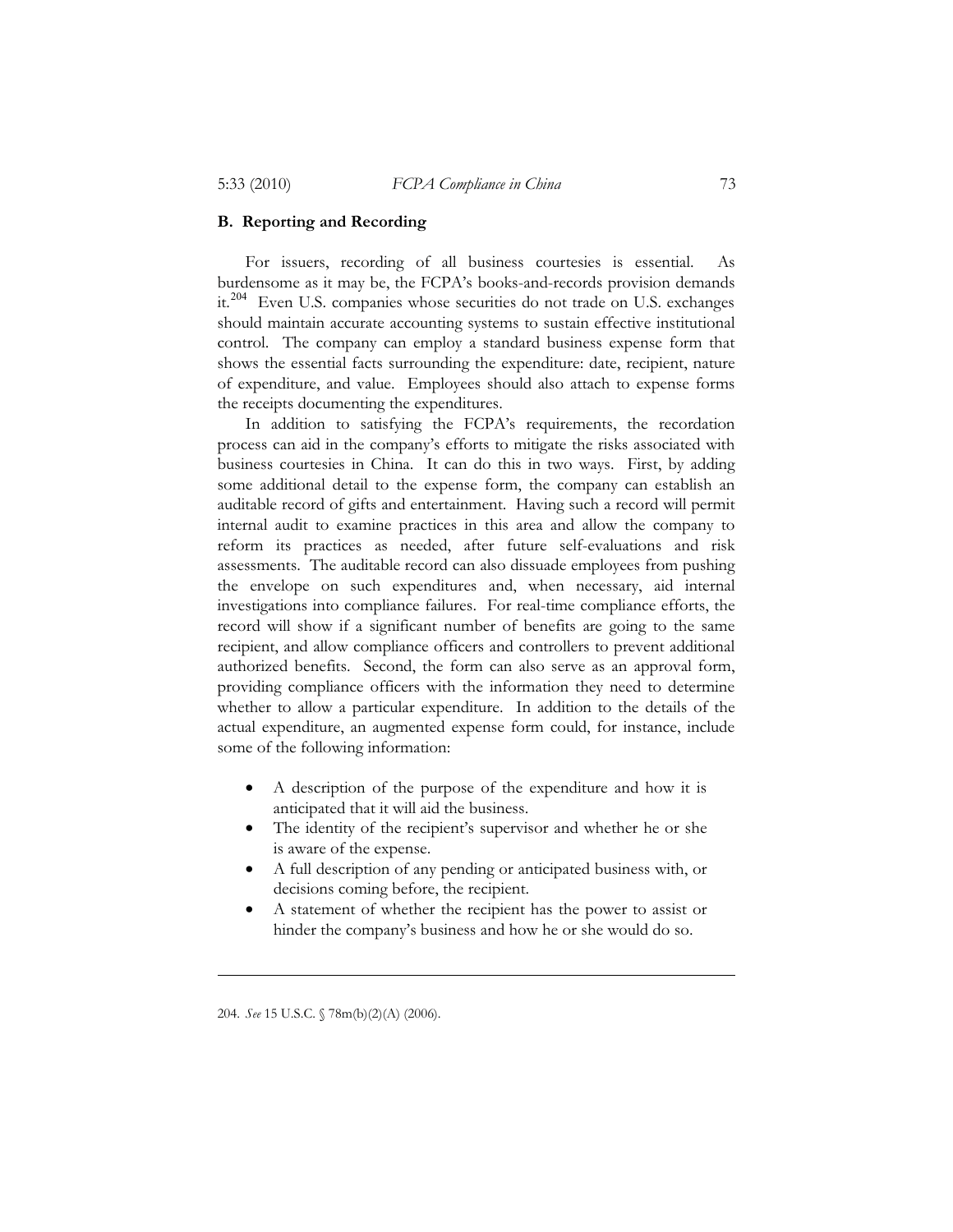### B. Reporting and Recording

For issuers, recording of all business courtesies is essential. As burdensome as it may be, the FCPA's books-and-records provision demands it.[204] Even U.S. companies whose securities do not trade on U.S. exchanges should maintain accurate accounting systems to sustain effective institutional control. The company can employ a standard business expense form that shows the essential facts surrounding the expenditure: date, recipient, nature of expenditure, and value. Employees should also attach to expense forms the receipts documenting the expenditures.

In addition to satisfying the FCPA's requirements, the recordation process can aid in the company's efforts to mitigate the risks associated with business courtesies in China. It can do this in two ways. First, by adding some additional detail to the expense form, the company can establish an auditable record of gifts and entertainment. Having such a record will permit internal audit to examine practices in this area and allow the company to reform its practices as needed, after future self-evaluations and risk assessments. The auditable record can also dissuade employees from pushing the envelope on such expenditures and, when necessary, aid internal investigations into compliance failures. For real-time compliance efforts, the record will show if a significant number of benefits are going to the same recipient, and allow compliance officers and controllers to prevent additional authorized benefits. Second, the form can also serve as an approval form, providing compliance officers with the information they need to determine whether to allow a particular expenditure. In addition to the details of the actual expenditure, an augmented expense form could, for instance, include some of the following information:

- A description of the purpose of the expenditure and how it is anticipated that it will aid the business.
- The identity of the recipient's supervisor and whether he or she is aware of the expense.
- A full description of any pending or anticipated business with, or decisions coming before, the recipient.
- A statement of whether the recipient has the power to assist or hinder the company's business and how he or she would do so.

---

204. *See* 15 U.S.C. § 78m(b)(2)(A) (2006).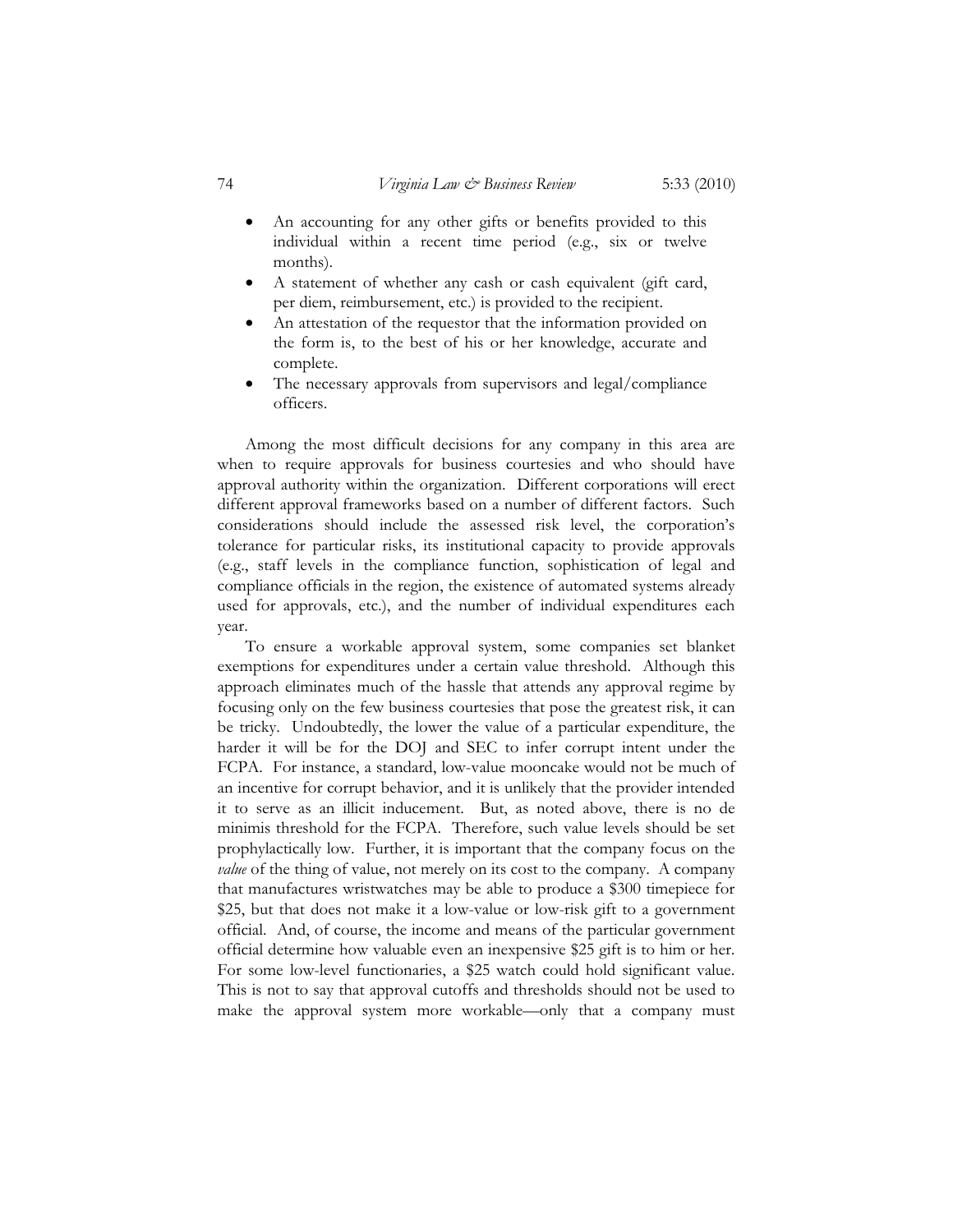- An accounting for any other gifts or benefits provided to this individual within a recent time period (e.g., six or twelve months).
- A statement of whether any cash or cash equivalent (gift card, per diem, reimbursement, etc.) is provided to the recipient.
- An attestation of the requestor that the information provided on the form is, to the best of his or her knowledge, accurate and complete.
- The necessary approvals from supervisors and legal/compliance officers.

Among the most difficult decisions for any company in this area are when to require approvals for business courtesies and who should have approval authority within the organization. Different corporations will erect different approval frameworks based on a number of different factors. Such considerations should include the assessed risk level, the corporation's tolerance for particular risks, its institutional capacity to provide approvals (e.g., staff levels in the compliance function, sophistication of legal and compliance officials in the region, the existence of automated systems already used for approvals, etc.), and the number of individual expenditures each year.

To ensure a workable approval system, some companies set blanket exemptions for expenditures under a certain value threshold. Although this approach eliminates much of the hassle that attends any approval regime by focusing only on the few business courtesies that pose the greatest risk, it can be tricky. Undoubtedly, the lower the value of a particular expenditure, the harder it will be for the DOJ and SEC to infer corrupt intent under the FCPA. For instance, a standard, low-value mooncake would not be much of an incentive for corrupt behavior, and it is unlikely that the provider intended it to serve as an illicit inducement. But, as noted above, there is no de minimis threshold for the FCPA. Therefore, such value levels should be set prophylactically low. Further, it is important that the company focus on the *value* of the thing of value, not merely on its cost to the company. A company that manufactures wristwatches may be able to produce a $300 timepiece for $25, but that does not make it a low-value or low-risk gift to a government official. And, of course, the income and means of the particular government official determine how valuable even an inexpensive $25 gift is to him or her. For some low-level functionaries, a $25 watch could hold significant value. This is not to say that approval cutoffs and thresholds should not be used to make the approval system more workable—only that a company must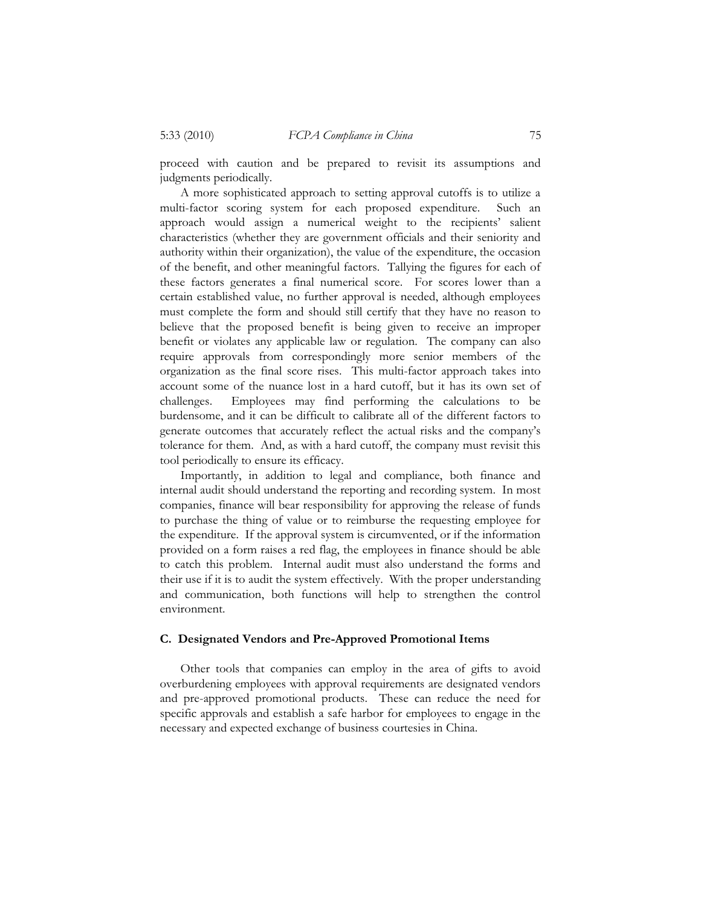proceed with caution and be prepared to revisit its assumptions and judgments periodically.

A more sophisticated approach to setting approval cutoffs is to utilize a multi-factor scoring system for each proposed expenditure. Such an approach would assign a numerical weight to the recipients' salient characteristics (whether they are government officials and their seniority and authority within their organization), the value of the expenditure, the occasion of the benefit, and other meaningful factors. Tallying the figures for each of these factors generates a final numerical score. For scores lower than a certain established value, no further approval is needed, although employees must complete the form and should still certify that they have no reason to believe that the proposed benefit is being given to receive an improper benefit or violates any applicable law or regulation. The company can also require approvals from correspondingly more senior members of the organization as the final score rises. This multi-factor approach takes into account some of the nuance lost in a hard cutoff, but it has its own set of challenges. Employees may find performing the calculations to be burdensome, and it can be difficult to calibrate all of the different factors to generate outcomes that accurately reflect the actual risks and the company's tolerance for them. And, as with a hard cutoff, the company must revisit this tool periodically to ensure its efficacy.

Importantly, in addition to legal and compliance, both finance and internal audit should understand the reporting and recording system. In most companies, finance will bear responsibility for approving the release of funds to purchase the thing of value or to reimburse the requesting employee for the expenditure. If the approval system is circumvented, or if the information provided on a form raises a red flag, the employees in finance should be able to catch this problem. Internal audit must also understand the forms and their use if it is to audit the system effectively. With the proper understanding and communication, both functions will help to strengthen the control environment.

### C. Designated Vendors and Pre-Approved Promotional Items

Other tools that companies can employ in the area of gifts to avoid overburdening employees with approval requirements are designated vendors and pre-approved promotional products. These can reduce the need for specific approvals and establish a safe harbor for employees to engage in the necessary and expected exchange of business courtesies in China.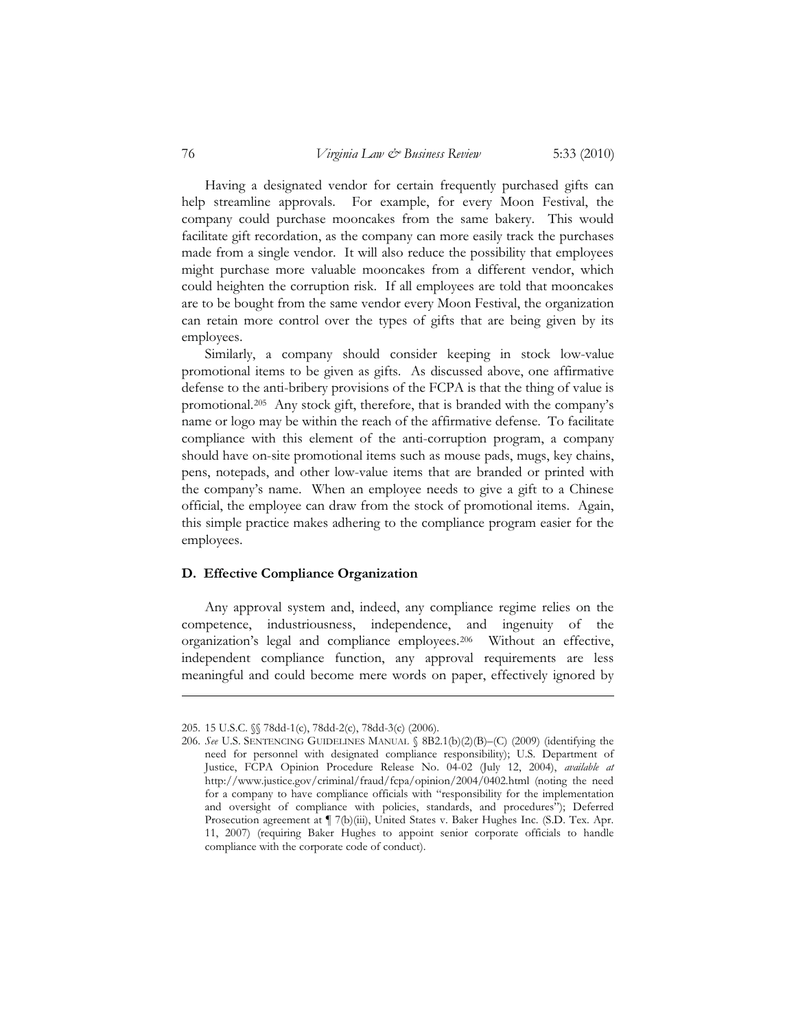Having a designated vendor for certain frequently purchased gifts can help streamline approvals. For example, for every Moon Festival, the company could purchase mooncakes from the same bakery. This would facilitate gift recordation, as the company can more easily track the purchases made from a single vendor. It will also reduce the possibility that employees might purchase more valuable mooncakes from a different vendor, which could heighten the corruption risk. If all employees are told that mooncakes are to be bought from the same vendor every Moon Festival, the organization can retain more control over the types of gifts that are being given by its employees.

Similarly, a company should consider keeping in stock low-value promotional items to be given as gifts. As discussed above, one affirmative defense to the anti-bribery provisions of the FCPA is that the thing of value is promotional.[205] Any stock gift, therefore, that is branded with the company's name or logo may be within the reach of the affirmative defense. To facilitate compliance with this element of the anti-corruption program, a company should have on-site promotional items such as mouse pads, mugs, key chains, pens, notepads, and other low-value items that are branded or printed with the company's name. When an employee needs to give a gift to a Chinese official, the employee can draw from the stock of promotional items. Again, this simple practice makes adhering to the compliance program easier for the employees.

### D. Effective Compliance Organization

Any approval system and, indeed, any compliance regime relies on the competence, industriousness, independence, and ingenuity of the organization's legal and compliance employees.[206] Without an effective, independent compliance function, any approval requirements are less meaningful and could become mere words on paper, effectively ignored by

---

205. 15 U.S.C. §§ 78dd-1(c), 78dd-2(c), 78dd-3(c) (2006).

206. *See* U.S. SENTENCING GUIDELINES MANUAL § 8B2.1(b)(2)(B)–(C) (2009) (identifying the need for personnel with designated compliance responsibility); U.S. Department of Justice, FCPA Opinion Procedure Release No. 04-02 (July 12, 2004), *available at* http://www.justice.gov/criminal/fraud/fcpa/opinion/2004/0402.html (noting the need for a company to have compliance officials with "responsibility for the implementation and oversight of compliance with policies, standards, and procedures"); Deferred Prosecution agreement at ¶ 7(b)(iii), United States v. Baker Hughes Inc. (S.D. Tex. Apr. 11, 2007) (requiring Baker Hughes to appoint senior corporate officials to handle compliance with the corporate code of conduct).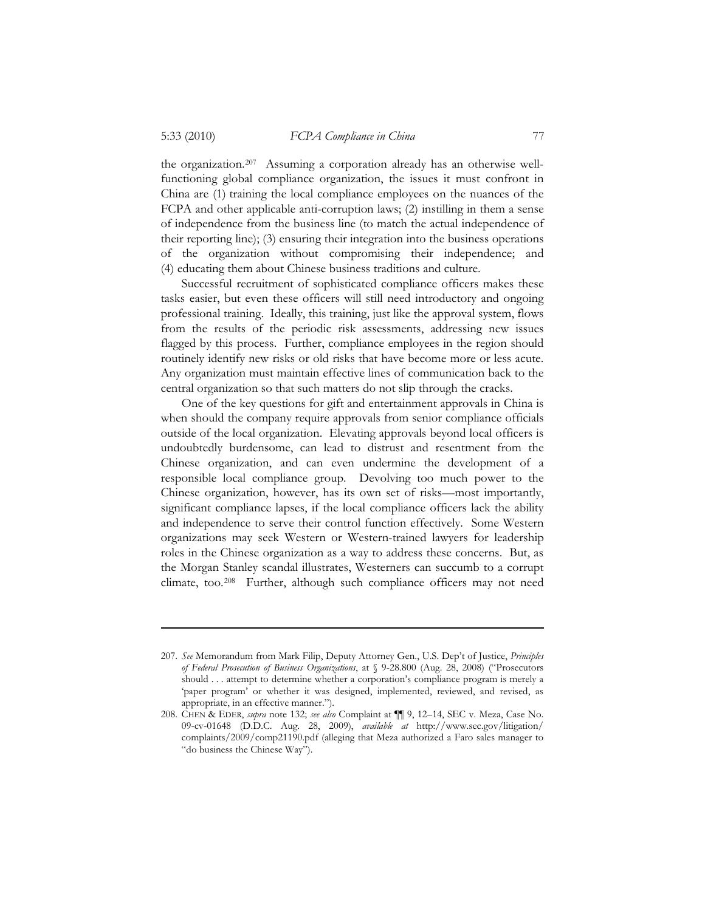the organization.[207] Assuming a corporation already has an otherwise well-functioning global compliance organization, the issues it must confront in China are (1) training the local compliance employees on the nuances of the FCPA and other applicable anti-corruption laws; (2) instilling in them a sense of independence from the business line (to match the actual independence of their reporting line); (3) ensuring their integration into the business operations of the organization without compromising their independence; and (4) educating them about Chinese business traditions and culture.

Successful recruitment of sophisticated compliance officers makes these tasks easier, but even these officers will still need introductory and ongoing professional training. Ideally, this training, just like the approval system, flows from the results of the periodic risk assessments, addressing new issues flagged by this process. Further, compliance employees in the region should routinely identify new risks or old risks that have become more or less acute. Any organization must maintain effective lines of communication back to the central organization so that such matters do not slip through the cracks.

One of the key questions for gift and entertainment approvals in China is when should the company require approvals from senior compliance officials outside of the local organization. Elevating approvals beyond local officers is undoubtedly burdensome, can lead to distrust and resentment from the Chinese organization, and can even undermine the development of a responsible local compliance group. Devolving too much power to the Chinese organization, however, has its own set of risks—most importantly, significant compliance lapses, if the local compliance officers lack the ability and independence to serve their control function effectively. Some Western organizations may seek Western or Western-trained lawyers for leadership roles in the Chinese organization as a way to address these concerns. But, as the Morgan Stanley scandal illustrates, Westerners can succumb to a corrupt climate, too.[208] Further, although such compliance officers may not need

---

207. *See* Memorandum from Mark Filip, Deputy Attorney Gen., U.S. Dep't of Justice, *Principles of Federal Prosecution of Business Organizations*, at § 9-28.800 (Aug. 28, 2008) ("Prosecutors should . . . attempt to determine whether a corporation's compliance program is merely a 'paper program' or whether it was designed, implemented, reviewed, and revised, as appropriate, in an effective manner.").

208. CHEN & EDER, *supra* note 132; *see also* Complaint at ¶¶ 9, 12–14, SEC v. Meza, Case No. 09-cv-01648 (D.D.C. Aug. 28, 2009), *available at* http://www.sec.gov/litigation/complaints/2009/comp21190.pdf (alleging that Meza authorized a Faro sales manager to "do business the Chinese Way").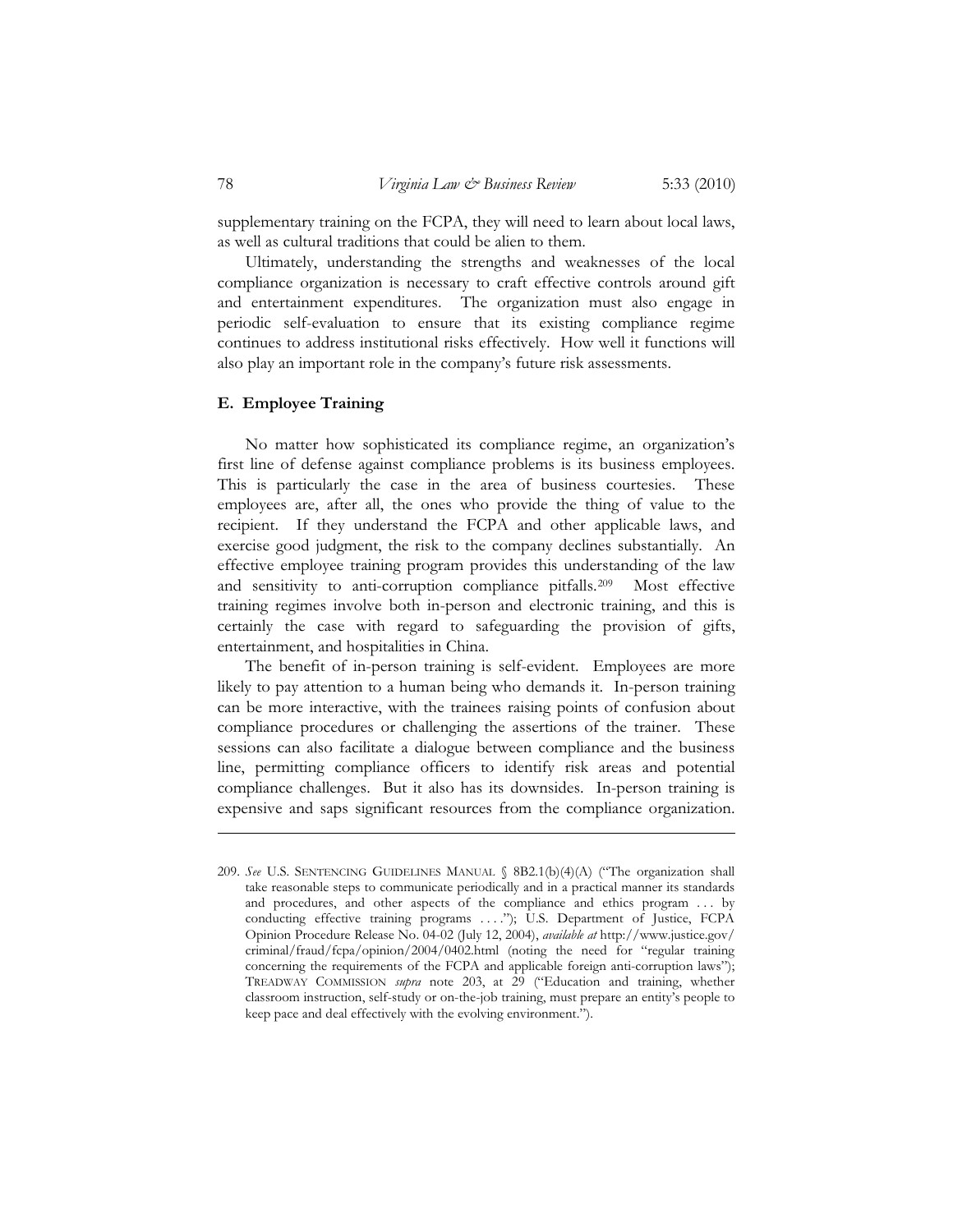supplementary training on the FCPA, they will need to learn about local laws, as well as cultural traditions that could be alien to them.

Ultimately, understanding the strengths and weaknesses of the local compliance organization is necessary to craft effective controls around gift and entertainment expenditures. The organization must also engage in periodic self-evaluation to ensure that its existing compliance regime continues to address institutional risks effectively. How well it functions will also play an important role in the company's future risk assessments.

### E. Employee Training

No matter how sophisticated its compliance regime, an organization's first line of defense against compliance problems is its business employees. This is particularly the case in the area of business courtesies. These employees are, after all, the ones who provide the thing of value to the recipient. If they understand the FCPA and other applicable laws, and exercise good judgment, the risk to the company declines substantially. An effective employee training program provides this understanding of the law and sensitivity to anti-corruption compliance pitfalls.[209] Most effective training regimes involve both in-person and electronic training, and this is certainly the case with regard to safeguarding the provision of gifts, entertainment, and hospitalities in China.

The benefit of in-person training is self-evident. Employees are more likely to pay attention to a human being who demands it. In-person training can be more interactive, with the trainees raising points of confusion about compliance procedures or challenging the assertions of the trainer. These sessions can also facilitate a dialogue between compliance and the business line, permitting compliance officers to identify risk areas and potential compliance challenges. But it also has its downsides. In-person training is expensive and saps significant resources from the compliance organization.

---

209. *See* U.S. SENTENCING GUIDELINES MANUAL § 8B2.1(b)(4)(A) ("The organization shall take reasonable steps to communicate periodically and in a practical manner its standards and procedures, and other aspects of the compliance and ethics program . . . by conducting effective training programs . . . ."); U.S. Department of Justice, FCPA Opinion Procedure Release No. 04-02 (July 12, 2004), *available at* http://www.justice.gov/criminal/fraud/fcpa/opinion/2004/0402.html (noting the need for "regular training concerning the requirements of the FCPA and applicable foreign anti-corruption laws"); TREADWAY COMMISSION *supra* note 203, at 29 ("Education and training, whether classroom instruction, self-study or on-the-job training, must prepare an entity's people to keep pace and deal effectively with the evolving environment.").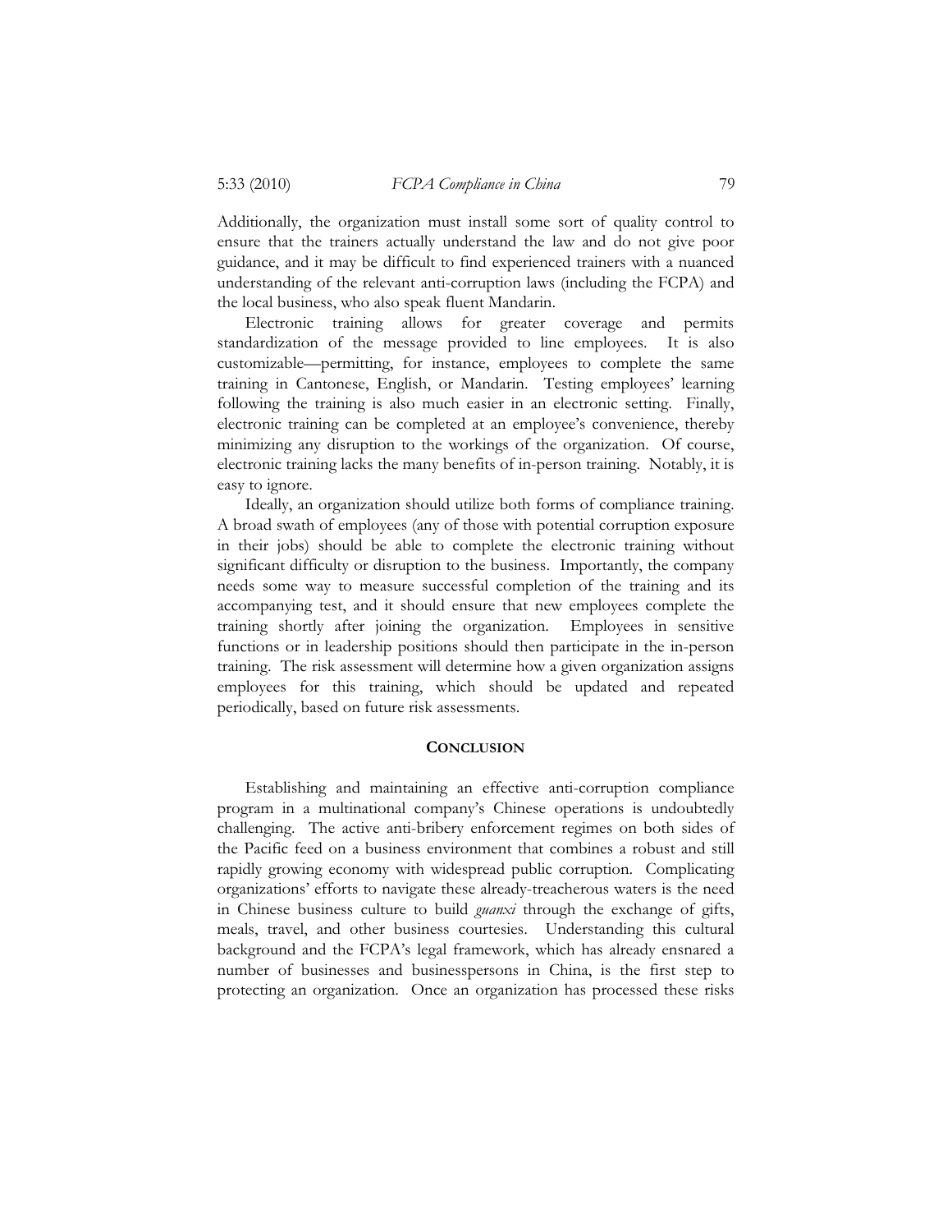Additionally, the organization must install some sort of quality control to ensure that the trainers actually understand the law and do not give poor guidance, and it may be difficult to find experienced trainers with a nuanced understanding of the relevant anti-corruption laws (including the FCPA) and the local business, who also speak fluent Mandarin.

Electronic training allows for greater coverage and permits standardization of the message provided to line employees. It is also customizable—permitting, for instance, employees to complete the same training in Cantonese, English, or Mandarin. Testing employees' learning following the training is also much easier in an electronic setting. Finally, electronic training can be completed at an employee's convenience, thereby minimizing any disruption to the workings of the organization. Of course, electronic training lacks the many benefits of in-person training. Notably, it is easy to ignore.

Ideally, an organization should utilize both forms of compliance training. A broad swath of employees (any of those with potential corruption exposure in their jobs) should be able to complete the electronic training without significant difficulty or disruption to the business. Importantly, the company needs some way to measure successful completion of the training and its accompanying test, and it should ensure that new employees complete the training shortly after joining the organization. Employees in sensitive functions or in leadership positions should then participate in the in-person training. The risk assessment will determine how a given organization assigns employees for this training, which should be updated and repeated periodically, based on future risk assessments.

## CONCLUSION

Establishing and maintaining an effective anti-corruption compliance program in a multinational company's Chinese operations is undoubtedly challenging. The active anti-bribery enforcement regimes on both sides of the Pacific feed on a business environment that combines a robust and still rapidly growing economy with widespread public corruption. Complicating organizations' efforts to navigate these already-treacherous waters is the need in Chinese business culture to build *guanxi* through the exchange of gifts, meals, travel, and other business courtesies. Understanding this cultural background and the FCPA's legal framework, which has already ensnared a number of businesses and businesspersons in China, is the first step to protecting an organization. Once an organization has processed these risks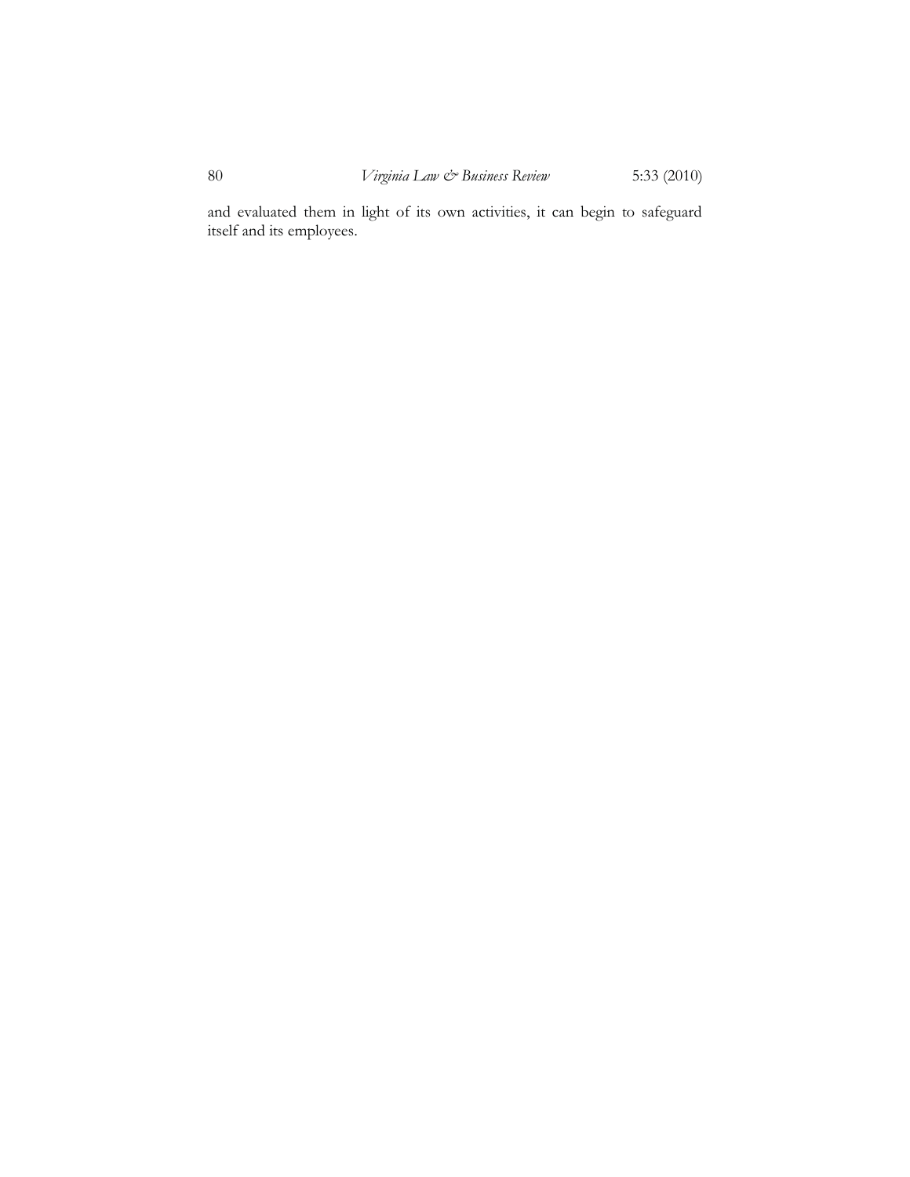and evaluated them in light of its own activities, it can begin to safeguard itself and its employees.